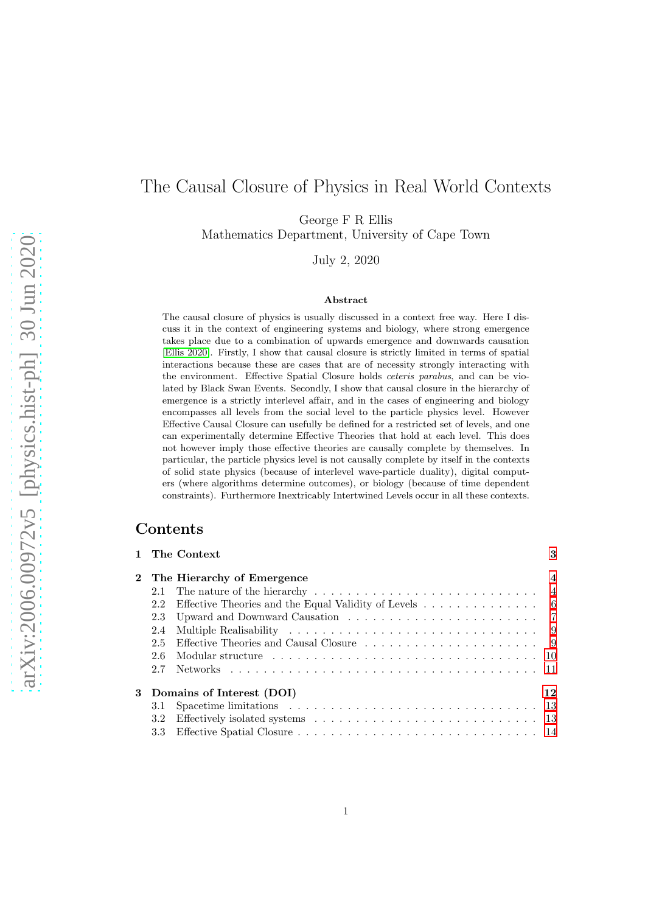# The Causal Closure of Physics in Real World Contexts

George F R Ellis
Mathematics Department, University of Cape Town

July 2, 2020

**Abstract**

The causal closure of physics is usually discussed in a context free way. Here I discuss it in the context of engineering systems and biology, where strong emergence takes place due to a combination of upwards emergence and downwards causation [Ellis 2020]. Firstly, I show that causal closure is strictly limited in terms of spatial interactions because these are cases that are of necessity strongly interacting with the environment. Effective Spatial Closure holds *ceteris parabus*, and can be violated by Black Swan Events. Secondly, I show that causal closure in the hierarchy of emergence is a strictly interlevel affair, and in the cases of engineering and biology encompasses all levels from the social level to the particle physics level. However Effective Causal Closure can usefully be defined for a restricted set of levels, and one can experimentally determine Effective Theories that hold at each level. This does not however imply those effective theories are causally complete by themselves. In particular, the particle physics level is not causally complete by itself in the contexts of solid state physics (because of interlevel wave-particle duality), digital computers (where algorithms determine outcomes), or biology (because of time dependent constraints). Furthermore Inextricably Intertwined Levels occur in all these contexts.

## Contents

- **1 The Context** — 3
- **2 The Hierarchy of Emergence** — 4
  - 2.1 The nature of the hierarchy — 4
  - 2.2 Effective Theories and the Equal Validity of Levels — 6
  - 2.3 Upward and Downward Causation — 7
  - 2.4 Multiple Realisability — 9
  - 2.5 Effective Theories and Causal Closure — 9
  - 2.6 Modular structure — 10
  - 2.7 Networks — 11
- **3 Domains of Interest (DOI)** — 12
  - 3.1 Spacetime limitations — 13
  - 3.2 Effectively isolated systems — 13
  - 3.3 Effective Spatial Closure — 14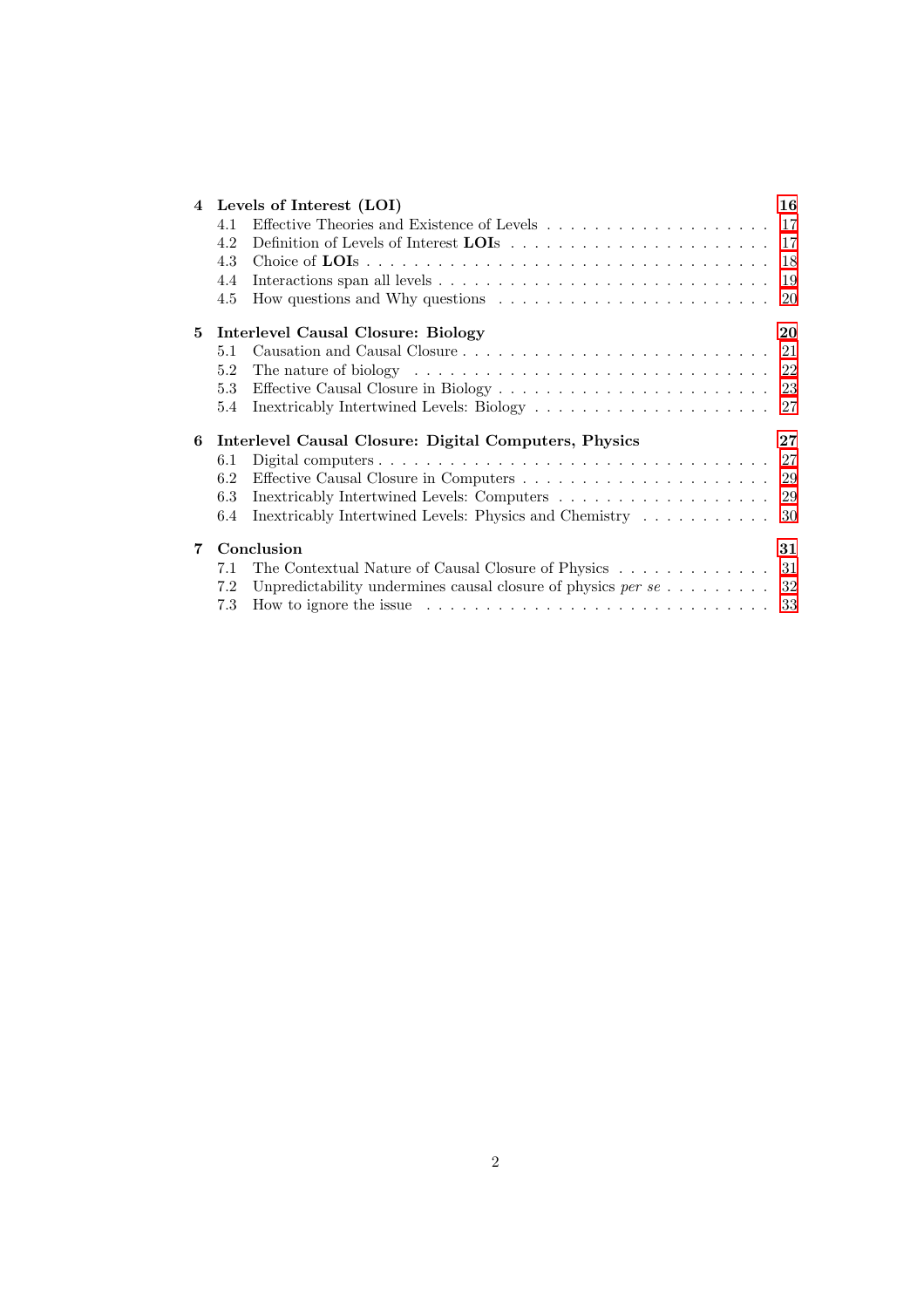**4 Levels of Interest (LOI)** **16**

4.1 Effective Theories and Existence of Levels . . . . . . . . . . . . . . . . . . . . 17
4.2 Definition of Levels of Interest **LOIs** . . . . . . . . . . . . . . . . . . . . . . . 17
4.3 Choice of **LOIs** . . . . . . . . . . . . . . . . . . . . . . . . . . . . . . . . . . . 18
4.4 Interactions span all levels . . . . . . . . . . . . . . . . . . . . . . . . . . . . . 19
4.5 How questions and Why questions . . . . . . . . . . . . . . . . . . . . . . . . 20

**5 Interlevel Causal Closure: Biology** **20**

5.1 Causation and Causal Closure . . . . . . . . . . . . . . . . . . . . . . . . . . 21
5.2 The nature of biology . . . . . . . . . . . . . . . . . . . . . . . . . . . . . . . 22
5.3 Effective Causal Closure in Biology . . . . . . . . . . . . . . . . . . . . . . . . 23
5.4 Inextricably Intertwined Levels: Biology . . . . . . . . . . . . . . . . . . . . . 27

**6 Interlevel Causal Closure: Digital Computers, Physics** **27**

6.1 Digital computers . . . . . . . . . . . . . . . . . . . . . . . . . . . . . . . . . 27
6.2 Effective Causal Closure in Computers . . . . . . . . . . . . . . . . . . . . . . 29
6.3 Inextricably Intertwined Levels: Computers . . . . . . . . . . . . . . . . . . . 29
6.4 Inextricably Intertwined Levels: Physics and Chemistry . . . . . . . . . . . . 30

**7 Conclusion** **31**

7.1 The Contextual Nature of Causal Closure of Physics . . . . . . . . . . . . . . 31
7.2 Unpredictability undermines causal closure of physics *per se* . . . . . . . . . 32
7.3 How to ignore the issue . . . . . . . . . . . . . . . . . . . . . . . . . . . . . . 33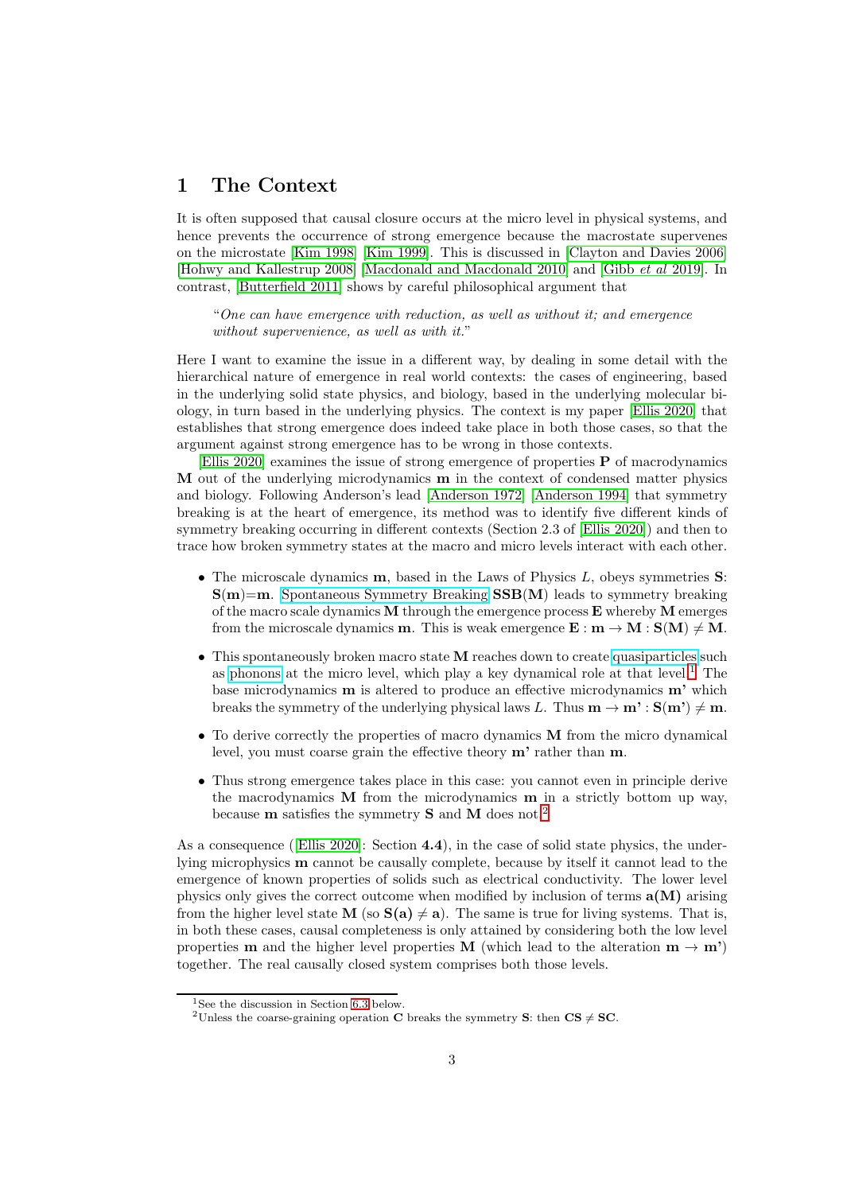# 1 The Context

It is often supposed that causal closure occurs at the micro level in physical systems, and hence prevents the occurrence of strong emergence because the macrostate supervenes on the microstate [Kim 1998] [Kim 1999]. This is discussed in [Clayton and Davies 2006] [Hohwy and Kallestrup 2008] [Macdonald and Macdonald 2010] and [Gibb *et al* 2019]. In contrast, [Butterfield 2011] shows by careful philosophical argument that

> "*One can have emergence with reduction, as well as without it; and emergence without supervenience, as well as with it.*"

Here I want to examine the issue in a different way, by dealing in some detail with the hierarchical nature of emergence in real world contexts: the cases of engineering, based in the underlying solid state physics, and biology, based in the underlying molecular biology, in turn based in the underlying physics. The context is my paper [Ellis 2020] that establishes that strong emergence does indeed take place in both those cases, so that the argument against strong emergence has to be wrong in those contexts.

[Ellis 2020] examines the issue of strong emergence of properties **P** of macrodynamics **M** out of the underlying microdynamics **m** in the context of condensed matter physics and biology. Following Anderson's lead [Anderson 1972] [Anderson 1994] that symmetry breaking is at the heart of emergence, its method was to identify five different kinds of symmetry breaking occurring in different contexts (Section 2.3 of [Ellis 2020]) and then to trace how broken symmetry states at the macro and micro levels interact with each other.

- The microscale dynamics **m**, based in the Laws of Physics $L$, obeys symmetries **S**: $\mathbf{S}(\mathbf{m})=\mathbf{m}$. Spontaneous Symmetry Breaking $\mathbf{SSB}(\mathbf{M})$ leads to symmetry breaking of the macro scale dynamics **M** through the emergence process **E** whereby **M** emerges from the microscale dynamics **m**. This is weak emergence $\mathbf{E}: \mathbf{m} \to \mathbf{M}: \mathbf{S}(\mathbf{M}) \neq \mathbf{M}$.
- This spontaneously broken macro state **M** reaches down to create quasiparticles such as phonons at the micro level, which play a key dynamical role at that level.[1] The base microdynamics **m** is altered to produce an effective microdynamics **m'** which breaks the symmetry of the underlying physical laws $L$. Thus $\mathbf{m} \to \mathbf{m'}: \mathbf{S}(\mathbf{m'}) \neq \mathbf{m}$.
- To derive correctly the properties of macro dynamics **M** from the micro dynamical level, you must coarse grain the effective theory **m'** rather than **m**.
- Thus strong emergence takes place in this case: you cannot even in principle derive the macrodynamics **M** from the microdynamics **m** in a strictly bottom up way, because **m** satisfies the symmetry **S** and **M** does not.[2]

As a consequence ([Ellis 2020]: Section **4.4**), in the case of solid state physics, the underlying microphysics **m** cannot be causally complete, because by itself it cannot lead to the emergence of known properties of solids such as electrical conductivity. The lower level physics only gives the correct outcome when modified by inclusion of terms $\mathbf{a(M)}$ arising from the higher level state **M** (so $\mathbf{S(a)} \neq \mathbf{a}$). The same is true for living systems. That is, in both these cases, causal completeness is only attained by considering both the low level properties **m** and the higher level properties **M** (which lead to the alteration $\mathbf{m} \to \mathbf{m'}$) together. The real causally closed system comprises both those levels.

---

[1] See the discussion in Section 6.3 below.

[2] Unless the coarse-graining operation **C** breaks the symmetry **S**: then $\mathbf{CS} \neq \mathbf{SC}$.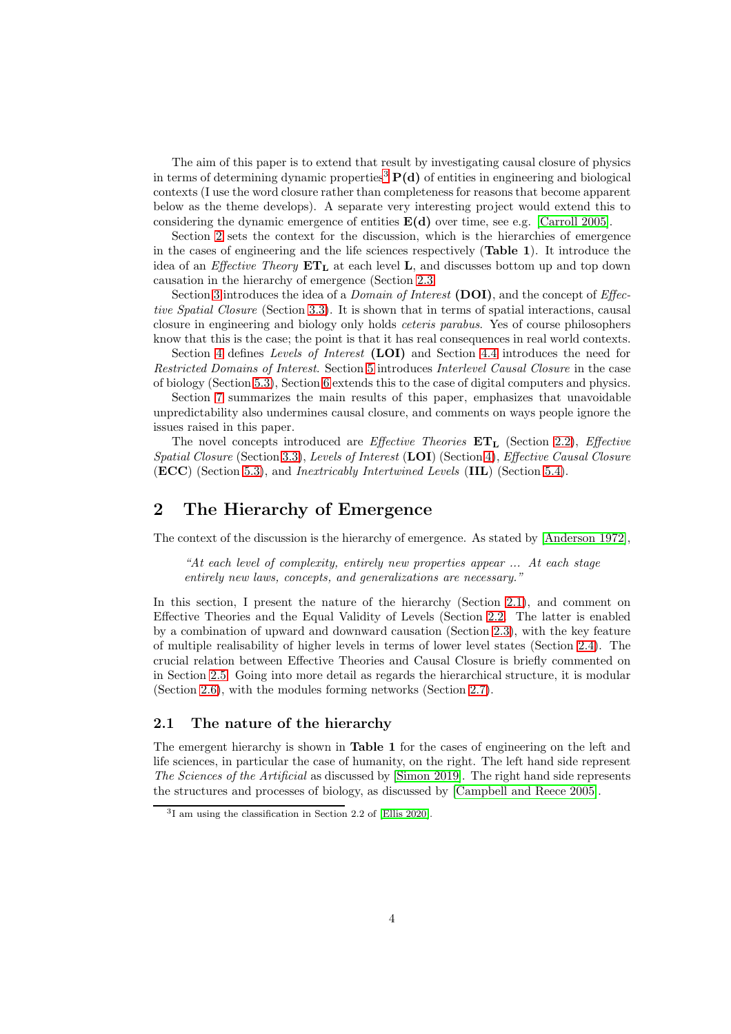The aim of this paper is to extend that result by investigating causal closure of physics in terms of determining dynamic properties[3] $\mathbf{P(d)}$ of entities in engineering and biological contexts (I use the word closure rather than completeness for reasons that become apparent below as the theme develops). A separate very interesting project would extend this to considering the dynamic emergence of entities $\mathbf{E(d)}$ over time, see e.g. [Carroll 2005].

Section 2 sets the context for the discussion, which is the hierarchies of emergence in the cases of engineering and the life sciences respectively (**Table 1**). It introduce the idea of an *Effective Theory* $\mathbf{ET_L}$ at each level $\mathbf{L}$, and discusses bottom up and top down causation in the hierarchy of emergence (Section 2.3

Section 3 introduces the idea of a *Domain of Interest* **(DOI)**, and the concept of *Effective Spatial Closure* (Section 3.3). It is shown that in terms of spatial interactions, causal closure in engineering and biology only holds *ceteris parabus*. Yes of course philosophers know that this is the case; the point is that it has real consequences in real world contexts.

Section 4 defines *Levels of Interest* **(LOI)** and Section 4.4 introduces the need for *Restricted Domains of Interest*. Section 5 introduces *Interlevel Causal Closure* in the case of biology (Section 5.3), Section 6 extends this to the case of digital computers and physics.

Section 7 summarizes the main results of this paper, emphasizes that unavoidable unpredictability also undermines causal closure, and comments on ways people ignore the issues raised in this paper.

The novel concepts introduced are *Effective Theories* $\mathbf{ET_L}$ (Section 2.2), *Effective Spatial Closure* (Section 3.3), *Levels of Interest* (**LOI**) (Section 4), *Effective Causal Closure* (**ECC**) (Section 5.3), and *Inextricably Intertwined Levels* (**IIL**) (Section 5.4).

## 2 The Hierarchy of Emergence

The context of the discussion is the hierarchy of emergence. As stated by [Anderson 1972],

> *"At each level of complexity, entirely new properties appear ... At each stage entirely new laws, concepts, and generalizations are necessary."*

In this section, I present the nature of the hierarchy (Section 2.1), and comment on Effective Theories and the Equal Validity of Levels (Section 2.2. The latter is enabled by a combination of upward and downward causation (Section 2.3), with the key feature of multiple realisability of higher levels in terms of lower level states (Section 2.4). The crucial relation between Effective Theories and Causal Closure is briefly commented on in Section 2.5. Going into more detail as regards the hierarchical structure, it is modular (Section 2.6), with the modules forming networks (Section 2.7).

### 2.1 The nature of the hierarchy

The emergent hierarchy is shown in **Table 1** for the cases of engineering on the left and life sciences, in particular the case of humanity, on the right. The left hand side represent *The Sciences of the Artificial* as discussed by [Simon 2019]. The right hand side represents the structures and processes of biology, as discussed by [Campbell and Reece 2005].

[3] I am using the classification in Section 2.2 of [Ellis 2020].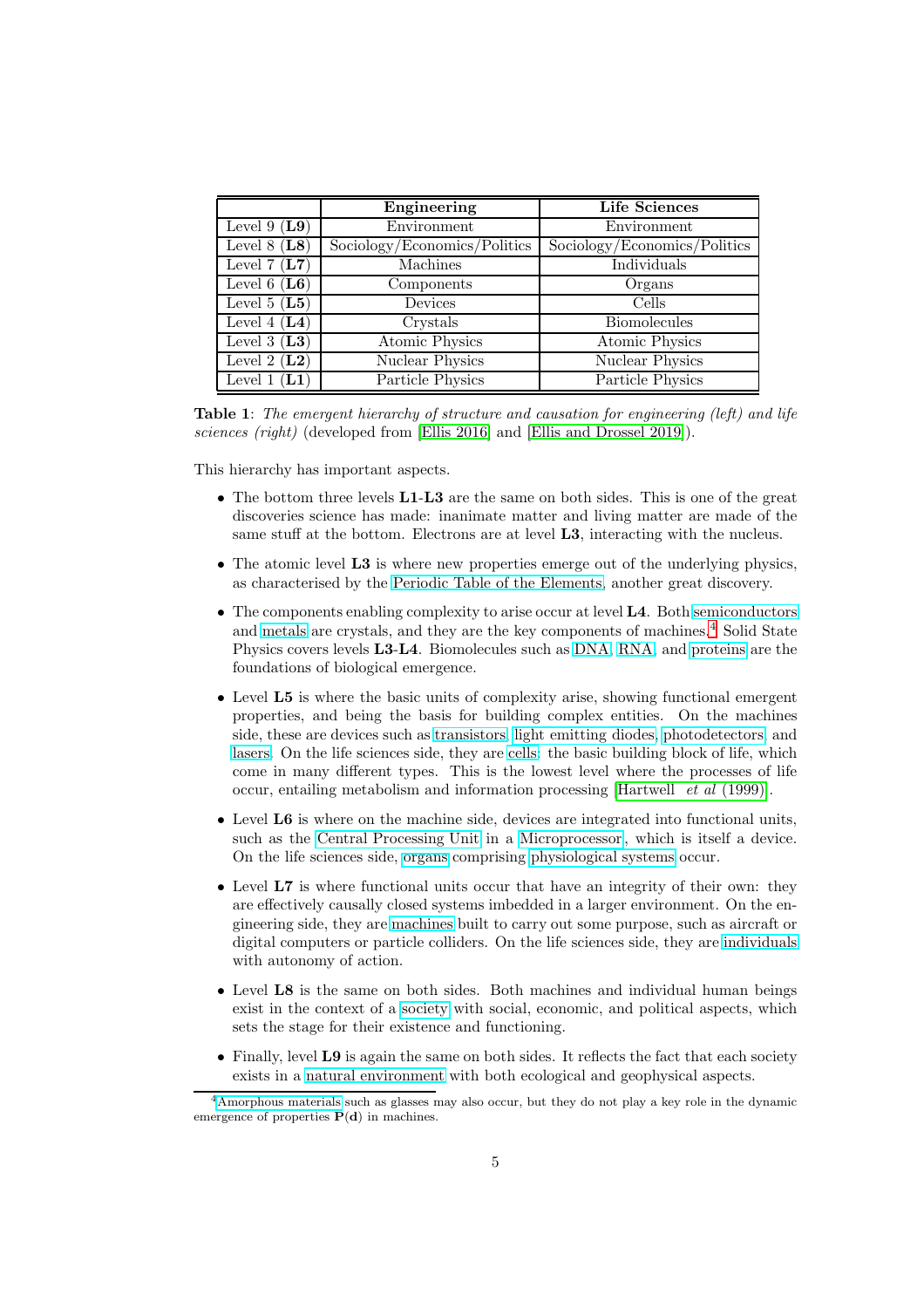| | **Engineering** | **Life Sciences** |
|---|---|---|
| Level 9 (**L9**) | Environment | Environment |
| Level 8 (**L8**) | Sociology/Economics/Politics | Sociology/Economics/Politics |
| Level 7 (**L7**) | Machines | Individuals |
| Level 6 (**L6**) | Components | Organs |
| Level 5 (**L5**) | Devices | Cells |
| Level 4 (**L4**) | Crystals | Biomolecules |
| Level 3 (**L3**) | Atomic Physics | Atomic Physics |
| Level 2 (**L2**) | Nuclear Physics | Nuclear Physics |
| Level 1 (**L1**) | Particle Physics | Particle Physics |

**Table 1**: *The emergent hierarchy of structure and causation for engineering (left) and life sciences (right)* (developed from [Ellis 2016] and [Ellis and Drossel 2019]).

This hierarchy has important aspects.

- The bottom three levels **L1**-**L3** are the same on both sides. This is one of the great discoveries science has made: inanimate matter and living matter are made of the same stuff at the bottom. Electrons are at level **L3**, interacting with the nucleus.
- The atomic level **L3** is where new properties emerge out of the underlying physics, as characterised by the Periodic Table of the Elements, another great discovery.
- The components enabling complexity to arise occur at level **L4**. Both semiconductors and metals are crystals, and they are the key components of machines.[4] Solid State Physics covers levels **L3**-**L4**. Biomolecules such as DNA, RNA, and proteins are the foundations of biological emergence.
- Level **L5** is where the basic units of complexity arise, showing functional emergent properties, and being the basis for building complex entities. On the machines side, these are devices such as transistors, light emitting diodes, photodetectors and lasers. On the life sciences side, they are cells: the basic building block of life, which come in many different types. This is the lowest level where the processes of life occur, entailing metabolism and information processing [Hartwell *et al* (1999)].
- Level **L6** is where on the machine side, devices are integrated into functional units, such as the Central Processing Unit in a Microprocessor, which is itself a device. On the life sciences side, organs comprising physiological systems occur.
- Level **L7** is where functional units occur that have an integrity of their own: they are effectively causally closed systems imbedded in a larger environment. On the engineering side, they are machines built to carry out some purpose, such as aircraft or digital computers or particle colliders. On the life sciences side, they are individuals with autonomy of action.
- Level **L8** is the same on both sides. Both machines and individual human beings exist in the context of a society with social, economic, and political aspects, which sets the stage for their existence and functioning.
- Finally, level **L9** is again the same on both sides. It reflects the fact that each society exists in a natural environment with both ecological and geophysical aspects.

[4] Amorphous materials such as glasses may also occur, but they do not play a key role in the dynamic emergence of properties $\mathbf{P}(\mathbf{d})$ in machines.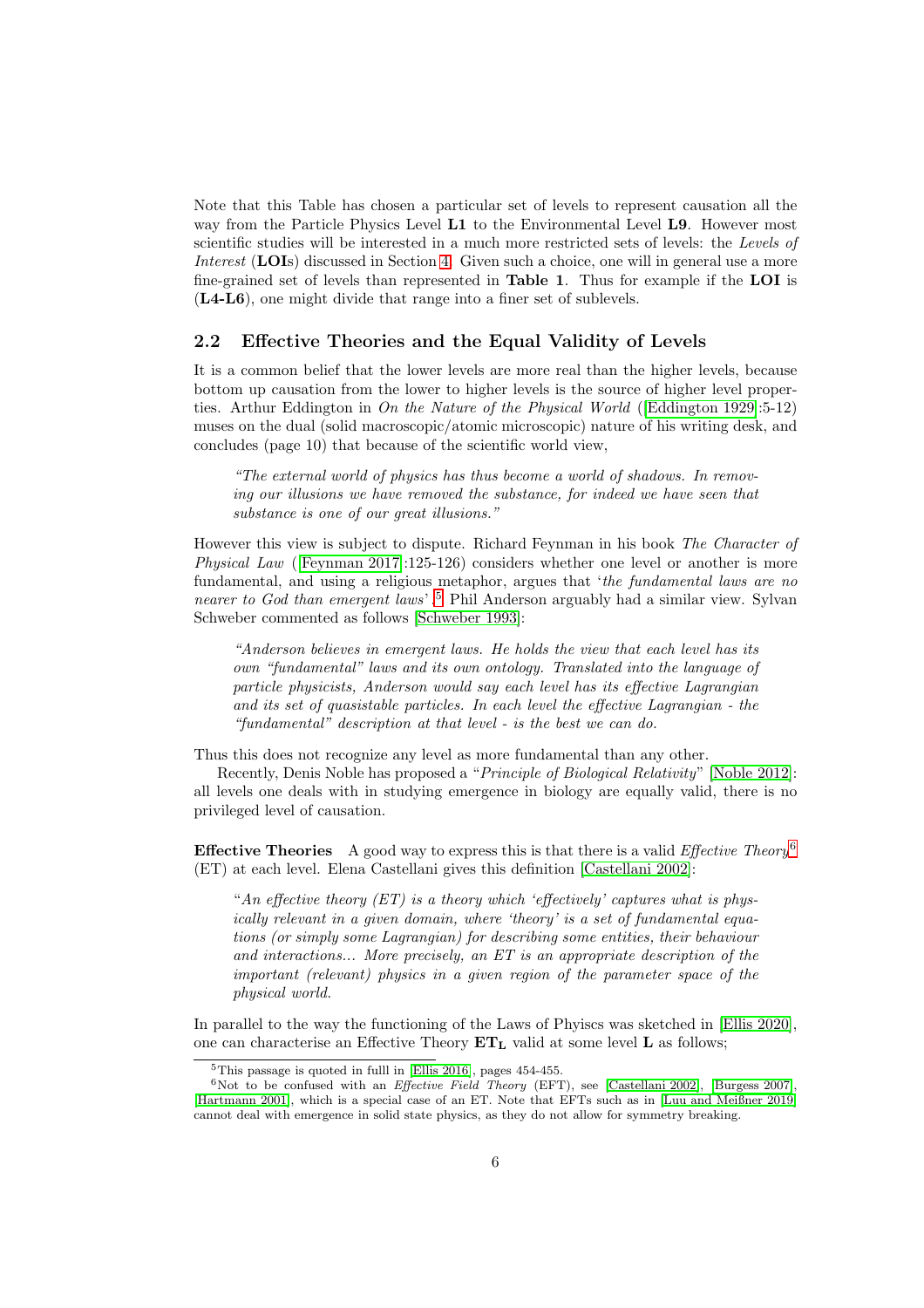Note that this Table has chosen a particular set of levels to represent causation all the way from the Particle Physics Level **L1** to the Environmental Level **L9**. However most scientific studies will be interested in a much more restricted sets of levels: the *Levels of Interest* (**LOI**s) discussed in Section 4. Given such a choice, one will in general use a more fine-grained set of levels than represented in **Table 1**. Thus for example if the **LOI** is (**L4-L6**), one might divide that range into a finer set of sublevels.

## 2.2 Effective Theories and the Equal Validity of Levels

It is a common belief that the lower levels are more real than the higher levels, because bottom up causation from the lower to higher levels is the source of higher level properties. Arthur Eddington in *On the Nature of the Physical World* ([Eddington 1929]:5-12) muses on the dual (solid macroscopic/atomic microscopic) nature of his writing desk, and concludes (page 10) that because of the scientific world view,

> *"The external world of physics has thus become a world of shadows. In removing our illusions we have removed the substance, for indeed we have seen that substance is one of our great illusions."*

However this view is subject to dispute. Richard Feynman in his book *The Character of Physical Law* ([Feynman 2017]:125-126) considers whether one level or another is more fundamental, and using a religious metaphor, argues that '*the fundamental laws are no nearer to God than emergent laws*'.[5] Phil Anderson arguably had a similar view. Sylvan Schweber commented as follows [Schweber 1993]:

> *"Anderson believes in emergent laws. He holds the view that each level has its own "fundamental" laws and its own ontology. Translated into the language of particle physicists, Anderson would say each level has its effective Lagrangian and its set of quasistable particles. In each level the effective Lagrangian - the "fundamental" description at that level - is the best we can do.*

Thus this does not recognize any level as more fundamental than any other.

Recently, Denis Noble has proposed a "*Principle of Biological Relativity*" [Noble 2012]: all levels one deals with in studying emergence in biology are equally valid, there is no privileged level of causation.

**Effective Theories** A good way to express this is that there is a valid *Effective Theory*[6] (ET) at each level. Elena Castellani gives this definition [Castellani 2002]:

> "*An effective theory (ET) is a theory which 'effectively' captures what is physically relevant in a given domain, where 'theory' is a set of fundamental equations (or simply some Lagrangian) for describing some entities, their behaviour and interactions... More precisely, an ET is an appropriate description of the important (relevant) physics in a given region of the parameter space of the physical world.*

In parallel to the way the functioning of the Laws of Phyiscs was sketched in [Ellis 2020], one can characterise an Effective Theory $\mathbf{ET_L}$ valid at some level $\mathbf{L}$ as follows;

---

[5] This passage is quoted in fulll in [Ellis 2016], pages 454-455.

[6] Not to be confused with an *Effective Field Theory* (EFT), see [Castellani 2002], [Burgess 2007], [Hartmann 2001], which is a special case of an ET. Note that EFTs such as in [Luu and Meißner 2019] cannot deal with emergence in solid state physics, as they do not allow for symmetry breaking.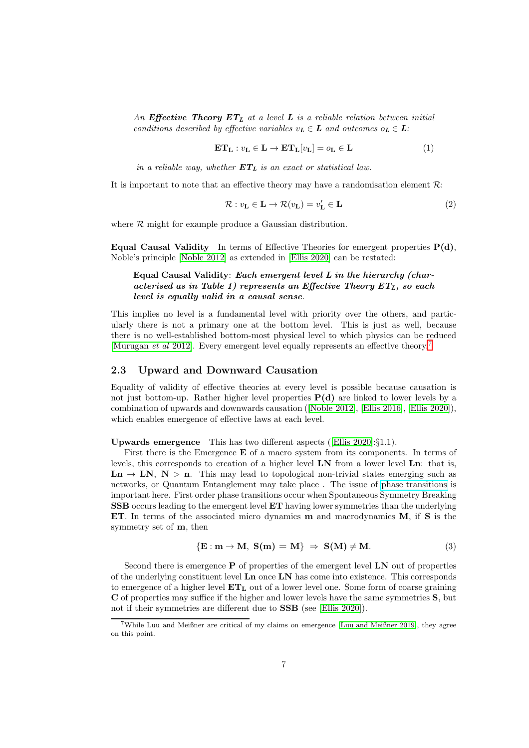*An **Effective Theory** $ET_L$ at a level $L$ is a reliable relation between initial conditions described by effective variables $v_L \in L$ and outcomes $o_L \in L$:*

$$\mathbf{ET_L} : v_{\mathbf{L}} \in \mathbf{L} \rightarrow \mathbf{ET_L}[v_{\mathbf{L}}] = o_{\mathbf{L}} \in \mathbf{L} \tag{1}$$

*in a reliable way, whether $ET_L$ is an exact or statistical law.*

It is important to note that an effective theory may have a randomisation element $\mathcal{R}$:

$$\mathcal{R} : v_{\mathbf{L}} \in \mathbf{L} \rightarrow \mathcal{R}(v_{\mathbf{L}}) = v'_{\mathbf{L}} \in \mathbf{L} \tag{2}$$

where $\mathcal{R}$ might for example produce a Gaussian distribution.

**Equal Causal Validity** In terms of Effective Theories for emergent properties $\mathbf{P(d)}$, Noble's principle [Noble 2012] as extended in [Ellis 2020] can be restated:

> **Equal Causal Validity**: ***Each emergent level $L$ in the hierarchy (characterised as in Table 1) represents an Effective Theory $ET_L$, so each level is equally valid in a causal sense.***

This implies no level is a fundamental level with priority over the others, and particularly there is not a primary one at the bottom level. This is just as well, because there is no well-established bottom-most physical level to which physics can be reduced [Murugan *et al* 2012]. Every emergent level equally represents an effective theory.[7]

## 2.3 Upward and Downward Causation

Equality of validity of effective theories at every level is possible because causation is not just bottom-up. Rather higher level properties $\mathbf{P(d)}$ are linked to lower levels by a combination of upwards and downwards causation ([Noble 2012], [Ellis 2016], [Ellis 2020]), which enables emergence of effective laws at each level.

**Upwards emergence** This has two different aspects ([Ellis 2020]:§1.1).

First there is the Emergence $\mathbf{E}$ of a macro system from its components. In terms of levels, this corresponds to creation of a higher level $\mathbf{LN}$ from a lower level $\mathbf{Ln}$: that is, $\mathbf{Ln} \rightarrow \mathbf{LN}$, $\mathbf{N} > \mathbf{n}$. This may lead to topological non-trivial states emerging such as networks, or Quantum Entanglement may take place . The issue of phase transitions is important here. First order phase transitions occur when Spontaneous Symmetry Breaking **SSB** occurs leading to the emergent level **ET** having lower symmetries than the underlying **ET**. In terms of the associated micro dynamics $\mathbf{m}$ and macrodynamics $\mathbf{M}$, if $\mathbf{S}$ is the symmetry set of $\mathbf{m}$, then

$$\{\mathbf{E} : \mathbf{m} \rightarrow \mathbf{M},\ \mathbf{S(m)} = \mathbf{M}\} \ \Rightarrow\ \mathbf{S(M)} \neq \mathbf{M}. \tag{3}$$

Second there is emergence $\mathbf{P}$ of properties of the emergent level $\mathbf{LN}$ out of properties of the underlying constituent level $\mathbf{Ln}$ once $\mathbf{LN}$ has come into existence. This corresponds to emergence of a higher level $\mathbf{ET_L}$ out of a lower level one. Some form of coarse graining $\mathbf{C}$ of properties may suffice if the higher and lower levels have the same symmetries $\mathbf{S}$, but not if their symmetries are different due to **SSB** (see [Ellis 2020]).

---

[7] While Luu and Meißner are critical of my claims on emergence [Luu and Meißner 2019], they agree on this point.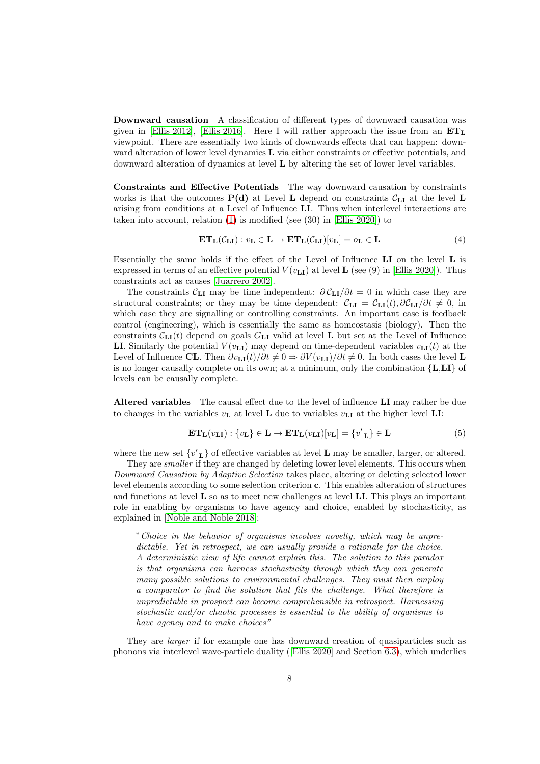**Downward causation** A classification of different types of downward causation was given in [Ellis 2012], [Ellis 2016]. Here I will rather approach the issue from an $\mathbf{ET_L}$ viewpoint. There are essentially two kinds of downwards effects that can happen: downward alteration of lower level dynamics $\mathbf{L}$ via either constraints or effective potentials, and downward alteration of dynamics at level $\mathbf{L}$ by altering the set of lower level variables.

**Constraints and Effective Potentials** The way downward causation by constraints works is that the outcomes $\mathbf{P(d)}$ at Level $\mathbf{L}$ depend on constraints $\mathcal{C}_{\mathbf{LI}}$ at the level $\mathbf{L}$ arising from conditions at a Level of Influence $\mathbf{LI}$. Thus when interlevel interactions are taken into account, relation (1) is modified (see (30) in [Ellis 2020]) to

$$\mathbf{ET_L}(\mathcal{C}_{\mathbf{LI}}) : v_{\mathbf{L}} \in \mathbf{L} \to \mathbf{ET_L}(\mathcal{C}_{\mathbf{LI}})[v_{\mathbf{L}}] = o_{\mathbf{L}} \in \mathbf{L} \tag{4}$$

Essentially the same holds if the effect of the Level of Influence $\mathbf{LI}$ on the level $\mathbf{L}$ is expressed in terms of an effective potential $V(v_{\mathbf{LI}})$ at level $\mathbf{L}$ (see (9) in [Ellis 2020]). Thus constraints act as causes [Juarrero 2002].

The constraints $\mathcal{C}_{\mathbf{LI}}$ may be time independent: $\partial \mathcal{C}_{\mathbf{LI}}/\partial t = 0$ in which case they are structural constraints; or they may be time dependent: $\mathcal{C}_{\mathbf{LI}} = \mathcal{C}_{\mathbf{LI}}(t), \partial \mathcal{C}_{\mathbf{LI}}/\partial t \neq 0$, in which case they are signalling or controlling constraints. An important case is feedback control (engineering), which is essentially the same as homeostasis (biology). Then the constraints $\mathcal{C}_{\mathbf{LI}}(t)$ depend on goals $G_{\mathbf{LI}}$ valid at level $\mathbf{L}$ but set at the Level of Influence $\mathbf{LI}$. Similarly the potential $V(v_{\mathbf{LI}})$ may depend on time-dependent variables $v_{\mathbf{LI}}(t)$ at the Level of Influence $\mathbf{CL}$. Then $\partial v_{\mathbf{LI}}(t)/\partial t \neq 0 \Rightarrow \partial V(v_{\mathbf{LI}})/\partial t \neq 0$. In both cases the level $\mathbf{L}$ is no longer causally complete on its own; at a minimum, only the combination $\{\mathbf{L},\mathbf{LI}\}$ of levels can be causally complete.

**Altered variables** The causal effect due to the level of influence $\mathbf{LI}$ may rather be due to changes in the variables $v_{\mathbf{L}}$ at level $\mathbf{L}$ due to variables $v_{\mathbf{LI}}$ at the higher level $\mathbf{LI}$:

$$\mathbf{ET_L}(v_{\mathbf{LI}}) : \{v_{\mathbf{L}}\} \in \mathbf{L} \to \mathbf{ET_L}(v_{\mathbf{LI}})[v_{\mathbf{L}}] = \{v'_{\mathbf{L}}\} \in \mathbf{L} \tag{5}$$

where the new set $\{v'_{\mathbf{L}}\}$ of effective variables at level $\mathbf{L}$ may be smaller, larger, or altered.

They are *smaller* if they are changed by deleting lower level elements. This occurs when *Downward Causation by Adaptive Selection* takes place, altering or deleting selected lower level elements according to some selection criterion $\mathbf{c}$. This enables alteration of structures and functions at level $\mathbf{L}$ so as to meet new challenges at level $\mathbf{LI}$. This plays an important role in enabling by organisms to have agency and choice, enabled by stochasticity, as explained in [Noble and Noble 2018]:

> "*Choice in the behavior of organisms involves novelty, which may be unpredictable. Yet in retrospect, we can usually provide a rationale for the choice. A deterministic view of life cannot explain this. The solution to this paradox is that organisms can harness stochasticity through which they can generate many possible solutions to environmental challenges. They must then employ a comparator to find the solution that fits the challenge. What therefore is unpredictable in prospect can become comprehensible in retrospect. Harnessing stochastic and/or chaotic processes is essential to the ability of organisms to have agency and to make choices*"

They are *larger* if for example one has downward creation of quasiparticles such as phonons via interlevel wave-particle duality ([Ellis 2020] and Section 6.3), which underlies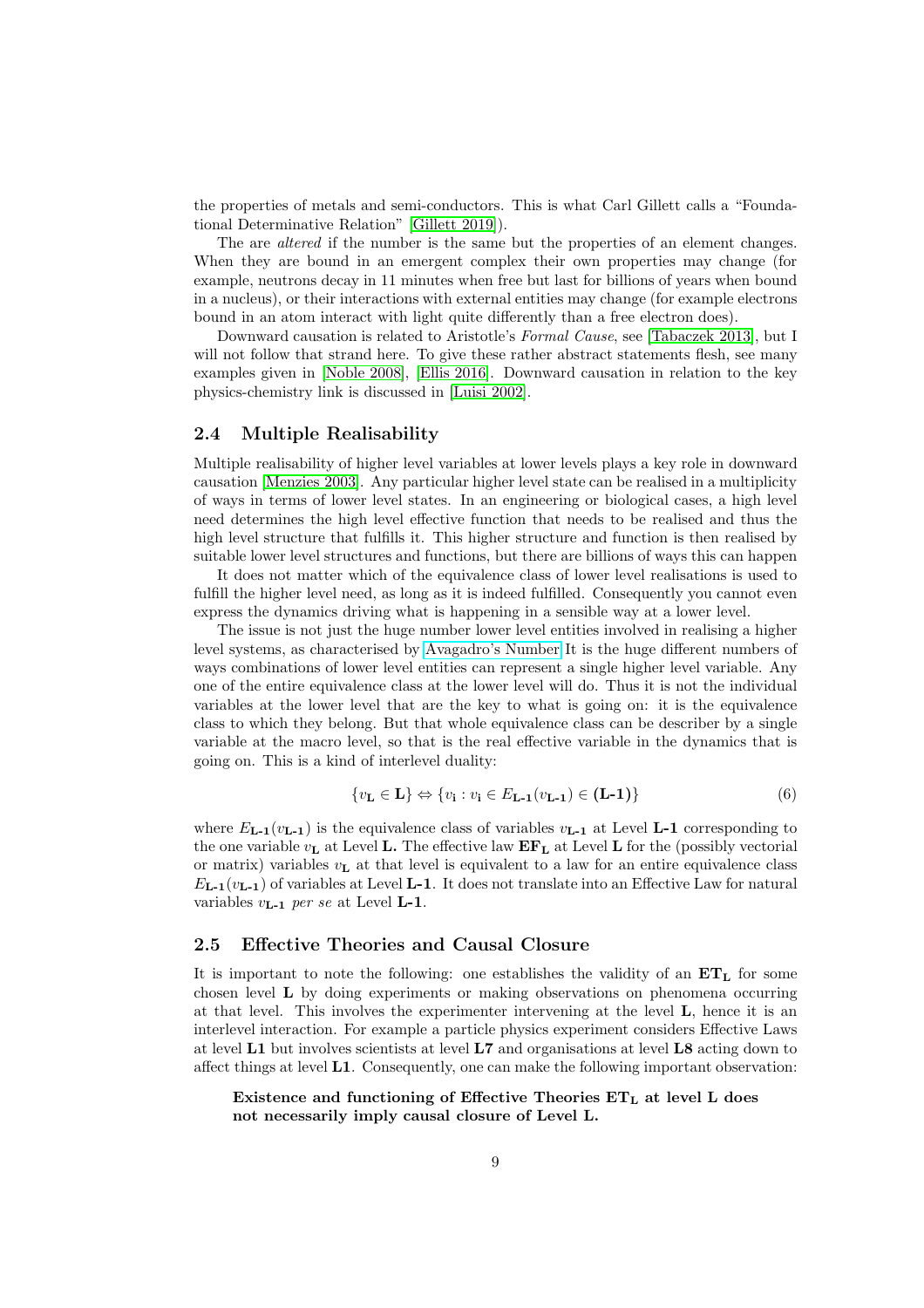the properties of metals and semi-conductors. This is what Carl Gillett calls a "Foundational Determinative Relation" [Gillett 2019]).

The are *altered* if the number is the same but the properties of an element changes. When they are bound in an emergent complex their own properties may change (for example, neutrons decay in 11 minutes when free but last for billions of years when bound in a nucleus), or their interactions with external entities may change (for example electrons bound in an atom interact with light quite differently than a free electron does).

Downward causation is related to Aristotle's *Formal Cause*, see [Tabaczek 2013], but I will not follow that strand here. To give these rather abstract statements flesh, see many examples given in [Noble 2008], [Ellis 2016]. Downward causation in relation to the key physics-chemistry link is discussed in [Luisi 2002].

## 2.4 Multiple Realisability

Multiple realisability of higher level variables at lower levels plays a key role in downward causation [Menzies 2003]. Any particular higher level state can be realised in a multiplicity of ways in terms of lower level states. In an engineering or biological cases, a high level need determines the high level effective function that needs to be realised and thus the high level structure that fulfills it. This higher structure and function is then realised by suitable lower level structures and functions, but there are billions of ways this can happen

It does not matter which of the equivalence class of lower level realisations is used to fulfill the higher level need, as long as it is indeed fulfilled. Consequently you cannot even express the dynamics driving what is happening in a sensible way at a lower level.

The issue is not just the huge number lower level entities involved in realising a higher level systems, as characterised by Avagadro's Number It is the huge different numbers of ways combinations of lower level entities can represent a single higher level variable. Any one of the entire equivalence class at the lower level will do. Thus it is not the individual variables at the lower level that are the key to what is going on: it is the equivalence class to which they belong. But that whole equivalence class can be describer by a single variable at the macro level, so that is the real effective variable in the dynamics that is going on. This is a kind of interlevel duality:

$$\{v_{\mathbf{L}} \in \mathbf{L}\} \Leftrightarrow \{v_{\mathbf{i}} : v_{\mathbf{i}} \in E_{\mathbf{L\text{-}1}}(v_{\mathbf{L\text{-}1}}) \in \mathbf{(L\text{-}1)}\} \tag{6}$$

where $E_{\mathbf{L\text{-}1}}(v_{\mathbf{L\text{-}1}})$ is the equivalence class of variables $v_{\mathbf{L\text{-}1}}$ at Level **L-1** corresponding to the one variable $v_{\mathbf{L}}$ at Level **L.** The effective law $\mathbf{EF_L}$ at Level **L** for the (possibly vectorial or matrix) variables $v_{\mathbf{L}}$ at that level is equivalent to a law for an entire equivalence class $E_{\mathbf{L\text{-}1}}(v_{\mathbf{L\text{-}1}})$ of variables at Level **L-1**. It does not translate into an Effective Law for natural variables $v_{\mathbf{L\text{-}1}}$ *per se* at Level **L-1**.

## 2.5 Effective Theories and Causal Closure

It is important to note the following: one establishes the validity of an $\mathbf{ET_L}$ for some chosen level **L** by doing experiments or making observations on phenomena occurring at that level. This involves the experimenter intervening at the level **L**, hence it is an interlevel interaction. For example a particle physics experiment considers Effective Laws at level **L1** but involves scientists at level **L7** and organisations at level **L8** acting down to affect things at level **L1**. Consequently, one can make the following important observation:

> **Existence and functioning of Effective Theories $\mathbf{ET_L}$ at level L does not necessarily imply causal closure of Level L.**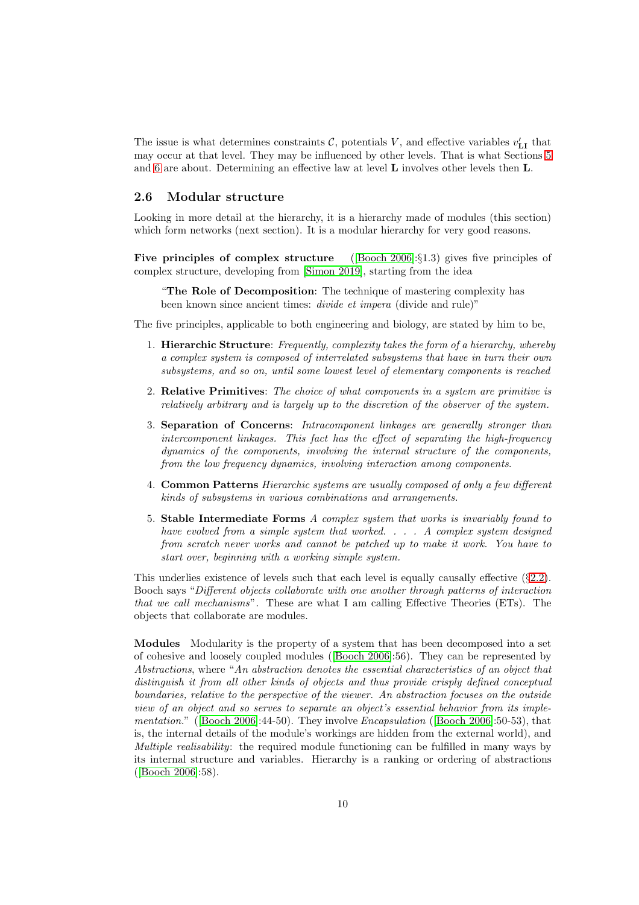The issue is what determines constraints $\mathcal{C}$, potentials $V$, and effective variables $v'_{\mathbf{LI}}$ that may occur at that level. They may be influenced by other levels. That is what Sections 5 and 6 are about. Determining an effective law at level $\mathbf{L}$ involves other levels then $\mathbf{L}$.

## 2.6 Modular structure

Looking in more detail at the hierarchy, it is a hierarchy made of modules (this section) which form networks (next section). It is a modular hierarchy for very good reasons.

**Five principles of complex structure** ([Booch 2006]:§1.3) gives five principles of complex structure, developing from [Simon 2019], starting from the idea

> "**The Role of Decomposition**: The technique of mastering complexity has been known since ancient times: *divide et impera* (divide and rule)"

The five principles, applicable to both engineering and biology, are stated by him to be,

1. **Hierarchic Structure**: *Frequently, complexity takes the form of a hierarchy, whereby a complex system is composed of interrelated subsystems that have in turn their own subsystems, and so on, until some lowest level of elementary components is reached*
2. **Relative Primitives**: *The choice of what components in a system are primitive is relatively arbitrary and is largely up to the discretion of the observer of the system.*
3. **Separation of Concerns**: *Intracomponent linkages are generally stronger than intercomponent linkages. This fact has the effect of separating the high-frequency dynamics of the components, involving the internal structure of the components, from the low frequency dynamics, involving interaction among components.*
4. **Common Patterns** *Hierarchic systems are usually composed of only a few different kinds of subsystems in various combinations and arrangements.*
5. **Stable Intermediate Forms** *A complex system that works is invariably found to have evolved from a simple system that worked. . . . A complex system designed from scratch never works and cannot be patched up to make it work. You have to start over, beginning with a working simple system.*

This underlies existence of levels such that each level is equally causally effective (§2.2). Booch says "*Different objects collaborate with one another through patterns of interaction that we call mechanisms*". These are what I am calling Effective Theories (ETs). The objects that collaborate are modules.

**Modules** Modularity is the property of a system that has been decomposed into a set of cohesive and loosely coupled modules ([Booch 2006]:56). They can be represented by *Abstractions*, where "*An abstraction denotes the essential characteristics of an object that distinguish it from all other kinds of objects and thus provide crisply defined conceptual boundaries, relative to the perspective of the viewer. An abstraction focuses on the outside view of an object and so serves to separate an object's essential behavior from its implementation.*" ([Booch 2006]:44-50). They involve *Encapsulation* ([Booch 2006]:50-53), that is, the internal details of the module's workings are hidden from the external world), and *Multiple realisability*: the required module functioning can be fulfilled in many ways by its internal structure and variables. Hierarchy is a ranking or ordering of abstractions ([Booch 2006]:58).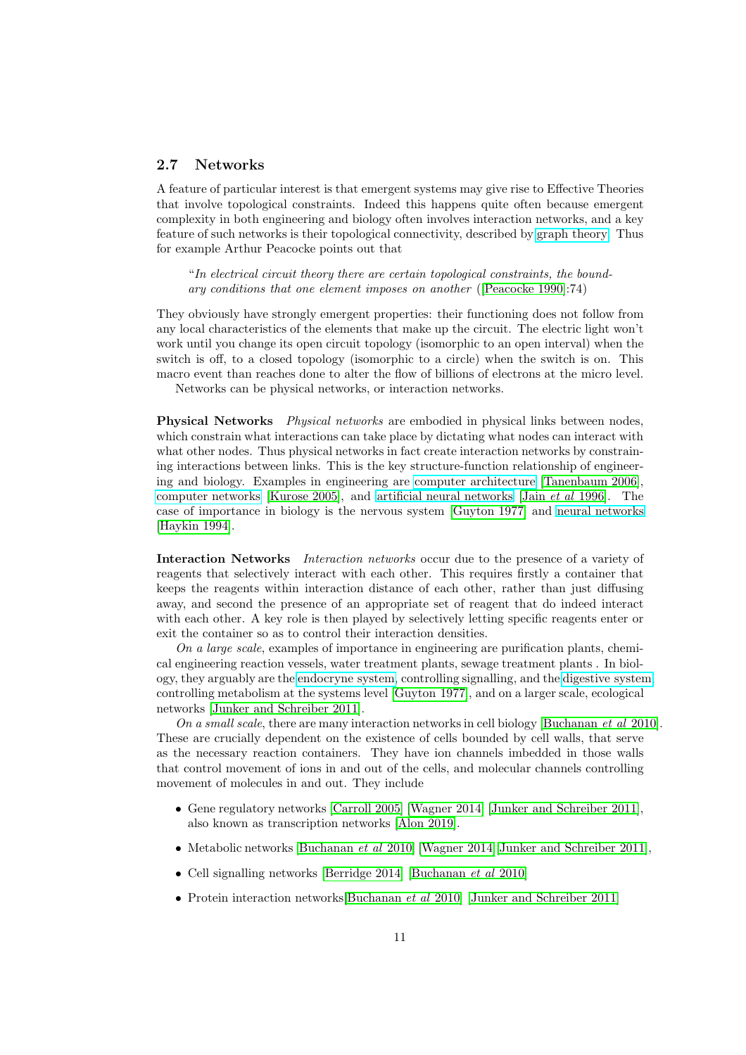### 2.7 Networks

A feature of particular interest is that emergent systems may give rise to Effective Theories that involve topological constraints. Indeed this happens quite often because emergent complexity in both engineering and biology often involves interaction networks, and a key feature of such networks is their topological connectivity, described by graph theory. Thus for example Arthur Peacocke points out that

> "*In electrical circuit theory there are certain topological constraints, the boundary conditions that one element imposes on another* ([Peacocke 1990]:74)

They obviously have strongly emergent properties: their functioning does not follow from any local characteristics of the elements that make up the circuit. The electric light won't work until you change its open circuit topology (isomorphic to an open interval) when the switch is off, to a closed topology (isomorphic to a circle) when the switch is on. This macro event than reaches done to alter the flow of billions of electrons at the micro level.

Networks can be physical networks, or interaction networks.

**Physical Networks** *Physical networks* are embodied in physical links between nodes, which constrain what interactions can take place by dictating what nodes can interact with what other nodes. Thus physical networks in fact create interaction networks by constraining interactions between links. This is the key structure-function relationship of engineering and biology. Examples in engineering are computer architecture [Tanenbaum 2006], computer networks [Kurose 2005], and artificial neural networks [Jain *et al* 1996]. The case of importance in biology is the nervous system [Guyton 1977] and neural networks [Haykin 1994].

**Interaction Networks** *Interaction networks* occur due to the presence of a variety of reagents that selectively interact with each other. This requires firstly a container that keeps the reagents within interaction distance of each other, rather than just diffusing away, and second the presence of an appropriate set of reagent that do indeed interact with each other. A key role is then played by selectively letting specific reagents enter or exit the container so as to control their interaction densities.

*On a large scale*, examples of importance in engineering are purification plants, chemical engineering reaction vessels, water treatment plants, sewage treatment plants . In biology, they arguably are the endocryne system, controlling signalling, and the digestive system controlling metabolism at the systems level [Guyton 1977], and on a larger scale, ecological networks [Junker and Schreiber 2011].

*On a small scale*, there are many interaction networks in cell biology [Buchanan *et al* 2010]. These are crucially dependent on the existence of cells bounded by cell walls, that serve as the necessary reaction containers. They have ion channels imbedded in those walls that control movement of ions in and out of the cells, and molecular channels controlling movement of molecules in and out. They include

- Gene regulatory networks [Carroll 2005] [Wagner 2014] [Junker and Schreiber 2011], also known as transcription networks [Alon 2019].
- Metabolic networks [Buchanan *et al* 2010] [Wagner 2014] [Junker and Schreiber 2011],
- Cell signalling networks [Berridge 2014] [Buchanan *et al* 2010]
- Protein interaction networks[Buchanan *et al* 2010] [Junker and Schreiber 2011]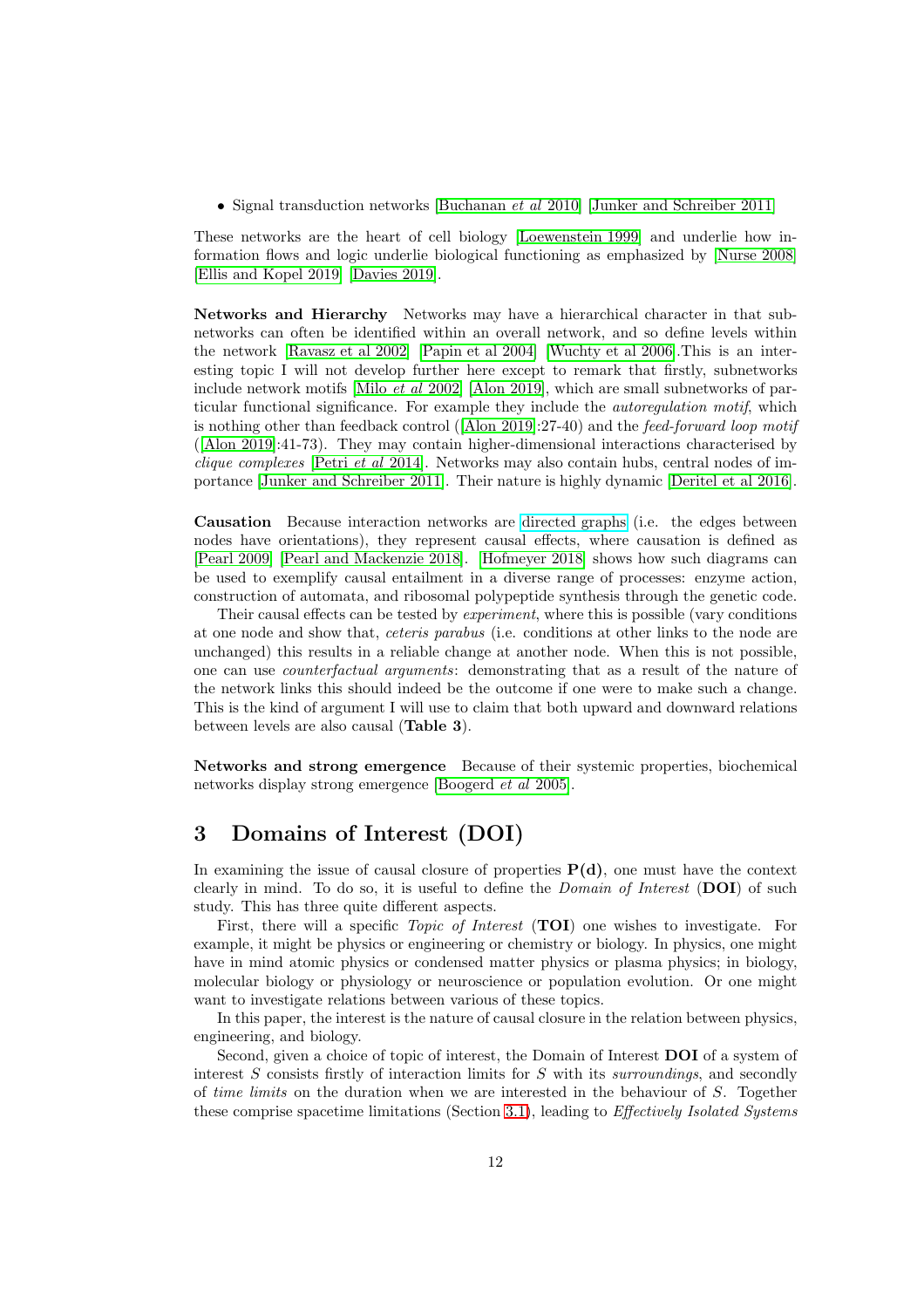- Signal transduction networks [Buchanan *et al* 2010] [Junker and Schreiber 2011]

These networks are the heart of cell biology [Loewenstein 1999] and underlie how information flows and logic underlie biological functioning as emphasized by [Nurse 2008] [Ellis and Kopel 2019] [Davies 2019].

**Networks and Hierarchy** Networks may have a hierarchical character in that subnetworks can often be identified within an overall network, and so define levels within the network [Ravasz et al 2002] [Papin et al 2004] [Wuchty et al 2006].This is an interesting topic I will not develop further here except to remark that firstly, subnetworks include network motifs [Milo *et al* 2002] [Alon 2019], which are small subnetworks of particular functional significance. For example they include the *autoregulation motif*, which is nothing other than feedback control ([Alon 2019]:27-40) and the *feed-forward loop motif* ([Alon 2019]:41-73). They may contain higher-dimensional interactions characterised by *clique complexes* [Petri *et al* 2014]. Networks may also contain hubs, central nodes of importance [Junker and Schreiber 2011]. Their nature is highly dynamic [Deritel et al 2016].

**Causation** Because interaction networks are directed graphs (i.e. the edges between nodes have orientations), they represent causal effects, where causation is defined as [Pearl 2009] [Pearl and Mackenzie 2018]. [Hofmeyer 2018] shows how such diagrams can be used to exemplify causal entailment in a diverse range of processes: enzyme action, construction of automata, and ribosomal polypeptide synthesis through the genetic code.

Their causal effects can be tested by *experiment*, where this is possible (vary conditions at one node and show that, *ceteris parabus* (i.e. conditions at other links to the node are unchanged) this results in a reliable change at another node. When this is not possible, one can use *counterfactual arguments*: demonstrating that as a result of the nature of the network links this should indeed be the outcome if one were to make such a change. This is the kind of argument I will use to claim that both upward and downward relations between levels are also causal (**Table 3**).

**Networks and strong emergence** Because of their systemic properties, biochemical networks display strong emergence [Boogerd *et al* 2005].

# 3 Domains of Interest (DOI)

In examining the issue of causal closure of properties **P(d)**, one must have the context clearly in mind. To do so, it is useful to define the *Domain of Interest* (**DOI**) of such study. This has three quite different aspects.

First, there will a specific *Topic of Interest* (**TOI**) one wishes to investigate. For example, it might be physics or engineering or chemistry or biology. In physics, one might have in mind atomic physics or condensed matter physics or plasma physics; in biology, molecular biology or physiology or neuroscience or population evolution. Or one might want to investigate relations between various of these topics.

In this paper, the interest is the nature of causal closure in the relation between physics, engineering, and biology.

Second, given a choice of topic of interest, the Domain of Interest **DOI** of a system of interest $S$ consists firstly of interaction limits for $S$ with its *surroundings*, and secondly of *time limits* on the duration when we are interested in the behaviour of $S$. Together these comprise spacetime limitations (Section 3.1), leading to *Effectively Isolated Systems*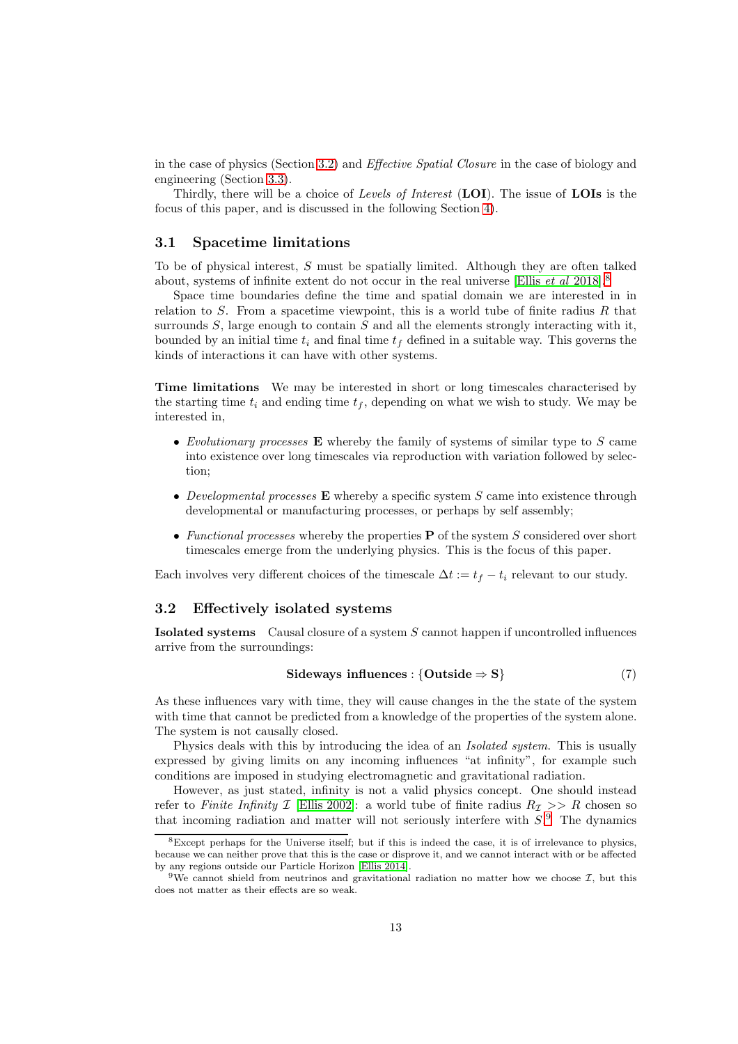in the case of physics (Section 3.2) and *Effective Spatial Closure* in the case of biology and engineering (Section 3.3).

Thirdly, there will be a choice of *Levels of Interest* (**LOI**). The issue of **LOIs** is the focus of this paper, and is discussed in the following Section 4).

### 3.1 Spacetime limitations

To be of physical interest, $S$ must be spatially limited. Although they are often talked about, systems of infinite extent do not occur in the real universe [Ellis *et al* 2018].[8]

Space time boundaries define the time and spatial domain we are interested in in relation to $S$. From a spacetime viewpoint, this is a world tube of finite radius $R$ that surrounds $S$, large enough to contain $S$ and all the elements strongly interacting with it, bounded by an initial time $t_i$ and final time $t_f$ defined in a suitable way. This governs the kinds of interactions it can have with other systems.

**Time limitations** We may be interested in short or long timescales characterised by the starting time $t_i$ and ending time $t_f$, depending on what we wish to study. We may be interested in,

- *Evolutionary processes* **E** whereby the family of systems of similar type to $S$ came into existence over long timescales via reproduction with variation followed by selection;
- *Developmental processes* **E** whereby a specific system $S$ came into existence through developmental or manufacturing processes, or perhaps by self assembly;
- *Functional processes* whereby the properties **P** of the system $S$ considered over short timescales emerge from the underlying physics. This is the focus of this paper.

Each involves very different choices of the timescale $\Delta t := t_f - t_i$ relevant to our study.

### 3.2 Effectively isolated systems

**Isolated systems** Causal closure of a system $S$ cannot happen if uncontrolled influences arrive from the surroundings:

$$\textbf{Sideways influences} : \{\textbf{Outside} \Rightarrow \textbf{S}\} \tag{7}$$

As these influences vary with time, they will cause changes in the the state of the system with time that cannot be predicted from a knowledge of the properties of the system alone. The system is not causally closed.

Physics deals with this by introducing the idea of an *Isolated system*. This is usually expressed by giving limits on any incoming influences "at infinity", for example such conditions are imposed in studying electromagnetic and gravitational radiation.

However, as just stated, infinity is not a valid physics concept. One should instead refer to *Finite Infinity* $\mathcal{I}$ [Ellis 2002]: a world tube of finite radius $R_{\mathcal{I}} >> R$ chosen so that incoming radiation and matter will not seriously interfere with $S$.[9] The dynamics

[8] Except perhaps for the Universe itself; but if this is indeed the case, it is of irrelevance to physics, because we can neither prove that this is the case or disprove it, and we cannot interact with or be affected by any regions outside our Particle Horizon [Ellis 2014].

[9] We cannot shield from neutrinos and gravitational radiation no matter how we choose $\mathcal{I}$, but this does not matter as their effects are so weak.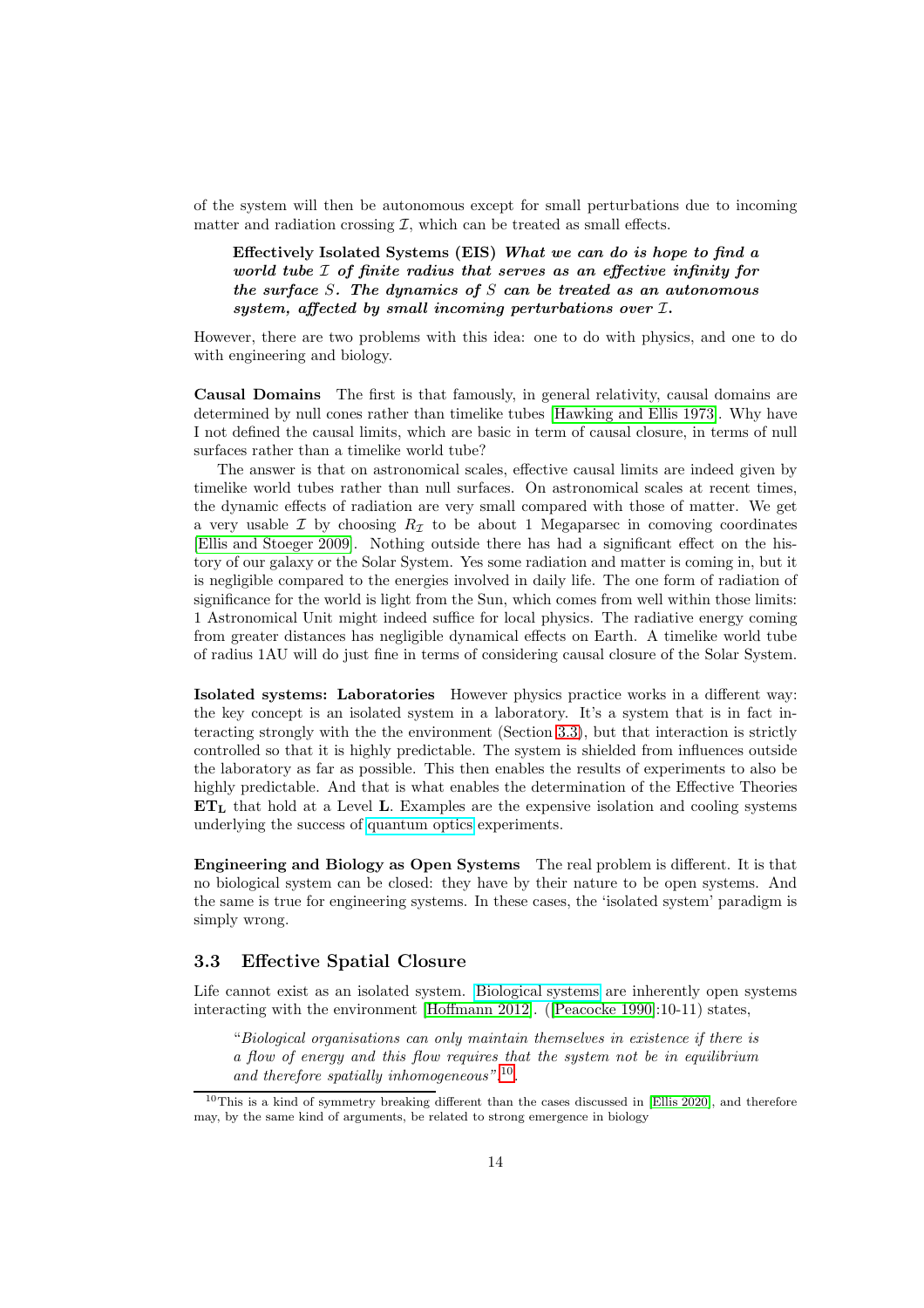of the system will then be autonomous except for small perturbations due to incoming matter and radiation crossing $\mathcal{I}$, which can be treated as small effects.

> **Effectively Isolated Systems (EIS)** ***What we can do is hope to find a world tube $\mathcal{I}$ of finite radius that serves as an effective infinity for the surface $S$. The dynamics of $S$ can be treated as an autonomous system, affected by small incoming perturbations over $\mathcal{I}$.***

However, there are two problems with this idea: one to do with physics, and one to do with engineering and biology.

**Causal Domains** The first is that famously, in general relativity, causal domains are determined by null cones rather than timelike tubes [Hawking and Ellis 1973]. Why have I not defined the causal limits, which are basic in term of causal closure, in terms of null surfaces rather than a timelike world tube?

The answer is that on astronomical scales, effective causal limits are indeed given by timelike world tubes rather than null surfaces. On astronomical scales at recent times, the dynamic effects of radiation are very small compared with those of matter. We get a very usable $\mathcal{I}$ by choosing $R_{\mathcal{I}}$ to be about 1 Megaparsec in comoving coordinates [Ellis and Stoeger 2009]. Nothing outside there has had a significant effect on the history of our galaxy or the Solar System. Yes some radiation and matter is coming in, but it is negligible compared to the energies involved in daily life. The one form of radiation of significance for the world is light from the Sun, which comes from well within those limits: 1 Astronomical Unit might indeed suffice for local physics. The radiative energy coming from greater distances has negligible dynamical effects on Earth. A timelike world tube of radius 1AU will do just fine in terms of considering causal closure of the Solar System.

**Isolated systems: Laboratories** However physics practice works in a different way: the key concept is an isolated system in a laboratory. It's a system that is in fact interacting strongly with the the environment (Section 3.3), but that interaction is strictly controlled so that it is highly predictable. The system is shielded from influences outside the laboratory as far as possible. This then enables the results of experiments to also be highly predictable. And that is what enables the determination of the Effective Theories $\mathbf{ET_L}$ that hold at a Level $\mathbf{L}$. Examples are the expensive isolation and cooling systems underlying the success of quantum optics experiments.

**Engineering and Biology as Open Systems** The real problem is different. It is that no biological system can be closed: they have by their nature to be open systems. And the same is true for engineering systems. In these cases, the 'isolated system' paradigm is simply wrong.

### 3.3 Effective Spatial Closure

Life cannot exist as an isolated system. Biological systems are inherently open systems interacting with the environment [Hoffmann 2012]. ([Peacocke 1990]:10-11) states,

> "*Biological organisations can only maintain themselves in existence if there is a flow of energy and this flow requires that the system not be in equilibrium and therefore spatially inhomogeneous*".[10].

[10] This is a kind of symmetry breaking different than the cases discussed in [Ellis 2020], and therefore may, by the same kind of arguments, be related to strong emergence in biology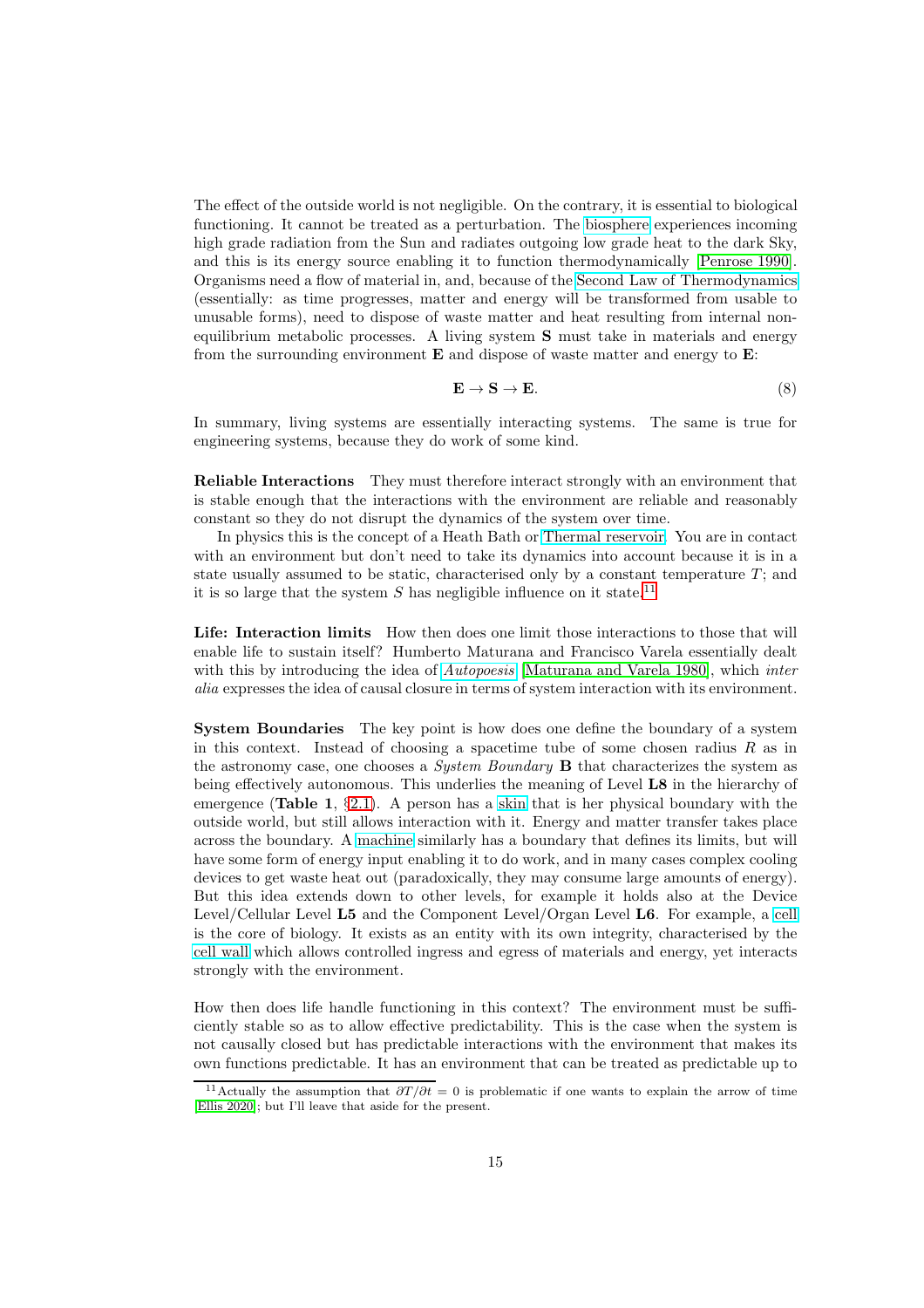The effect of the outside world is not negligible. On the contrary, it is essential to biological functioning. It cannot be treated as a perturbation. The biosphere experiences incoming high grade radiation from the Sun and radiates outgoing low grade heat to the dark Sky, and this is its energy source enabling it to function thermodynamically [Penrose 1990]. Organisms need a flow of material in, and, because of the Second Law of Thermodynamics (essentially: as time progresses, matter and energy will be transformed from usable to unusable forms), need to dispose of waste matter and heat resulting from internal non-equilibrium metabolic processes. A living system **S** must take in materials and energy from the surrounding environment **E** and dispose of waste matter and energy to **E**:

$$\mathbf{E} \rightarrow \mathbf{S} \rightarrow \mathbf{E}. \tag{8}$$

In summary, living systems are essentially interacting systems. The same is true for engineering systems, because they do work of some kind.

**Reliable Interactions** They must therefore interact strongly with an environment that is stable enough that the interactions with the environment are reliable and reasonably constant so they do not disrupt the dynamics of the system over time.

In physics this is the concept of a Heath Bath or Thermal reservoir. You are in contact with an environment but don't need to take its dynamics into account because it is in a state usually assumed to be static, characterised only by a constant temperature $T$; and it is so large that the system $S$ has negligible influence on it state.[11]

**Life: Interaction limits** How then does one limit those interactions to those that will enable life to sustain itself? Humberto Maturana and Francisco Varela essentially dealt with this by introducing the idea of *Autopoesis* [Maturana and Varela 1980], which *inter alia* expresses the idea of causal closure in terms of system interaction with its environment.

**System Boundaries** The key point is how does one define the boundary of a system in this context. Instead of choosing a spacetime tube of some chosen radius $R$ as in the astronomy case, one chooses a *System Boundary* **B** that characterizes the system as being effectively autonomous. This underlies the meaning of Level **L8** in the hierarchy of emergence (**Table 1**, §2.1). A person has a skin that is her physical boundary with the outside world, but still allows interaction with it. Energy and matter transfer takes place across the boundary. A machine similarly has a boundary that defines its limits, but will have some form of energy input enabling it to do work, and in many cases complex cooling devices to get waste heat out (paradoxically, they may consume large amounts of energy). But this idea extends down to other levels, for example it holds also at the Device Level/Cellular Level **L5** and the Component Level/Organ Level **L6**. For example, a cell is the core of biology. It exists as an entity with its own integrity, characterised by the cell wall which allows controlled ingress and egress of materials and energy, yet interacts strongly with the environment.

How then does life handle functioning in this context? The environment must be sufficiently stable so as to allow effective predictability. This is the case when the system is not causally closed but has predictable interactions with the environment that makes its own functions predictable. It has an environment that can be treated as predictable up to

[11] Actually the assumption that $\partial T/\partial t = 0$ is problematic if one wants to explain the arrow of time [Ellis 2020]; but I'll leave that aside for the present.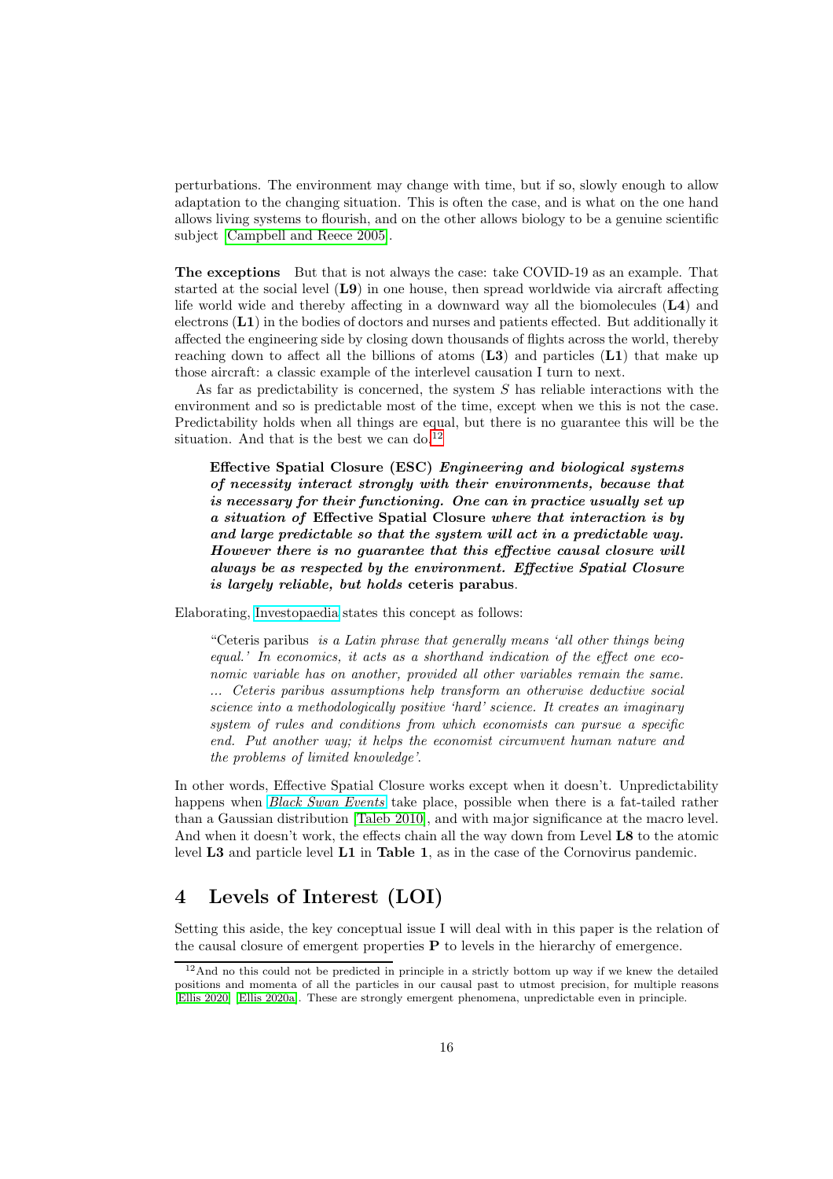perturbations. The environment may change with time, but if so, slowly enough to allow adaptation to the changing situation. This is often the case, and is what on the one hand allows living systems to flourish, and on the other allows biology to be a genuine scientific subject [Campbell and Reece 2005].

**The exceptions** But that is not always the case: take COVID-19 as an example. That started at the social level (**L9**) in one house, then spread worldwide via aircraft affecting life world wide and thereby affecting in a downward way all the biomolecules (**L4**) and electrons (**L1**) in the bodies of doctors and nurses and patients effected. But additionally it affected the engineering side by closing down thousands of flights across the world, thereby reaching down to affect all the billions of atoms (**L3**) and particles (**L1**) that make up those aircraft: a classic example of the interlevel causation I turn to next.

As far as predictability is concerned, the system $S$ has reliable interactions with the environment and so is predictable most of the time, except when we this is not the case. Predictability holds when all things are equal, but there is no guarantee this will be the situation. And that is the best we can do.[12]

> **Effective Spatial Closure (ESC)** ***Engineering and biological systems of necessity interact strongly with their environments, because that is necessary for their functioning. One can in practice usually set up a situation of*** **Effective Spatial Closure** ***where that interaction is by and large predictable so that the system will act in a predictable way. However there is no guarantee that this effective causal closure will always be as respected by the environment. Effective Spatial Closure is largely reliable, but holds*** **ceteris parabus**.

Elaborating, Investopaedia states this concept as follows:

> "Ceteris paribus *is a Latin phrase that generally means 'all other things being equal.' In economics, it acts as a shorthand indication of the effect one economic variable has on another, provided all other variables remain the same. ... Ceteris paribus assumptions help transform an otherwise deductive social science into a methodologically positive 'hard' science. It creates an imaginary system of rules and conditions from which economists can pursue a specific end. Put another way; it helps the economist circumvent human nature and the problems of limited knowledge'.*

In other words, Effective Spatial Closure works except when it doesn't. Unpredictability happens when *Black Swan Events* take place, possible when there is a fat-tailed rather than a Gaussian distribution [Taleb 2010], and with major significance at the macro level. And when it doesn't work, the effects chain all the way down from Level **L8** to the atomic level **L3** and particle level **L1** in **Table 1**, as in the case of the Cornovirus pandemic.

## 4 Levels of Interest (LOI)

Setting this aside, the key conceptual issue I will deal with in this paper is the relation of the causal closure of emergent properties **P** to levels in the hierarchy of emergence.

[12] And no this could not be predicted in principle in a strictly bottom up way if we knew the detailed positions and momenta of all the particles in our causal past to utmost precision, for multiple reasons [Ellis 2020] [Ellis 2020a]. These are strongly emergent phenomena, unpredictable even in principle.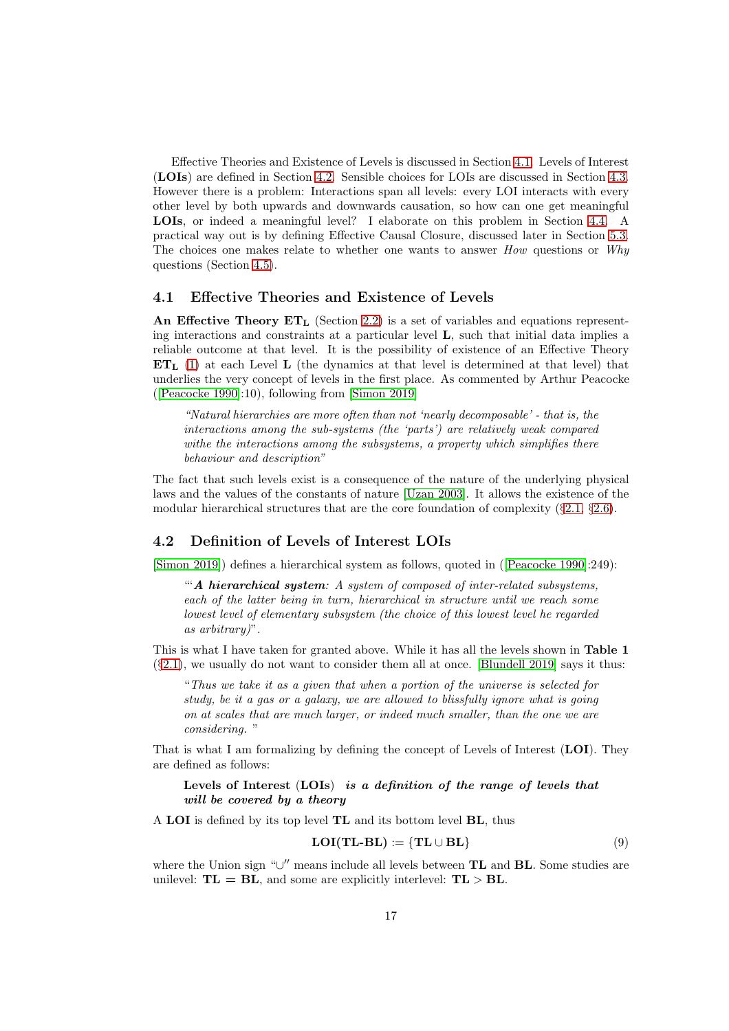Effective Theories and Existence of Levels is discussed in Section 4.1. Levels of Interest (**LOIs**) are defined in Section 4.2. Sensible choices for LOIs are discussed in Section 4.3. However there is a problem: Interactions span all levels: every LOI interacts with every other level by both upwards and downwards causation, so how can one get meaningful **LOIs**, or indeed a meaningful level? I elaborate on this problem in Section 4.4. A practical way out is by defining Effective Causal Closure, discussed later in Section 5.3. The choices one makes relate to whether one wants to answer *How* questions or *Why* questions (Section 4.5).

## 4.1 Effective Theories and Existence of Levels

**An Effective Theory $\mathbf{ET_L}$** (Section 2.2) is a set of variables and equations representing interactions and constraints at a particular level **L**, such that initial data implies a reliable outcome at that level. It is the possibility of existence of an Effective Theory $\mathbf{ET_L}$ (1) at each Level **L** (the dynamics at that level is determined at that level) that underlies the very concept of levels in the first place. As commented by Arthur Peacocke ([Peacocke 1990]:10), following from [Simon 2019]

> *"Natural hierarchies are more often than not 'nearly decomposable' - that is, the interactions among the sub-systems (the 'parts') are relatively weak compared withe the interactions among the subsystems, a property which simplifies there behaviour and description"*

The fact that such levels exist is a consequence of the nature of the underlying physical laws and the values of the constants of nature [Uzan 2003]. It allows the existence of the modular hierarchical structures that are the core foundation of complexity (§2.1, §2.6).

## 4.2 Definition of Levels of Interest LOIs

[Simon 2019]) defines a hierarchical system as follows, quoted in ([Peacocke 1990]:249):

> "'***A hierarchical system****: A system of composed of inter-related subsystems, each of the latter being in turn, hierarchical in structure until we reach some lowest level of elementary subsystem (the choice of this lowest level he regarded as arbitrary)*".

This is what I have taken for granted above. While it has all the levels shown in **Table 1** (§2.1), we usually do not want to consider them all at once. [Blundell 2019] says it thus:

> "*Thus we take it as a given that when a portion of the universe is selected for study, be it a gas or a galaxy, we are allowed to blissfully ignore what is going on at scales that are much larger, or indeed much smaller, than the one we are considering.* "

That is what I am formalizing by defining the concept of Levels of Interest (**LOI**). They are defined as follows:

> **Levels of Interest** (**LOIs**) ***is a definition of the range of levels that will be covered by a theory***

A **LOI** is defined by its top level **TL** and its bottom level **BL**, thus

$$\mathbf{LOI(TL\text{-}BL)} := \{\mathbf{TL} \cup \mathbf{BL}\} \tag{9}$$

where the Union sign "$\cup$" means include all levels between **TL** and **BL**. Some studies are unilevel: $\mathbf{TL} = \mathbf{BL}$, and some are explicitly interlevel: $\mathbf{TL} > \mathbf{BL}$.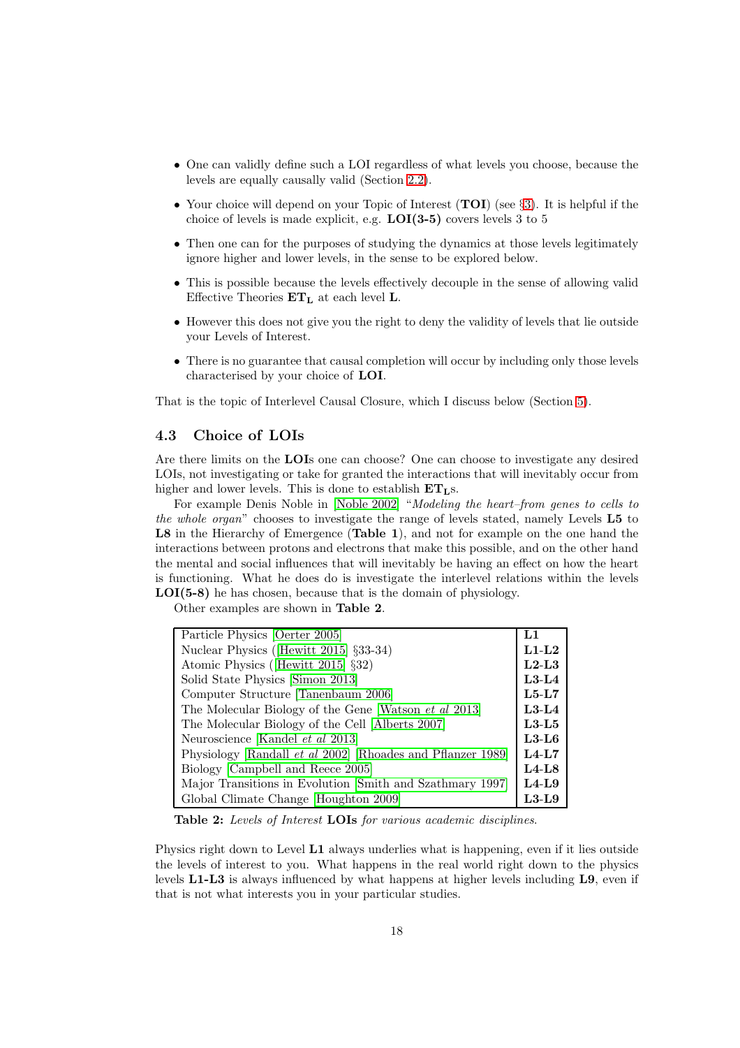- One can validly define such a LOI regardless of what levels you choose, because the levels are equally causally valid (Section 2.2).
- Your choice will depend on your Topic of Interest (**TOI**) (see §3). It is helpful if the choice of levels is made explicit, e.g. **LOI(3-5)** covers levels 3 to 5
- Then one can for the purposes of studying the dynamics at those levels legitimately ignore higher and lower levels, in the sense to be explored below.
- This is possible because the levels effectively decouple in the sense of allowing valid Effective Theories $\mathbf{ET_L}$ at each level **L**.
- However this does not give you the right to deny the validity of levels that lie outside your Levels of Interest.
- There is no guarantee that causal completion will occur by including only those levels characterised by your choice of **LOI**.

That is the topic of Interlevel Causal Closure, which I discuss below (Section 5).

### 4.3 Choice of LOIs

Are there limits on the **LOI**s one can choose? One can choose to investigate any desired LOIs, not investigating or take for granted the interactions that will inevitably occur from higher and lower levels. This is done to establish $\mathbf{ET_L}$s.

For example Denis Noble in [Noble 2002] "*Modeling the heart–from genes to cells to the whole organ*" chooses to investigate the range of levels stated, namely Levels **L5** to **L8** in the Hierarchy of Emergence (**Table 1**), and not for example on the one hand the interactions between protons and electrons that make this possible, and on the other hand the mental and social influences that will inevitably be having an effect on how the heart is functioning. What he does do is investigate the interlevel relations within the levels **LOI(5-8)** he has chosen, because that is the domain of physiology.

Other examples are shown in **Table 2**.

| | |
|---|---|
| Particle Physics [Oerter 2005] | **L1** |
| Nuclear Physics ([Hewitt 2015] §33-34) | **L1-L2** |
| Atomic Physics ([Hewitt 2015] §32) | **L2-L3** |
| Solid State Physics [Simon 2013] | **L3-L4** |
| Computer Structure [Tanenbaum 2006] | **L5-L7** |
| The Molecular Biology of the Gene [Watson *et al* 2013] | **L3-L4** |
| The Molecular Biology of the Cell [Alberts 2007] | **L3-L5** |
| Neuroscience [Kandel *et al* 2013] | **L3-L6** |
| Physiology [Randall *et al* 2002] [Rhoades and Pflanzer 1989] | **L4-L7** |
| Biology [Campbell and Reece 2005] | **L4-L8** |
| Major Transitions in Evolution [Smith and Szathmary 1997] | **L4-L9** |
| Global Climate Change [Houghton 2009] | **L3-L9** |

**Table 2:** *Levels of Interest* **LOIs** *for various academic disciplines.*

Physics right down to Level **L1** always underlies what is happening, even if it lies outside the levels of interest to you. What happens in the real world right down to the physics levels **L1-L3** is always influenced by what happens at higher levels including **L9**, even if that is not what interests you in your particular studies.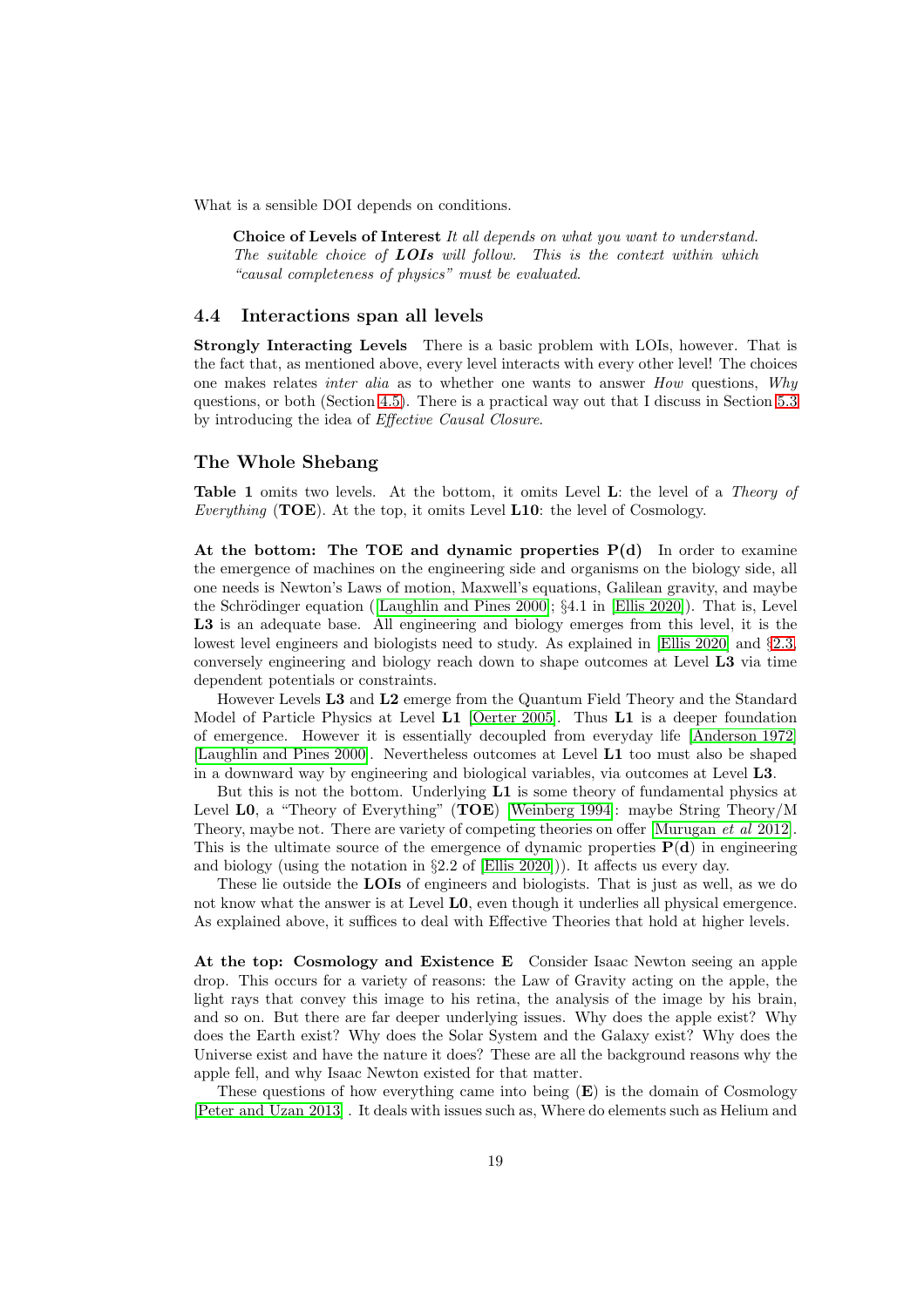What is a sensible DOI depends on conditions.

> **Choice of Levels of Interest** *It all depends on what you want to understand. The suitable choice of **LOIs** will follow. This is the context within which "causal completeness of physics" must be evaluated.*

## 4.4 Interactions span all levels

**Strongly Interacting Levels** There is a basic problem with LOIs, however. That is the fact that, as mentioned above, every level interacts with every other level! The choices one makes relates *inter alia* as to whether one wants to answer *How* questions, *Why* questions, or both (Section 4.5). There is a practical way out that I discuss in Section 5.3 by introducing the idea of *Effective Causal Closure*.

### The Whole Shebang

**Table 1** omits two levels. At the bottom, it omits Level **L**: the level of a *Theory of Everything* (**TOE**). At the top, it omits Level **L10**: the level of Cosmology.

**At the bottom: The TOE and dynamic properties P(d)** In order to examine the emergence of machines on the engineering side and organisms on the biology side, all one needs is Newton's Laws of motion, Maxwell's equations, Galilean gravity, and maybe the Schrödinger equation ([Laughlin and Pines 2000]; §4.1 in [Ellis 2020]). That is, Level **L3** is an adequate base. All engineering and biology emerges from this level, it is the lowest level engineers and biologists need to study. As explained in [Ellis 2020] and §2.3, conversely engineering and biology reach down to shape outcomes at Level **L3** via time dependent potentials or constraints.

However Levels **L3** and **L2** emerge from the Quantum Field Theory and the Standard Model of Particle Physics at Level **L1** [Oerter 2005]. Thus **L1** is a deeper foundation of emergence. However it is essentially decoupled from everyday life [Anderson 1972] [Laughlin and Pines 2000]. Nevertheless outcomes at Level **L1** too must also be shaped in a downward way by engineering and biological variables, via outcomes at Level **L3**.

But this is not the bottom. Underlying **L1** is some theory of fundamental physics at Level **L0**, a "Theory of Everything" (**TOE**) [Weinberg 1994]: maybe String Theory/M Theory, maybe not. There are variety of competing theories on offer [Murugan *et al* 2012]. This is the ultimate source of the emergence of dynamic properties **P(d)** in engineering and biology (using the notation in §2.2 of [Ellis 2020])). It affects us every day.

These lie outside the **LOIs** of engineers and biologists. That is just as well, as we do not know what the answer is at Level **L0**, even though it underlies all physical emergence. As explained above, it suffices to deal with Effective Theories that hold at higher levels.

**At the top: Cosmology and Existence E** Consider Isaac Newton seeing an apple drop. This occurs for a variety of reasons: the Law of Gravity acting on the apple, the light rays that convey this image to his retina, the analysis of the image by his brain, and so on. But there are far deeper underlying issues. Why does the apple exist? Why does the Earth exist? Why does the Solar System and the Galaxy exist? Why does the Universe exist and have the nature it does? These are all the background reasons why the apple fell, and why Isaac Newton existed for that matter.

These questions of how everything came into being (**E**) is the domain of Cosmology [Peter and Uzan 2013] . It deals with issues such as, Where do elements such as Helium and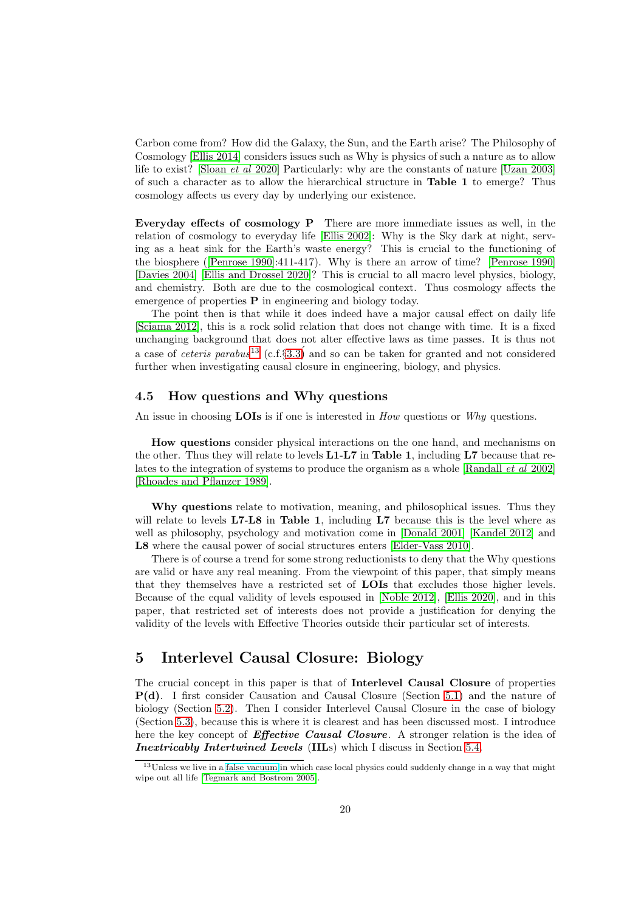Carbon come from? How did the Galaxy, the Sun, and the Earth arise? The Philosophy of Cosmology [Ellis 2014] considers issues such as Why is physics of such a nature as to allow life to exist? [Sloan *et al* 2020] Particularly: why are the constants of nature [Uzan 2003] of such a character as to allow the hierarchical structure in **Table 1** to emerge? Thus cosmology affects us every day by underlying our existence.

**Everyday effects of cosmology P** There are more immediate issues as well, in the relation of cosmology to everyday life [Ellis 2002]: Why is the Sky dark at night, serving as a heat sink for the Earth's waste energy? This is crucial to the functioning of the biosphere ([Penrose 1990]:411-417). Why is there an arrow of time? [Penrose 1990] [Davies 2004] [Ellis and Drossel 2020]? This is crucial to all macro level physics, biology, and chemistry. Both are due to the cosmological context. Thus cosmology affects the emergence of properties **P** in engineering and biology today.

The point then is that while it does indeed have a major causal effect on daily life [Sciama 2012], this is a rock solid relation that does not change with time. It is a fixed unchanging background that does not alter effective laws as time passes. It is thus not a case of *ceteris parabus*[13] (c.f.§3.3) and so can be taken for granted and not considered further when investigating causal closure in engineering, biology, and physics.

### 4.5 How questions and Why questions

An issue in choosing **LOIs** is if one is interested in *How* questions or *Why* questions.

**How questions** consider physical interactions on the one hand, and mechanisms on the other. Thus they will relate to levels **L1**-**L7** in **Table 1**, including **L7** because that relates to the integration of systems to produce the organism as a whole [Randall *et al* 2002] [Rhoades and Pflanzer 1989].

**Why questions** relate to motivation, meaning, and philosophical issues. Thus they will relate to levels **L7**-**L8** in **Table 1**, including **L7** because this is the level where as well as philosophy, psychology and motivation come in [Donald 2001] [Kandel 2012] and **L8** where the causal power of social structures enters [Elder-Vass 2010].

There is of course a trend for some strong reductionists to deny that the Why questions are valid or have any real meaning. From the viewpoint of this paper, that simply means that they themselves have a restricted set of **LOIs** that excludes those higher levels. Because of the equal validity of levels espoused in [Noble 2012], [Ellis 2020], and in this paper, that restricted set of interests does not provide a justification for denying the validity of the levels with Effective Theories outside their particular set of interests.

## 5 Interlevel Causal Closure: Biology

The crucial concept in this paper is that of **Interlevel Causal Closure** of properties **P(d)**. I first consider Causation and Causal Closure (Section 5.1) and the nature of biology (Section 5.2). Then I consider Interlevel Causal Closure in the case of biology (Section 5.3), because this is where it is clearest and has been discussed most. I introduce here the key concept of ***Effective Causal Closure***. A stronger relation is the idea of ***Inextricably Intertwined Levels*** (**IIL**s) which I discuss in Section 5.4.

[13] Unless we live in a false vacuum in which case local physics could suddenly change in a way that might wipe out all life [Tegmark and Bostrom 2005].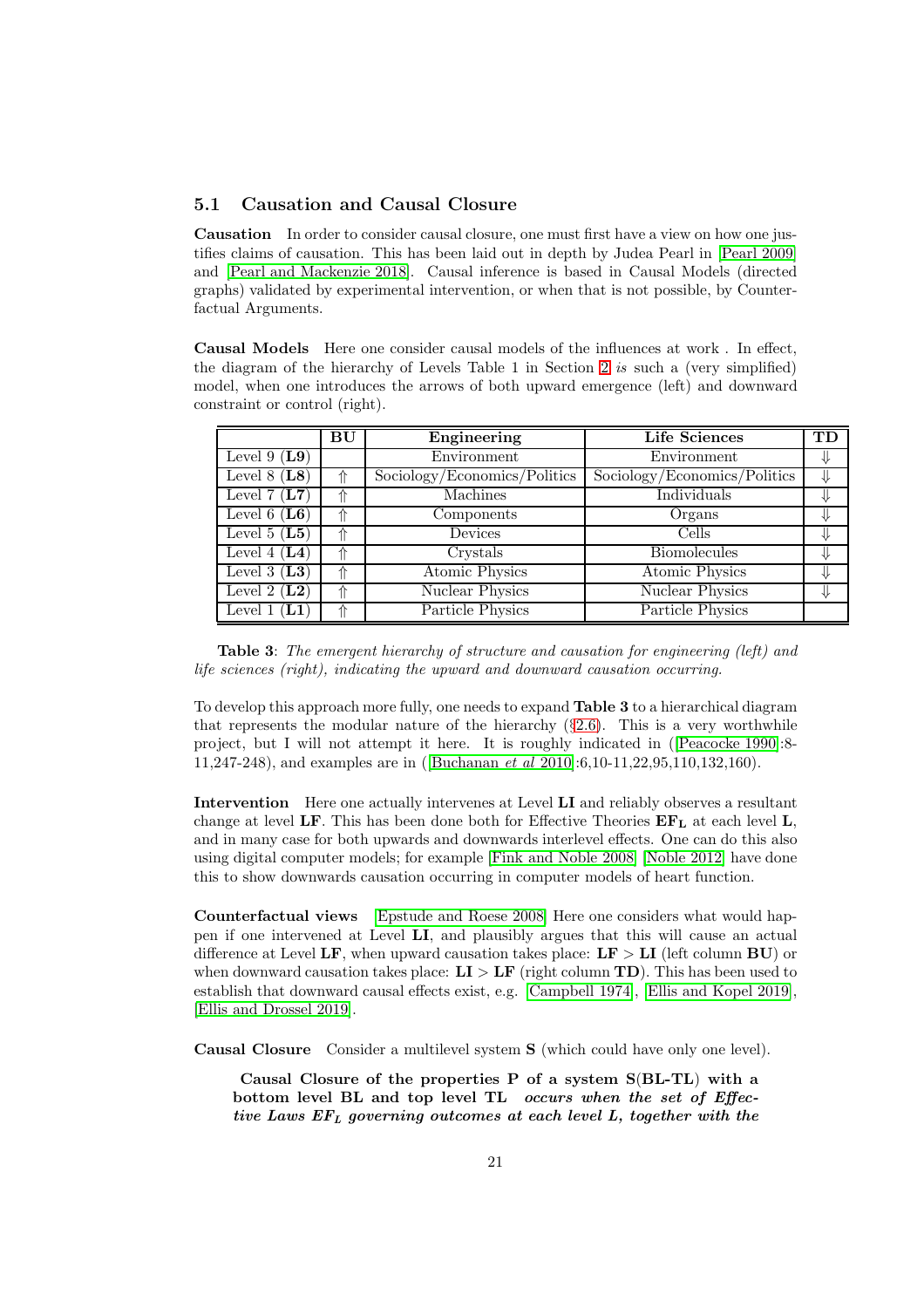### 5.1 Causation and Causal Closure

**Causation** In order to consider causal closure, one must first have a view on how one justifies claims of causation. This has been laid out in depth by Judea Pearl in [Pearl 2009] and [Pearl and Mackenzie 2018]. Causal inference is based in Causal Models (directed graphs) validated by experimental intervention, or when that is not possible, by Counterfactual Arguments.

**Causal Models** Here one consider causal models of the influences at work . In effect, the diagram of the hierarchy of Levels Table 1 in Section 2 *is* such a (very simplified) model, when one introduces the arrows of both upward emergence (left) and downward constraint or control (right).

| | BU | Engineering | Life Sciences | TD |
|---|---|---|---|---|
| Level 9 (**L9**) | | Environment | Environment | ⇓ |
| Level 8 (**L8**) | ⇑ | Sociology/Economics/Politics | Sociology/Economics/Politics | ⇓ |
| Level 7 (**L7**) | ⇑ | Machines | Individuals | ⇓ |
| Level 6 (**L6**) | ⇑ | Components | Organs | ⇓ |
| Level 5 (**L5**) | ⇑ | Devices | Cells | ⇓ |
| Level 4 (**L4**) | ⇑ | Crystals | Biomolecules | ⇓ |
| Level 3 (**L3**) | ⇑ | Atomic Physics | Atomic Physics | ⇓ |
| Level 2 (**L2**) | ⇑ | Nuclear Physics | Nuclear Physics | ⇓ |
| Level 1 (**L1**) | ⇑ | Particle Physics | Particle Physics | |

**Table 3**: *The emergent hierarchy of structure and causation for engineering (left) and life sciences (right), indicating the upward and downward causation occurring.*

To develop this approach more fully, one needs to expand **Table 3** to a hierarchical diagram that represents the modular nature of the hierarchy (§2.6). This is a very worthwhile project, but I will not attempt it here. It is roughly indicated in ([Peacocke 1990]:8-11,247-248), and examples are in ([Buchanan *et al* 2010]:6,10-11,22,95,110,132,160).

**Intervention** Here one actually intervenes at Level **LI** and reliably observes a resultant change at level **LF**. This has been done both for Effective Theories $\mathbf{EF_L}$ at each level **L**, and in many case for both upwards and downwards interlevel effects. One can do this also using digital computer models; for example [Fink and Noble 2008] [Noble 2012] have done this to show downwards causation occurring in computer models of heart function.

**Counterfactual views** [Epstude and Roese 2008] Here one considers what would happen if one intervened at Level **LI**, and plausibly argues that this will cause an actual difference at Level **LF**, when upward causation takes place: $\mathbf{LF} > \mathbf{LI}$ (left column **BU**) or when downward causation takes place: $\mathbf{LI} > \mathbf{LF}$ (right column **TD**). This has been used to establish that downward causal effects exist, e.g. [Campbell 1974], [Ellis and Kopel 2019], [Ellis and Drossel 2019].

**Causal Closure** Consider a multilevel system **S** (which could have only one level).

> **Causal Closure of the properties P of a system S(BL-TL) with a bottom level BL and top level TL** ***occurs when the set of Effective Laws $EF_L$ governing outcomes at each level L, together with the***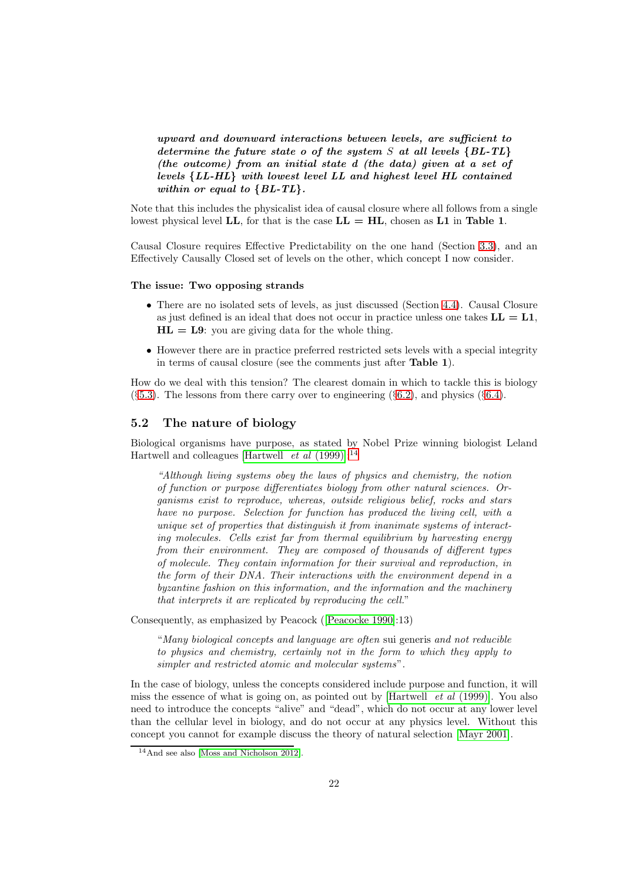***upward and downward interactions between levels, are sufficient to determine the future state o of the system S at all levels {BL-TL} (the outcome) from an initial state d (the data) given at a set of levels {LL-HL} with lowest level LL and highest level HL contained within or equal to {BL-TL}.***

Note that this includes the physicalist idea of causal closure where all follows from a single lowest physical level **LL**, for that is the case **LL = HL**, chosen as **L1** in **Table 1**.

Causal Closure requires Effective Predictability on the one hand (Section 3.3), and an Effectively Causally Closed set of levels on the other, which concept I now consider.

**The issue: Two opposing strands**

- There are no isolated sets of levels, as just discussed (Section 4.4). Causal Closure as just defined is an ideal that does not occur in practice unless one takes **LL = L1**, **HL = L9**: you are giving data for the whole thing.
- However there are in practice preferred restricted sets levels with a special integrity in terms of causal closure (see the comments just after **Table 1**).

How do we deal with this tension? The clearest domain in which to tackle this is biology (§5.3). The lessons from there carry over to engineering (§6.2), and physics (§6.4).

## 5.2 The nature of biology

Biological organisms have purpose, as stated by Nobel Prize winning biologist Leland Hartwell and colleagues [Hartwell *et al* (1999)].[14]

> *"Although living systems obey the laws of physics and chemistry, the notion of function or purpose differentiates biology from other natural sciences. Organisms exist to reproduce, whereas, outside religious belief, rocks and stars have no purpose. Selection for function has produced the living cell, with a unique set of properties that distinguish it from inanimate systems of interacting molecules. Cells exist far from thermal equilibrium by harvesting energy from their environment. They are composed of thousands of different types of molecule. They contain information for their survival and reproduction, in the form of their DNA. Their interactions with the environment depend in a byzantine fashion on this information, and the information and the machinery that interprets it are replicated by reproducing the cell."*

Consequently, as emphasized by Peacock ([Peacocke 1990]:13)

> "*Many biological concepts and language are often* sui generis *and not reducible to physics and chemistry, certainly not in the form to which they apply to simpler and restricted atomic and molecular systems*".

In the case of biology, unless the concepts considered include purpose and function, it will miss the essence of what is going on, as pointed out by [Hartwell *et al* (1999)]. You also need to introduce the concepts "alive" and "dead", which do not occur at any lower level than the cellular level in biology, and do not occur at any physics level. Without this concept you cannot for example discuss the theory of natural selection [Mayr 2001].

[14] And see also [Moss and Nicholson 2012].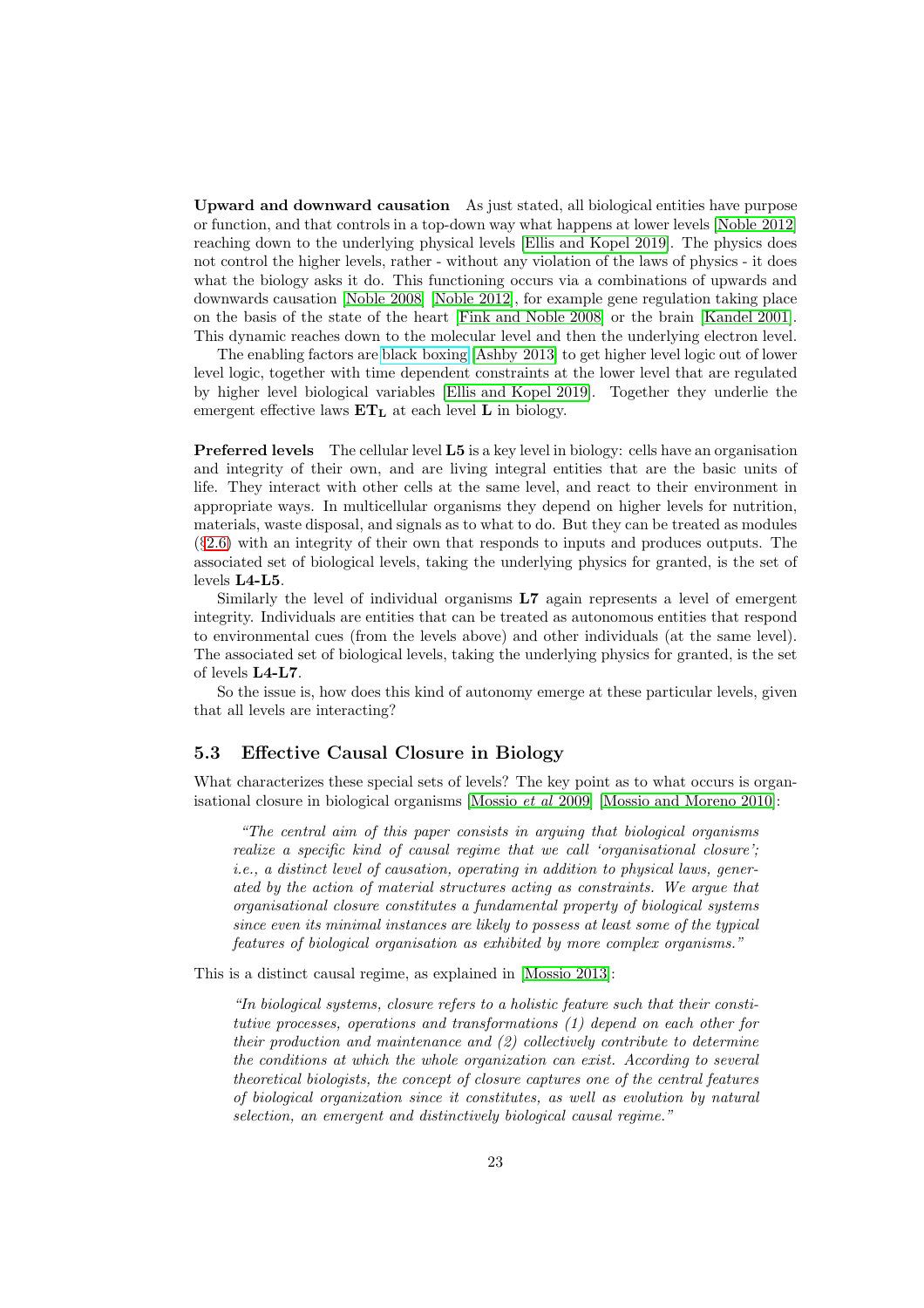**Upward and downward causation** As just stated, all biological entities have purpose or function, and that controls in a top-down way what happens at lower levels [Noble 2012] reaching down to the underlying physical levels [Ellis and Kopel 2019]. The physics does not control the higher levels, rather - without any violation of the laws of physics - it does what the biology asks it do. This functioning occurs via a combinations of upwards and downwards causation [Noble 2008] [Noble 2012], for example gene regulation taking place on the basis of the state of the heart [Fink and Noble 2008] or the brain [Kandel 2001]. This dynamic reaches down to the molecular level and then the underlying electron level.

The enabling factors are black boxing [Ashby 2013] to get higher level logic out of lower level logic, together with time dependent constraints at the lower level that are regulated by higher level biological variables [Ellis and Kopel 2019]. Together they underlie the emergent effective laws $\mathbf{ET_L}$ at each level **L** in biology.

**Preferred levels** The cellular level **L5** is a key level in biology: cells have an organisation and integrity of their own, and are living integral entities that are the basic units of life. They interact with other cells at the same level, and react to their environment in appropriate ways. In multicellular organisms they depend on higher levels for nutrition, materials, waste disposal, and signals as to what to do. But they can be treated as modules (§2.6) with an integrity of their own that responds to inputs and produces outputs. The associated set of biological levels, taking the underlying physics for granted, is the set of levels **L4-L5**.

Similarly the level of individual organisms **L7** again represents a level of emergent integrity. Individuals are entities that can be treated as autonomous entities that respond to environmental cues (from the levels above) and other individuals (at the same level). The associated set of biological levels, taking the underlying physics for granted, is the set of levels **L4-L7**.

So the issue is, how does this kind of autonomy emerge at these particular levels, given that all levels are interacting?

## 5.3 Effective Causal Closure in Biology

What characterizes these special sets of levels? The key point as to what occurs is organisational closure in biological organisms [Mossio *et al* 2009] [Mossio and Moreno 2010]:

> *"The central aim of this paper consists in arguing that biological organisms realize a specific kind of causal regime that we call 'organisational closure'; i.e., a distinct level of causation, operating in addition to physical laws, generated by the action of material structures acting as constraints. We argue that organisational closure constitutes a fundamental property of biological systems since even its minimal instances are likely to possess at least some of the typical features of biological organisation as exhibited by more complex organisms."*

This is a distinct causal regime, as explained in [Mossio 2013]:

> *"In biological systems, closure refers to a holistic feature such that their constitutive processes, operations and transformations (1) depend on each other for their production and maintenance and (2) collectively contribute to determine the conditions at which the whole organization can exist. According to several theoretical biologists, the concept of closure captures one of the central features of biological organization since it constitutes, as well as evolution by natural selection, an emergent and distinctively biological causal regime."*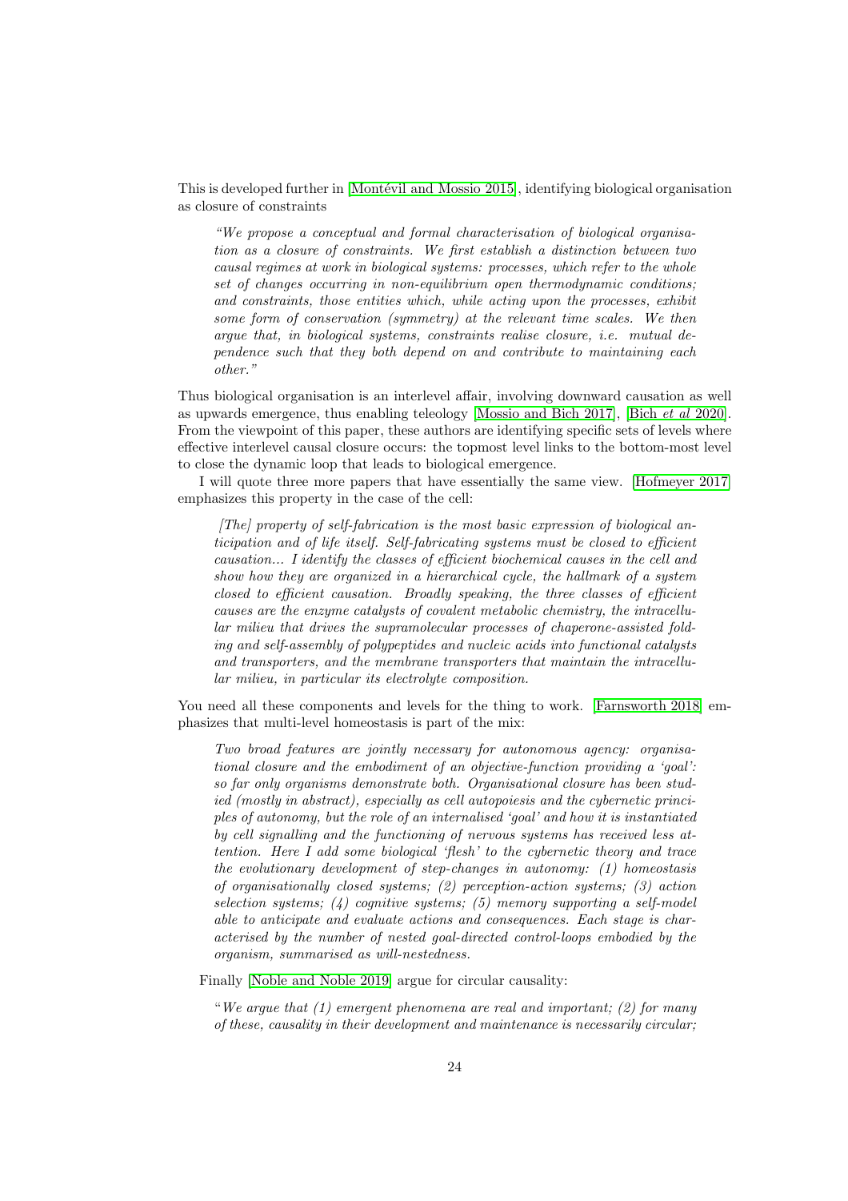This is developed further in [Montévil and Mossio 2015], identifying biological organisation as closure of constraints

> *"We propose a conceptual and formal characterisation of biological organisation as a closure of constraints. We first establish a distinction between two causal regimes at work in biological systems: processes, which refer to the whole set of changes occurring in non-equilibrium open thermodynamic conditions; and constraints, those entities which, while acting upon the processes, exhibit some form of conservation (symmetry) at the relevant time scales. We then argue that, in biological systems, constraints realise closure, i.e. mutual dependence such that they both depend on and contribute to maintaining each other."*

Thus biological organisation is an interlevel affair, involving downward causation as well as upwards emergence, thus enabling teleology [Mossio and Bich 2017], [Bich *et al* 2020]. From the viewpoint of this paper, these authors are identifying specific sets of levels where effective interlevel causal closure occurs: the topmost level links to the bottom-most level to close the dynamic loop that leads to biological emergence.

I will quote three more papers that have essentially the same view. [Hofmeyer 2017] emphasizes this property in the case of the cell:

> *[The] property of self-fabrication is the most basic expression of biological anticipation and of life itself. Self-fabricating systems must be closed to efficient causation... I identify the classes of efficient biochemical causes in the cell and show how they are organized in a hierarchical cycle, the hallmark of a system closed to efficient causation. Broadly speaking, the three classes of efficient causes are the enzyme catalysts of covalent metabolic chemistry, the intracellular milieu that drives the supramolecular processes of chaperone-assisted folding and self-assembly of polypeptides and nucleic acids into functional catalysts and transporters, and the membrane transporters that maintain the intracellular milieu, in particular its electrolyte composition.*

You need all these components and levels for the thing to work. [Farnsworth 2018] emphasizes that multi-level homeostasis is part of the mix:

> *Two broad features are jointly necessary for autonomous agency: organisational closure and the embodiment of an objective-function providing a 'goal': so far only organisms demonstrate both. Organisational closure has been studied (mostly in abstract), especially as cell autopoiesis and the cybernetic principles of autonomy, but the role of an internalised 'goal' and how it is instantiated by cell signalling and the functioning of nervous systems has received less attention. Here I add some biological 'flesh' to the cybernetic theory and trace the evolutionary development of step-changes in autonomy: (1) homeostasis of organisationally closed systems; (2) perception-action systems; (3) action selection systems; (4) cognitive systems; (5) memory supporting a self-model able to anticipate and evaluate actions and consequences. Each stage is characterised by the number of nested goal-directed control-loops embodied by the organism, summarised as will-nestedness.*

Finally [Noble and Noble 2019] argue for circular causality:

> "*We argue that (1) emergent phenomena are real and important; (2) for many of these, causality in their development and maintenance is necessarily circular;*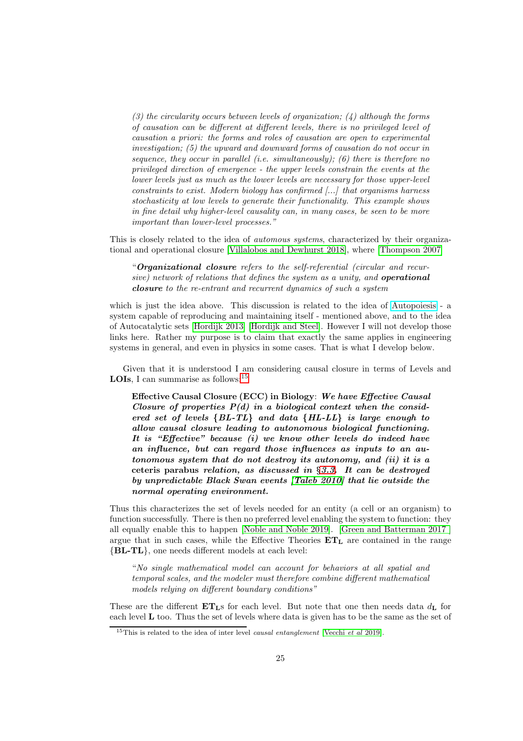*(3) the circularity occurs between levels of organization; (4) although the forms of causation can be different at different levels, there is no privileged level of causation a priori: the forms and roles of causation are open to experimental investigation; (5) the upward and downward forms of causation do not occur in sequence, they occur in parallel (i.e. simultaneously); (6) there is therefore no privileged direction of emergence - the upper levels constrain the events at the lower levels just as much as the lower levels are necessary for those upper-level constraints to exist. Modern biology has confirmed [...] that organisms harness stochasticity at low levels to generate their functionality. This example shows in fine detail why higher-level causality can, in many cases, be seen to be more important than lower-level processes."*

This is closely related to the idea of *automous systems*, characterized by their organizational and operational closure [Villalobos and Dewhurst 2018], where [Thompson 2007]

> "***Organizational closure*** *refers to the self-referential (circular and recursive) network of relations that defines the system as a unity, and* ***operational closure*** *to the re-entrant and recurrent dynamics of such a system*

which is just the idea above. This discussion is related to the idea of Autopoiesis - a system capable of reproducing and maintaining itself - mentioned above, and to the idea of Autocatalytic sets [Hordijk 2013] [Hordijk and Steel]. However I will not develop those links here. Rather my purpose is to claim that exactly the same applies in engineering systems in general, and even in physics in some cases. That is what I develop below.

Given that it is understood I am considering causal closure in terms of Levels and **LOIs**, I can summarise as follows:[15]

> **Effective Causal Closure (ECC) in Biology**: ***We have Effective Causal Closure of properties P(d) in a biological context when the considered set of levels {BL-TL} and data {HL-LL} is large enough to allow causal closure leading to autonomous biological functioning. It is "Effective" because (i) we know other levels do indeed have an influence, but can regard those influences as inputs to an autonomous system that do not destroy its autonomy, and (ii) it is a*** **ceteris parabus** ***relation, as discussed in §3.3. It can be destroyed by unpredictable Black Swan events [Taleb 2010] that lie outside the normal operating environment.***

Thus this characterizes the set of levels needed for an entity (a cell or an organism) to function successfully. There is then no preferred level enabling the system to function: they all equally enable this to happen [Noble and Noble 2019]. [Green and Batterman 2017 ] argue that in such cases, while the Effective Theories $\mathbf{ET_L}$ are contained in the range {**BL-TL**}, one needs different models at each level:

> "*No single mathematical model can account for behaviors at all spatial and temporal scales, and the modeler must therefore combine different mathematical models relying on different boundary conditions"*

These are the different $\mathbf{ET_L}$s for each level. But note that one then needs data $d_\mathbf{L}$ for each level **L** too. Thus the set of levels where data is given has to be the same as the set of

[15] This is related to the idea of inter level *causal entanglement* [Vecchi *et al* 2019].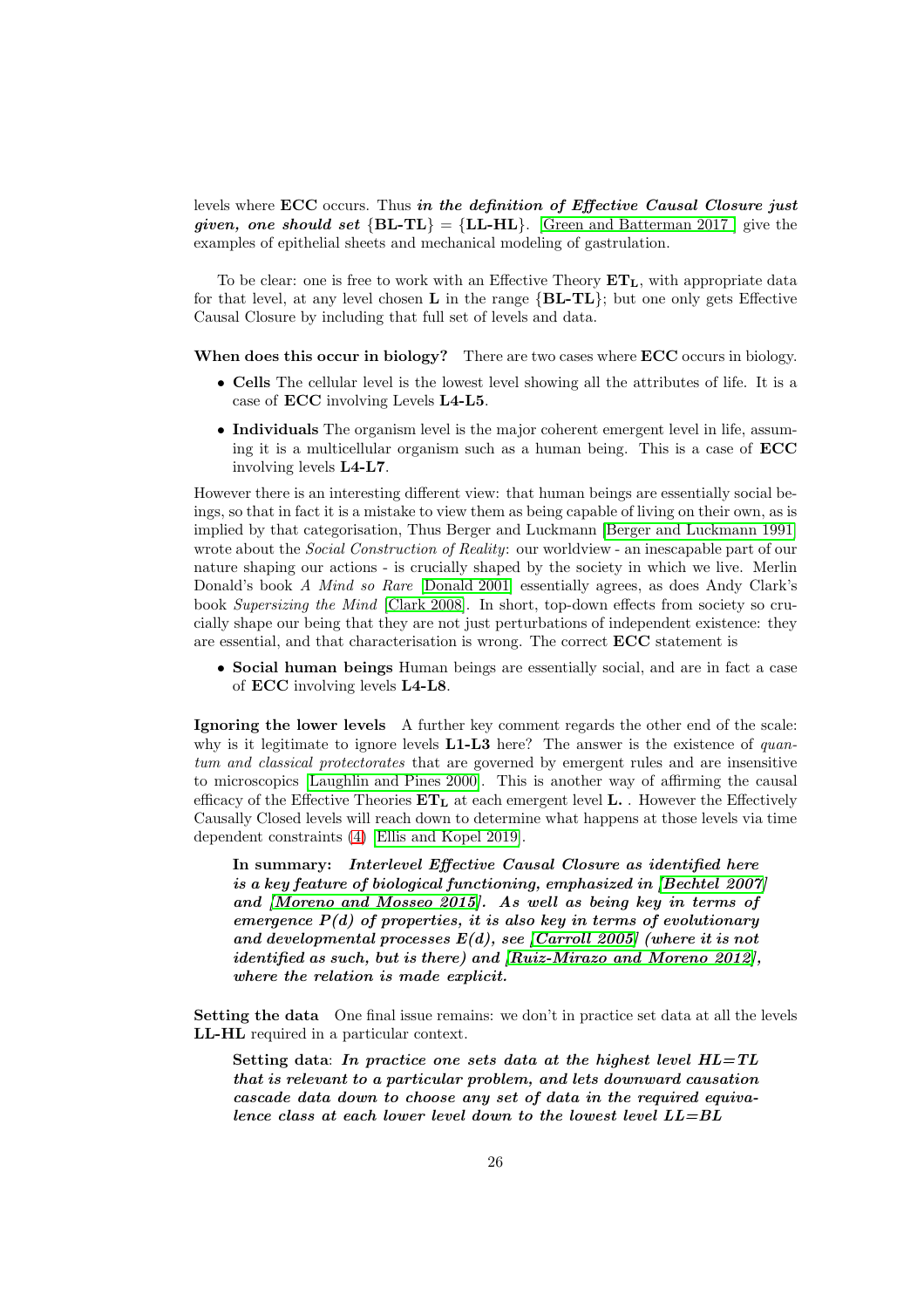levels where **ECC** occurs. Thus ***in the definition of Effective Causal Closure just given, one should set*** {**BL-TL**} = {**LL-HL**}. [Green and Batterman 2017 ] give the examples of epithelial sheets and mechanical modeling of gastrulation.

To be clear: one is free to work with an Effective Theory $\mathbf{ET_L}$, with appropriate data for that level, at any level chosen **L** in the range {**BL-TL**}; but one only gets Effective Causal Closure by including that full set of levels and data.

**When does this occur in biology?** There are two cases where **ECC** occurs in biology.

- **Cells** The cellular level is the lowest level showing all the attributes of life. It is a case of **ECC** involving Levels **L4-L5**.
- **Individuals** The organism level is the major coherent emergent level in life, assuming it is a multicellular organism such as a human being. This is a case of **ECC** involving levels **L4-L7**.

However there is an interesting different view: that human beings are essentially social beings, so that in fact it is a mistake to view them as being capable of living on their own, as is implied by that categorisation, Thus Berger and Luckmann [Berger and Luckmann 1991] wrote about the *Social Construction of Reality*: our worldview - an inescapable part of our nature shaping our actions - is crucially shaped by the society in which we live. Merlin Donald's book *A Mind so Rare* [Donald 2001] essentially agrees, as does Andy Clark's book *Supersizing the Mind* [Clark 2008]. In short, top-down effects from society so crucially shape our being that they are not just perturbations of independent existence: they are essential, and that characterisation is wrong. The correct **ECC** statement is

- **Social human beings** Human beings are essentially social, and are in fact a case of **ECC** involving levels **L4-L8**.

**Ignoring the lower levels** A further key comment regards the other end of the scale: why is it legitimate to ignore levels **L1-L3** here? The answer is the existence of *quantum and classical protectorates* that are governed by emergent rules and are insensitive to microscopics [Laughlin and Pines 2000]. This is another way of affirming the causal efficacy of the Effective Theories $\mathbf{ET_L}$ at each emergent level **L**. . However the Effectively Causally Closed levels will reach down to determine what happens at those levels via time dependent constraints (4) [Ellis and Kopel 2019].

> **In summary:** ***Interlevel Effective Causal Closure as identified here is a key feature of biological functioning, emphasized in [Bechtel 2007] and [Moreno and Mosseo 2015]. As well as being key in terms of emergence $P(d)$ of properties, it is also key in terms of evolutionary and developmental processes $E(d)$, see [Carroll 2005] (where it is not identified as such, but is there) and [Ruiz-Mirazo and Moreno 2012], where the relation is made explicit.***

**Setting the data** One final issue remains: we don't in practice set data at all the levels **LL-HL** required in a particular context.

> **Setting data**: ***In practice one sets data at the highest level HL=TL that is relevant to a particular problem, and lets downward causation cascade data down to choose any set of data in the required equivalence class at each lower level down to the lowest level LL=BL***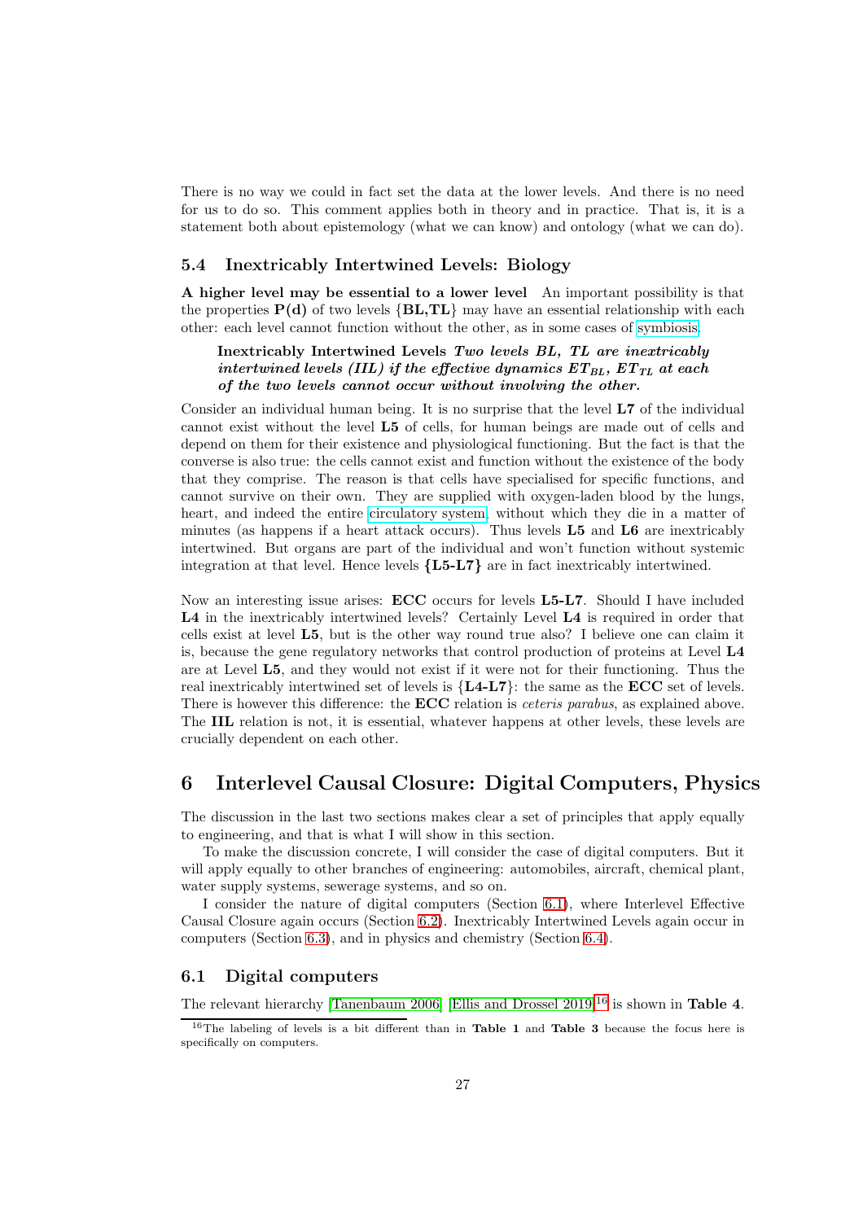There is no way we could in fact set the data at the lower levels. And there is no need for us to do so. This comment applies both in theory and in practice. That is, it is a statement both about epistemology (what we can know) and ontology (what we can do).

### 5.4 Inextricably Intertwined Levels: Biology

**A higher level may be essential to a lower level** An important possibility is that the properties **P(d)** of two levels {**BL,TL**} may have an essential relationship with each other: each level cannot function without the other, as in some cases of symbiosis.

> **Inextricably Intertwined Levels** ***Two levels BL, TL are inextricably intertwined levels (IIL) if the effective dynamics $ET_{BL}$, $ET_{TL}$ at each of the two levels cannot occur without involving the other.***

Consider an individual human being. It is no surprise that the level **L7** of the individual cannot exist without the level **L5** of cells, for human beings are made out of cells and depend on them for their existence and physiological functioning. But the fact is that the converse is also true: the cells cannot exist and function without the existence of the body that they comprise. The reason is that cells have specialised for specific functions, and cannot survive on their own. They are supplied with oxygen-laden blood by the lungs, heart, and indeed the entire circulatory system, without which they die in a matter of minutes (as happens if a heart attack occurs). Thus levels **L5** and **L6** are inextricably intertwined. But organs are part of the individual and won't function without systemic integration at that level. Hence levels **{L5-L7}** are in fact inextricably intertwined.

Now an interesting issue arises: **ECC** occurs for levels **L5-L7**. Should I have included **L4** in the inextricably intertwined levels? Certainly Level **L4** is required in order that cells exist at level **L5**, but is the other way round true also? I believe one can claim it is, because the gene regulatory networks that control production of proteins at Level **L4** are at Level **L5**, and they would not exist if it were not for their functioning. Thus the real inextricably intertwined set of levels is {**L4-L7**}: the same as the **ECC** set of levels. There is however this difference: the **ECC** relation is *ceteris parabus*, as explained above. The **IIL** relation is not, it is essential, whatever happens at other levels, these levels are crucially dependent on each other.

## 6 Interlevel Causal Closure: Digital Computers, Physics

The discussion in the last two sections makes clear a set of principles that apply equally to engineering, and that is what I will show in this section.

To make the discussion concrete, I will consider the case of digital computers. But it will apply equally to other branches of engineering: automobiles, aircraft, chemical plant, water supply systems, sewerage systems, and so on.

I consider the nature of digital computers (Section 6.1), where Interlevel Effective Causal Closure again occurs (Section 6.2). Inextricably Intertwined Levels again occur in computers (Section 6.3), and in physics and chemistry (Section 6.4).

### 6.1 Digital computers

The relevant hierarchy [Tanenbaum 2006] [Ellis and Drossel 2019][16] is shown in **Table 4**.

[16] The labeling of levels is a bit different than in **Table 1** and **Table 3** because the focus here is specifically on computers.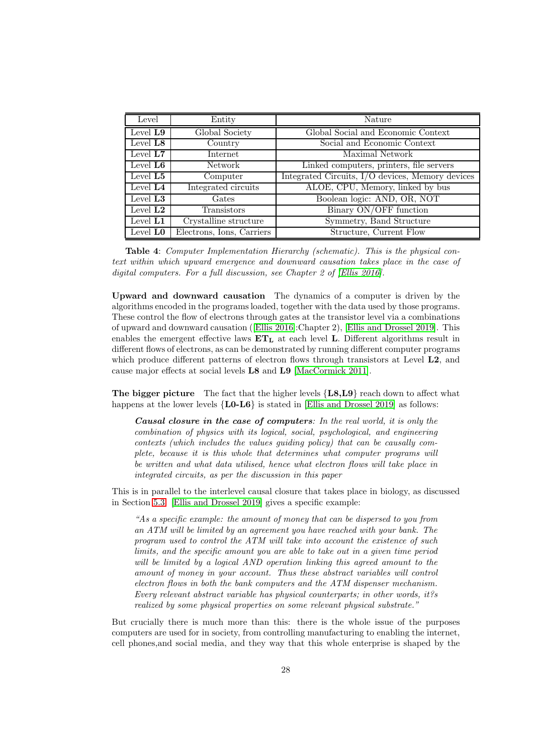| Level | Entity | Nature |
|---|---|---|
| Level **L9** | Global Society | Global Social and Economic Context |
| Level **L8** | Country | Social and Economic Context |
| Level **L7** | Internet | Maximal Network |
| Level **L6** | Network | Linked computers, printers, file servers |
| Level **L5** | Computer | Integrated Circuits, I/O devices, Memory devices |
| Level **L4** | Integrated circuits | ALOE, CPU, Memory, linked by bus |
| Level **L3** | Gates | Boolean logic: AND, OR, NOT |
| Level **L2** | Transistors | Binary ON/OFF function |
| Level **L1** | Crystalline structure | Symmetry, Band Structure |
| Level **L0** | Electrons, Ions, Carriers | Structure, Current Flow |

**Table 4**: *Computer Implementation Hierarchy (schematic). This is the physical context within which upward emergence and downward causation takes place in the case of digital computers. For a full discussion, see Chapter 2 of [Ellis 2016].*

**Upward and downward causation** The dynamics of a computer is driven by the algorithms encoded in the programs loaded, together with the data used by those programs. These control the flow of electrons through gates at the transistor level via a combinations of upward and downward causation ([Ellis 2016]:Chapter 2), [Ellis and Drossel 2019]. This enables the emergent effective laws $\mathbf{ET_L}$ at each level **L**. Different algorithms result in different flows of electrons, as can be demonstrated by running different computer programs which produce different patterns of electron flows through transistors at Level **L2**, and cause major effects at social levels **L8** and **L9** [MacCormick 2011].

**The bigger picture** The fact that the higher levels {**L8,L9**} reach down to affect what happens at the lower levels {**L0-L6**} is stated in [Ellis and Drossel 2019] as follows:

> ***Causal closure in the case of computers**: In the real world, it is only the combination of physics with its logical, social, psychological, and engineering contexts (which includes the values guiding policy) that can be causally complete, because it is this whole that determines what computer programs will be written and what data utilised, hence what electron flows will take place in integrated circuits, as per the discussion in this paper*

This is in parallel to the interlevel causal closure that takes place in biology, as discussed in Section 5.3. [Ellis and Drossel 2019] gives a specific example:

> *"As a specific example: the amount of money that can be dispersed to you from an ATM will be limited by an agreement you have reached with your bank. The program used to control the ATM will take into account the existence of such limits, and the specific amount you are able to take out in a given time period will be limited by a logical AND operation linking this agreed amount to the amount of money in your account. Thus these abstract variables will control electron flows in both the bank computers and the ATM dispenser mechanism. Every relevant abstract variable has physical counterparts; in other words, it?s realized by some physical properties on some relevant physical substrate."*

But crucially there is much more than this: there is the whole issue of the purposes computers are used for in society, from controlling manufacturing to enabling the internet, cell phones,and social media, and they way that this whole enterprise is shaped by the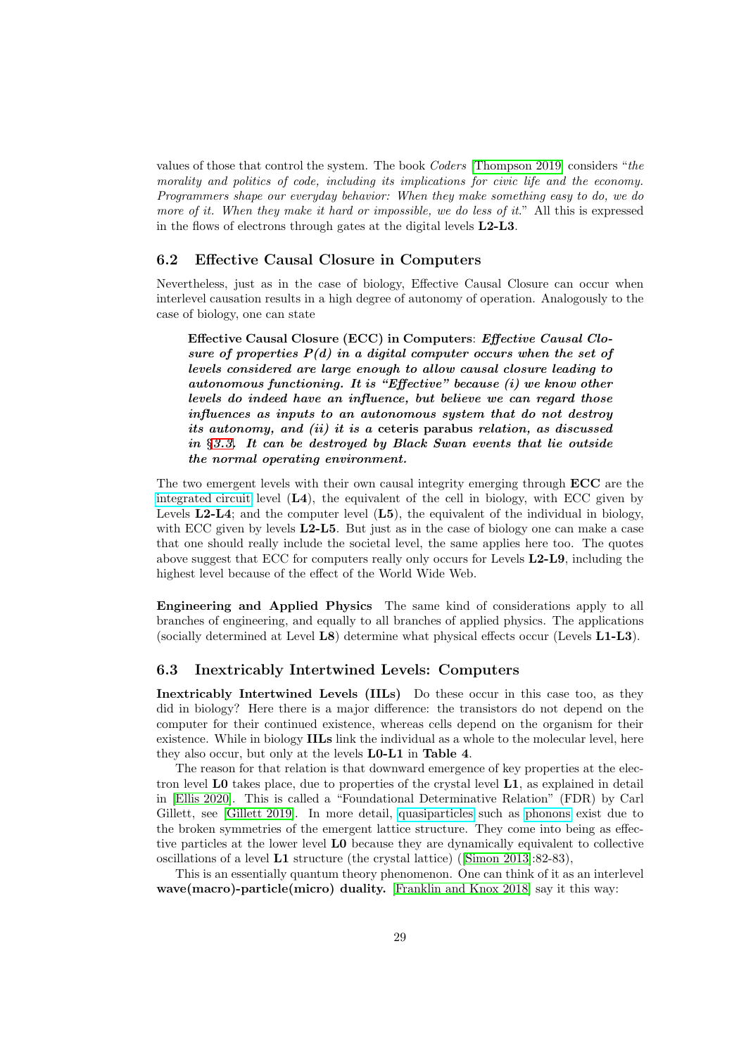values of those that control the system. The book *Coders* [Thompson 2019] considers "*the morality and politics of code, including its implications for civic life and the economy. Programmers shape our everyday behavior: When they make something easy to do, we do more of it. When they make it hard or impossible, we do less of it.*" All this is expressed in the flows of electrons through gates at the digital levels **L2-L3**.

## 6.2 Effective Causal Closure in Computers

Nevertheless, just as in the case of biology, Effective Causal Closure can occur when interlevel causation results in a high degree of autonomy of operation. Analogously to the case of biology, one can state

> **Effective Causal Closure (ECC) in Computers**: ***Effective Causal Closure of properties P(d) in a digital computer occurs when the set of levels considered are large enough to allow causal closure leading to autonomous functioning. It is "Effective" because (i) we know other levels do indeed have an influence, but believe we can regard those influences as inputs to an autonomous system that do not destroy its autonomy, and (ii) it is a* ceteris parabus *relation, as discussed in §3.3. It can be destroyed by Black Swan events that lie outside the normal operating environment.***

The two emergent levels with their own causal integrity emerging through **ECC** are the integrated circuit level (**L4**), the equivalent of the cell in biology, with ECC given by Levels **L2-L4**; and the computer level (**L5**), the equivalent of the individual in biology, with ECC given by levels **L2-L5**. But just as in the case of biology one can make a case that one should really include the societal level, the same applies here too. The quotes above suggest that ECC for computers really only occurs for Levels **L2-L9**, including the highest level because of the effect of the World Wide Web.

**Engineering and Applied Physics** The same kind of considerations apply to all branches of engineering, and equally to all branches of applied physics. The applications (socially determined at Level **L8**) determine what physical effects occur (Levels **L1-L3**).

## 6.3 Inextricably Intertwined Levels: Computers

**Inextricably Intertwined Levels (IILs)** Do these occur in this case too, as they did in biology? Here there is a major difference: the transistors do not depend on the computer for their continued existence, whereas cells depend on the organism for their existence. While in biology **IILs** link the individual as a whole to the molecular level, here they also occur, but only at the levels **L0-L1** in **Table 4**.

The reason for that relation is that downward emergence of key properties at the electron level **L0** takes place, due to properties of the crystal level **L1**, as explained in detail in [Ellis 2020]. This is called a "Foundational Determinative Relation" (FDR) by Carl Gillett, see [Gillett 2019]. In more detail, quasiparticles such as phonons exist due to the broken symmetries of the emergent lattice structure. They come into being as effective particles at the lower level **L0** because they are dynamically equivalent to collective oscillations of a level **L1** structure (the crystal lattice) ([Simon 2013]:82-83),

This is an essentially quantum theory phenomenon. One can think of it as an interlevel **wave(macro)-particle(micro) duality.** [Franklin and Knox 2018] say it this way: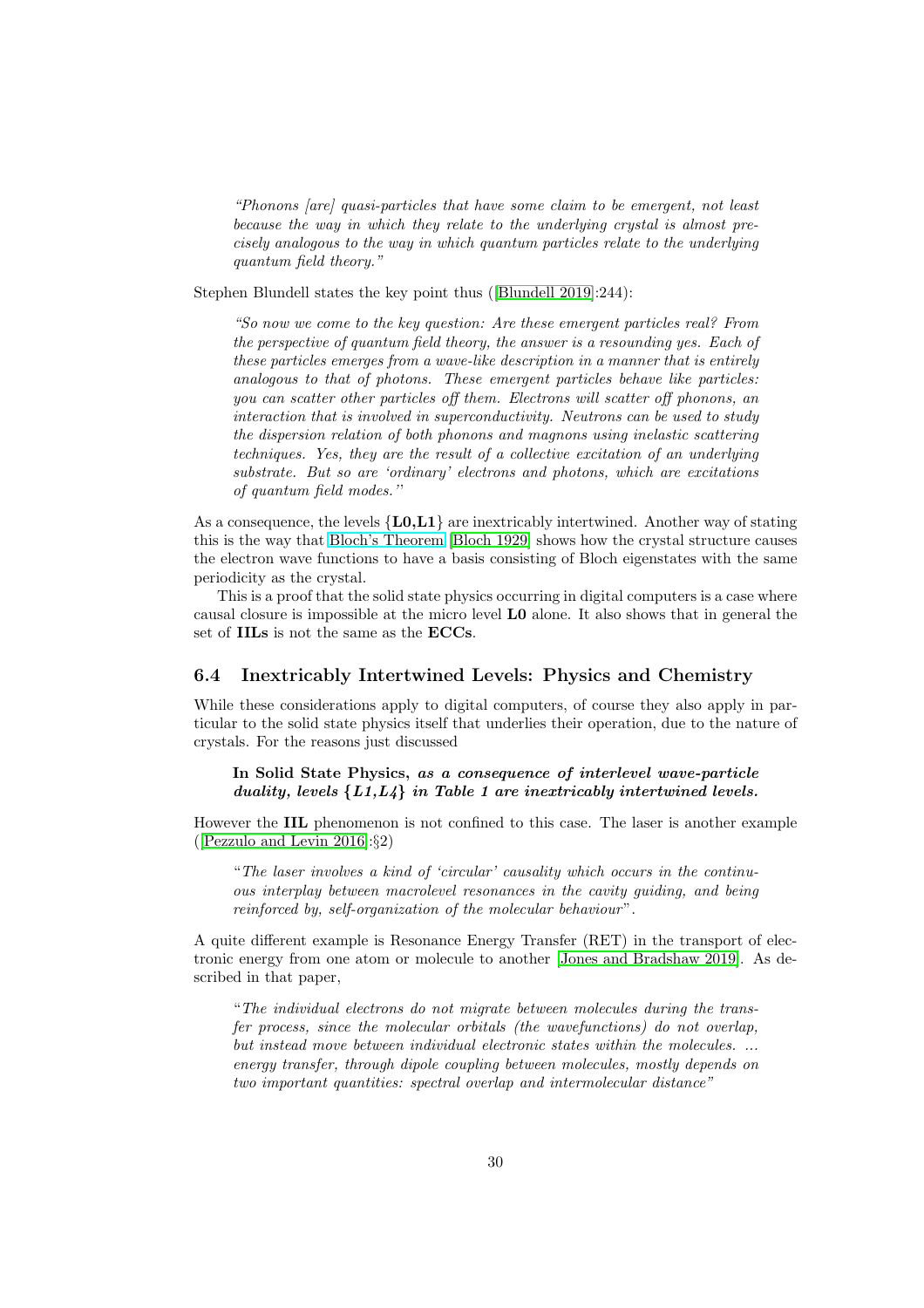> *"Phonons [are] quasi-particles that have some claim to be emergent, not least because the way in which they relate to the underlying crystal is almost precisely analogous to the way in which quantum particles relate to the underlying quantum field theory."*

Stephen Blundell states the key point thus ([Blundell 2019]:244):

> *"So now we come to the key question: Are these emergent particles real? From the perspective of quantum field theory, the answer is a resounding yes. Each of these particles emerges from a wave-like description in a manner that is entirely analogous to that of photons. These emergent particles behave like particles: you can scatter other particles off them. Electrons will scatter off phonons, an interaction that is involved in superconductivity. Neutrons can be used to study the dispersion relation of both phonons and magnons using inelastic scattering techniques. Yes, they are the result of a collective excitation of an underlying substrate. But so are 'ordinary' electrons and photons, which are excitations of quantum field modes."*

As a consequence, the levels {**L0,L1**} are inextricably intertwined. Another way of stating this is the way that Bloch's Theorem [Bloch 1929] shows how the crystal structure causes the electron wave functions to have a basis consisting of Bloch eigenstates with the same periodicity as the crystal.

This is a proof that the solid state physics occurring in digital computers is a case where causal closure is impossible at the micro level **L0** alone. It also shows that in general the set of **IILs** is not the same as the **ECCs**.

## 6.4 Inextricably Intertwined Levels: Physics and Chemistry

While these considerations apply to digital computers, of course they also apply in particular to the solid state physics itself that underlies their operation, due to the nature of crystals. For the reasons just discussed

> **In Solid State Physics,** ***as a consequence of interlevel wave-particle duality, levels {L1,L4} in Table 1 are inextricably intertwined levels.***

However the **IIL** phenomenon is not confined to this case. The laser is another example ([Pezzulo and Levin 2016]:§2)

> "*The laser involves a kind of 'circular' causality which occurs in the continuous interplay between macrolevel resonances in the cavity guiding, and being reinforced by, self-organization of the molecular behaviour*".

A quite different example is Resonance Energy Transfer (RET) in the transport of electronic energy from one atom or molecule to another [Jones and Bradshaw 2019]. As described in that paper,

> "*The individual electrons do not migrate between molecules during the transfer process, since the molecular orbitals (the wavefunctions) do not overlap, but instead move between individual electronic states within the molecules. ... energy transfer, through dipole coupling between molecules, mostly depends on two important quantities: spectral overlap and intermolecular distance*"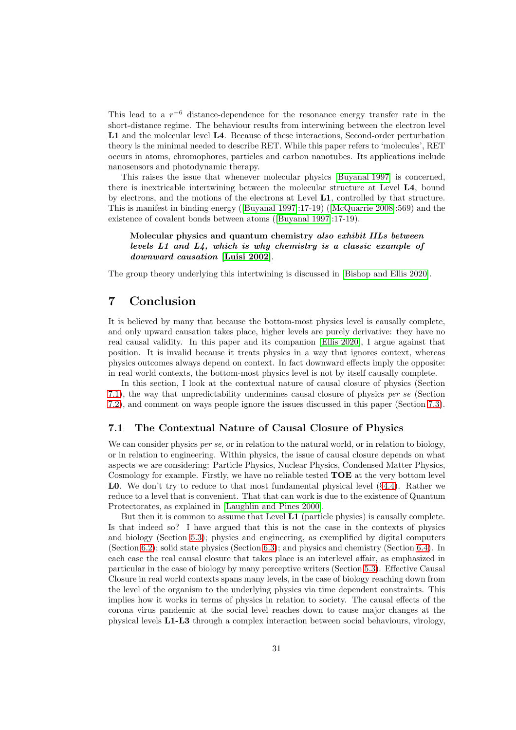This lead to a $r^{-6}$ distance-dependence for the resonance energy transfer rate in the short-distance regime. The behaviour results from interwining between the electron level **L1** and the molecular level **L4**. Because of these interactions, Second-order perturbation theory is the minimal needed to describe RET. While this paper refers to 'molecules', RET occurs in atoms, chromophores, particles and carbon nanotubes. Its applications include nanosensors and photodynamic therapy.

This raises the issue that whenever molecular physics [Buyanal 1997] is concerned, there is inextricable intertwining between the molecular structure at Level **L4**, bound by electrons, and the motions of the electrons at Level **L1**, controlled by that structure. This is manifest in binding energy ([Buyanal 1997]:17-19) ([McQuarrie 2008]:569) and the existence of covalent bonds between atoms ([Buyanal 1997]:17-19).

> **Molecular physics and quantum chemistry** ***also exhibit IILs between levels L1 and L4, which is why chemistry is a classic example of downward causation*** **[Luisi 2002]**.

The group theory underlying this intertwining is discussed in [Bishop and Ellis 2020].

# 7 Conclusion

It is believed by many that because the bottom-most physics level is causally complete, and only upward causation takes place, higher levels are purely derivative: they have no real causal validity. In this paper and its companion [Ellis 2020], I argue against that position. It is invalid because it treats physics in a way that ignores context, whereas physics outcomes always depend on context. In fact downward effects imply the opposite: in real world contexts, the bottom-most physics level is not by itself causally complete.

In this section, I look at the contextual nature of causal closure of physics (Section 7.1), the way that unpredictability undermines causal closure of physics *per se* (Section 7.2), and comment on ways people ignore the issues discussed in this paper (Section 7.3).

## 7.1 The Contextual Nature of Causal Closure of Physics

We can consider physics *per se*, or in relation to the natural world, or in relation to biology, or in relation to engineering. Within physics, the issue of causal closure depends on what aspects we are considering: Particle Physics, Nuclear Physics, Condensed Matter Physics, Cosmology for example. Firstly, we have no reliable tested **TOE** at the very bottom level **L0**. We don't try to reduce to that most fundamental physical level (§4.4). Rather we reduce to a level that is convenient. That that can work is due to the existence of Quantum Protectorates, as explained in [Laughlin and Pines 2000].

But then it is common to assume that Level **L1** (particle physics) is causally complete. Is that indeed so? I have argued that this is not the case in the contexts of physics and biology (Section 5.3); physics and engineering, as exemplified by digital computers (Section 6.2); solid state physics (Section 6.3); and physics and chemistry (Section 6.4). In each case the real causal closure that takes place is an interlevel affair, as emphasized in particular in the case of biology by many perceptive writers (Section 5.3). Effective Causal Closure in real world contexts spans many levels, in the case of biology reaching down from the level of the organism to the underlying physics via time dependent constraints. This implies how it works in terms of physics in relation to society. The causal effects of the corona virus pandemic at the social level reaches down to cause major changes at the physical levels **L1-L3** through a complex interaction between social behaviours, virology,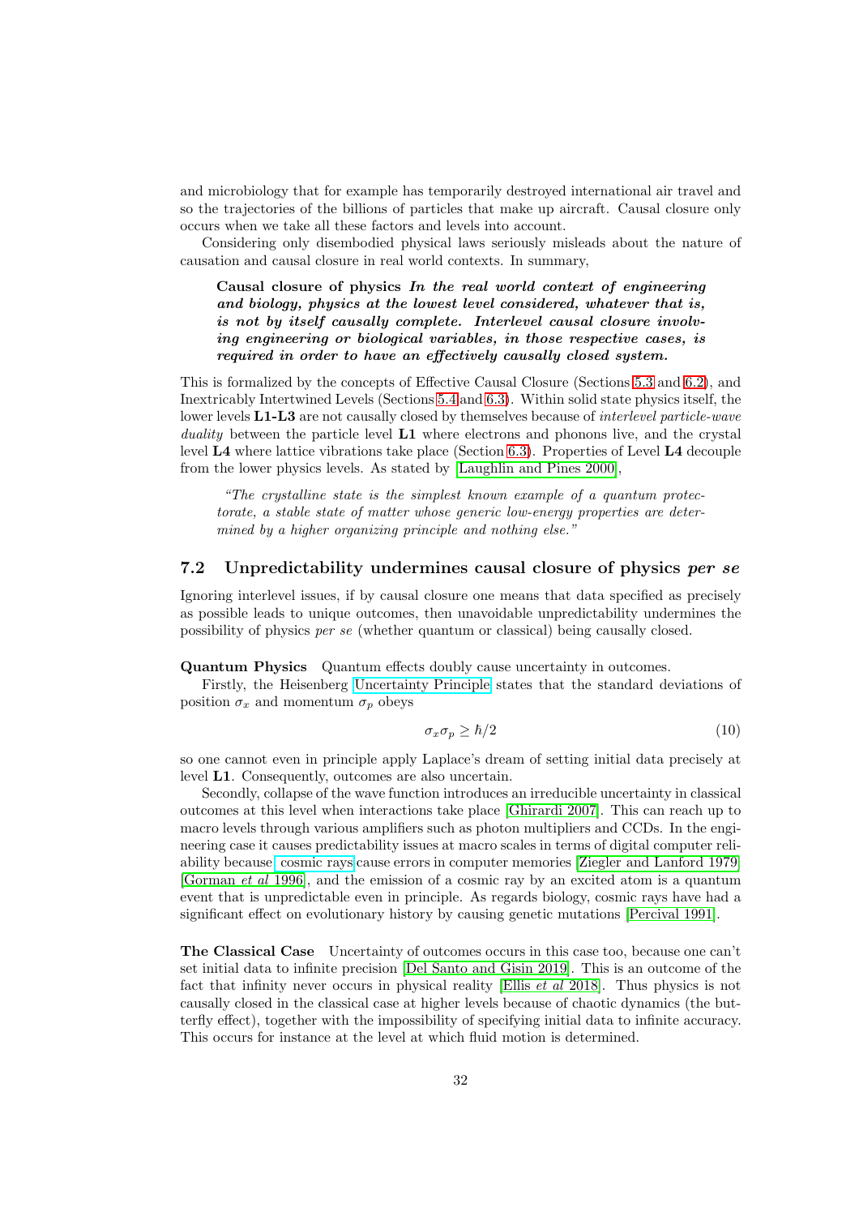and microbiology that for example has temporarily destroyed international air travel and so the trajectories of the billions of particles that make up aircraft. Causal closure only occurs when we take all these factors and levels into account.

Considering only disembodied physical laws seriously misleads about the nature of causation and causal closure in real world contexts. In summary,

> **Causal closure of physics** ***In the real world context of engineering and biology, physics at the lowest level considered, whatever that is, is not by itself causally complete. Interlevel causal closure involving engineering or biological variables, in those respective cases, is required in order to have an effectively causally closed system.***

This is formalized by the concepts of Effective Causal Closure (Sections 5.3 and 6.2), and Inextricably Intertwined Levels (Sections 5.4 and 6.3). Within solid state physics itself, the lower levels **L1-L3** are not causally closed by themselves because of *interlevel particle-wave duality* between the particle level **L1** where electrons and phonons live, and the crystal level **L4** where lattice vibrations take place (Section 6.3). Properties of Level **L4** decouple from the lower physics levels. As stated by [Laughlin and Pines 2000],

> *"The crystalline state is the simplest known example of a quantum protectorate, a stable state of matter whose generic low-energy properties are determined by a higher organizing principle and nothing else."*

## 7.2 Unpredictability undermines causal closure of physics *per se*

Ignoring interlevel issues, if by causal closure one means that data specified as precisely as possible leads to unique outcomes, then unavoidable unpredictability undermines the possibility of physics *per se* (whether quantum or classical) being causally closed.

**Quantum Physics** Quantum effects doubly cause uncertainty in outcomes.

Firstly, the Heisenberg Uncertainty Principle states that the standard deviations of position $\sigma_x$ and momentum $\sigma_p$ obeys

$$\sigma_x \sigma_p \geq \hbar/2 \tag{10}$$

so one cannot even in principle apply Laplace's dream of setting initial data precisely at level **L1**. Consequently, outcomes are also uncertain.

Secondly, collapse of the wave function introduces an irreducible uncertainty in classical outcomes at this level when interactions take place [Ghirardi 2007]. This can reach up to macro levels through various amplifiers such as photon multipliers and CCDs. In the engineering case it causes predictability issues at macro scales in terms of digital computer reliability because cosmic rays cause errors in computer memories [Ziegler and Lanford 1979] [Gorman *et al* 1996], and the emission of a cosmic ray by an excited atom is a quantum event that is unpredictable even in principle. As regards biology, cosmic rays have had a significant effect on evolutionary history by causing genetic mutations [Percival 1991].

**The Classical Case** Uncertainty of outcomes occurs in this case too, because one can't set initial data to infinite precision [Del Santo and Gisin 2019]. This is an outcome of the fact that infinity never occurs in physical reality [Ellis *et al* 2018]. Thus physics is not causally closed in the classical case at higher levels because of chaotic dynamics (the butterfly effect), together with the impossibility of specifying initial data to infinite accuracy. This occurs for instance at the level at which fluid motion is determined.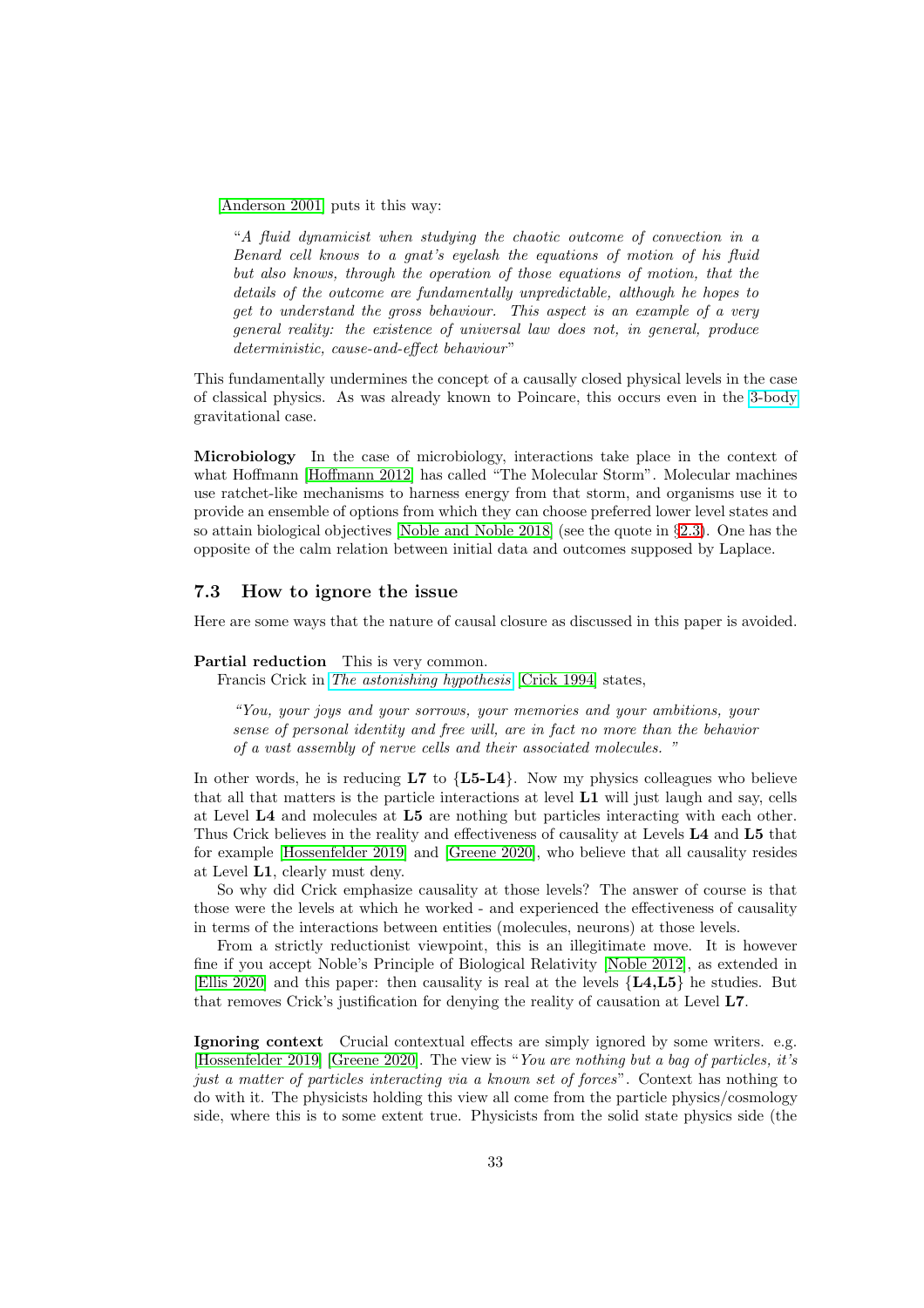[Anderson 2001] puts it this way:

> "*A fluid dynamicist when studying the chaotic outcome of convection in a Benard cell knows to a gnat's eyelash the equations of motion of his fluid but also knows, through the operation of those equations of motion, that the details of the outcome are fundamentally unpredictable, although he hopes to get to understand the gross behaviour. This aspect is an example of a very general reality: the existence of universal law does not, in general, produce deterministic, cause-and-effect behaviour*"

This fundamentally undermines the concept of a causally closed physical levels in the case of classical physics. As was already known to Poincare, this occurs even in the 3-body gravitational case.

**Microbiology** In the case of microbiology, interactions take place in the context of what Hoffmann [Hoffmann 2012] has called "The Molecular Storm". Molecular machines use ratchet-like mechanisms to harness energy from that storm, and organisms use it to provide an ensemble of options from which they can choose preferred lower level states and so attain biological objectives [Noble and Noble 2018] (see the quote in §2.3). One has the opposite of the calm relation between initial data and outcomes supposed by Laplace.

### 7.3 How to ignore the issue

Here are some ways that the nature of causal closure as discussed in this paper is avoided.

**Partial reduction** This is very common.
Francis Crick in *The astonishing hypothesis* [Crick 1994] states,

> *"You, your joys and your sorrows, your memories and your ambitions, your sense of personal identity and free will, are in fact no more than the behavior of a vast assembly of nerve cells and their associated molecules. "*

In other words, he is reducing **L7** to {**L5-L4**}. Now my physics colleagues who believe that all that matters is the particle interactions at level **L1** will just laugh and say, cells at Level **L4** and molecules at **L5** are nothing but particles interacting with each other. Thus Crick believes in the reality and effectiveness of causality at Levels **L4** and **L5** that for example [Hossenfelder 2019] and [Greene 2020], who believe that all causality resides at Level **L1**, clearly must deny.

So why did Crick emphasize causality at those levels? The answer of course is that those were the levels at which he worked - and experienced the effectiveness of causality in terms of the interactions between entities (molecules, neurons) at those levels.

From a strictly reductionist viewpoint, this is an illegitimate move. It is however fine if you accept Noble's Principle of Biological Relativity [Noble 2012], as extended in [Ellis 2020] and this paper: then causality is real at the levels {**L4,L5**} he studies. But that removes Crick's justification for denying the reality of causation at Level **L7**.

**Ignoring context** Crucial contextual effects are simply ignored by some writers. e.g. [Hossenfelder 2019] [Greene 2020]. The view is "*You are nothing but a bag of particles, it's just a matter of particles interacting via a known set of forces*". Context has nothing to do with it. The physicists holding this view all come from the particle physics/cosmology side, where this is to some extent true. Physicists from the solid state physics side (the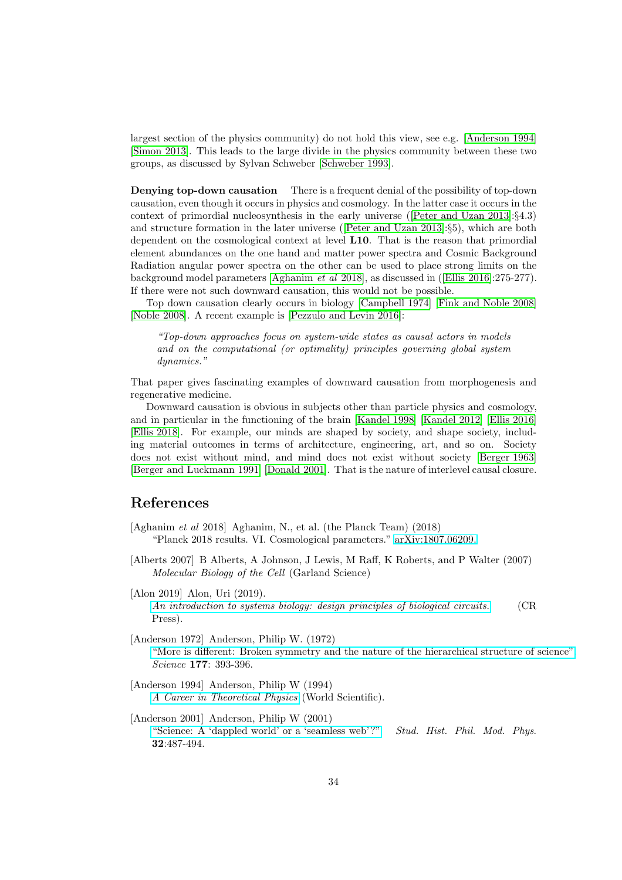largest section of the physics community) do not hold this view, see e.g. [Anderson 1994] [Simon 2013]. This leads to the large divide in the physics community between these two groups, as discussed by Sylvan Schweber [Schweber 1993].

**Denying top-down causation** There is a frequent denial of the possibility of top-down causation, even though it occurs in physics and cosmology. In the latter case it occurs in the context of primordial nucleosynthesis in the early universe ([Peter and Uzan 2013]:§4.3) and structure formation in the later universe ([Peter and Uzan 2013]:§5), which are both dependent on the cosmological context at level **L10**. That is the reason that primordial element abundances on the one hand and matter power spectra and Cosmic Background Radiation angular power spectra on the other can be used to place strong limits on the background model parameters [Aghanim *et al* 2018], as discussed in ([Ellis 2016]:275-277). If there were not such downward causation, this would not be possible.

Top down causation clearly occurs in biology [Campbell 1974] [Fink and Noble 2008] [Noble 2008]. A recent example is [Pezzulo and Levin 2016]:

> *"Top-down approaches focus on system-wide states as causal actors in models and on the computational (or optimality) principles governing global system dynamics."*

That paper gives fascinating examples of downward causation from morphogenesis and regenerative medicine.

Downward causation is obvious in subjects other than particle physics and cosmology, and in particular in the functioning of the brain [Kandel 1998] [Kandel 2012] [Ellis 2016] [Ellis 2018]. For example, our minds are shaped by society, and shape society, including material outcomes in terms of architecture, engineering, art, and so on. Society does not exist without mind, and mind does not exist without society [Berger 1963] [Berger and Luckmann 1991] [Donald 2001]. That is the nature of interlevel causal closure.

## References

[Aghanim *et al* 2018] Aghanim, N., et al. (the Planck Team) (2018) "Planck 2018 results. VI. Cosmological parameters." arXiv:1807.06209.

[Alberts 2007] B Alberts, A Johnson, J Lewis, M Raff, K Roberts, and P Walter (2007) *Molecular Biology of the Cell* (Garland Science)

[Alon 2019] Alon, Uri (2019). *An introduction to systems biology: design principles of biological circuits.* (CR Press).

[Anderson 1972] Anderson, Philip W. (1972) "More is different: Broken symmetry and the nature of the hierarchical structure of science" *Science* **177**: 393-396.

[Anderson 1994] Anderson, Philip W (1994) *A Career in Theoretical Physics* (World Scientific).

[Anderson 2001] Anderson, Philip W (2001) "Science: A 'dappled world' or a 'seamless web'?" *Stud. Hist. Phil. Mod. Phys.* **32**:487-494.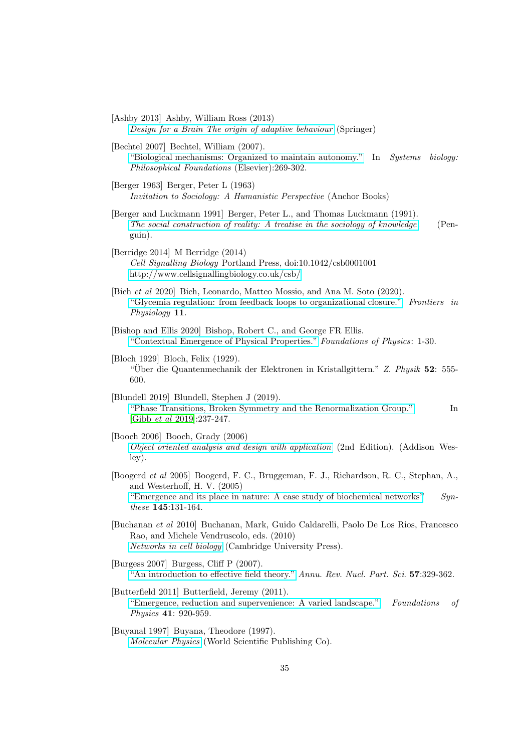[Ashby 2013] Ashby, William Ross (2013)
*Design for a Brain The origin of adaptive behaviour* (Springer)

[Bechtel 2007] Bechtel, William (2007).
"Biological mechanisms: Organized to maintain autonomy." In *Systems biology: Philosophical Foundations* (Elsevier):269-302.

[Berger 1963] Berger, Peter L (1963)
*Invitation to Sociology: A Humanistic Perspective* (Anchor Books)

[Berger and Luckmann 1991] Berger, Peter L., and Thomas Luckmann (1991).
*The social construction of reality: A treatise in the sociology of knowledge.* (Penguin).

[Berridge 2014] M Berridge (2014)
*Cell Signalling Biology* Portland Press, doi:10.1042/csb0001001
http://www.cellsignallingbiology.co.uk/csb/

[Bich *et al* 2020] Bich, Leonardo, Matteo Mossio, and Ana M. Soto (2020).
"Glycemia regulation: from feedback loops to organizational closure." *Frontiers in Physiology* **11**.

[Bishop and Ellis 2020] Bishop, Robert C., and George FR Ellis.
"Contextual Emergence of Physical Properties." *Foundations of Physics*: 1-30.

[Bloch 1929] Bloch, Felix (1929).
"Über die Quantenmechanik der Elektronen in Kristallgittern." *Z. Physik* **52**: 555-600.

[Blundell 2019] Blundell, Stephen J (2019).
"Phase Transitions, Broken Symmetry and the Renormalization Group." In [Gibb *et al* 2019]:237-247.

[Booch 2006] Booch, Grady (2006)
*Object oriented analysis and design with application* (2nd Edition). (Addison Wesley).

[Boogerd *et al* 2005] Boogerd, F. C., Bruggeman, F. J., Richardson, R. C., Stephan, A., and Westerhoff, H. V. (2005)
"Emergence and its place in nature: A case study of biochemical networks" *Synthese* **145**:131-164.

[Buchanan *et al* 2010] Buchanan, Mark, Guido Caldarelli, Paolo De Los Rios, Francesco Rao, and Michele Vendruscolo, eds. (2010)
*Networks in cell biology* (Cambridge University Press).

[Burgess 2007] Burgess, Cliff P (2007).
"An introduction to effective field theory." *Annu. Rev. Nucl. Part. Sci*. **57**:329-362.

[Butterfield 2011] Butterfield, Jeremy (2011).
"Emergence, reduction and supervenience: A varied landscape." *Foundations of Physics* **41**: 920-959.

[Buyanal 1997] Buyana, Theodore (1997).
*Molecular Physics* (World Scientific Publishing Co).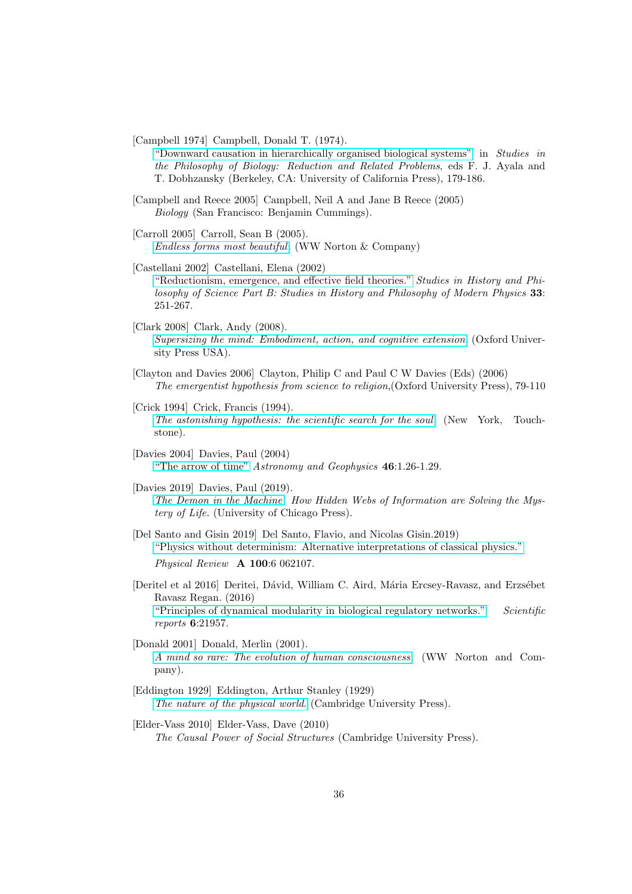[Campbell 1974] Campbell, Donald T. (1974).
"Downward causation in hierarchically organised biological systems" in *Studies in the Philosophy of Biology: Reduction and Related Problems*, eds F. J. Ayala and T. Dobhzansky (Berkeley, CA: University of California Press), 179-186.

[Campbell and Reece 2005] Campbell, Neil A and Jane B Reece (2005)
*Biology* (San Francisco: Benjamin Cummings).

[Carroll 2005] Carroll, Sean B (2005).
*Endless forms most beautiful*. (WW Norton & Company)

[Castellani 2002] Castellani, Elena (2002)
"Reductionism, emergence, and effective field theories." *Studies in History and Philosophy of Science Part B: Studies in History and Philosophy of Modern Physics* **33**: 251-267.

[Clark 2008] Clark, Andy (2008).
*Supersizing the mind: Embodiment, action, and cognitive extension*. (Oxford University Press USA).

[Clayton and Davies 2006] Clayton, Philip C and Paul C W Davies (Eds) (2006)
*The emergentist hypothesis from science to religion*,(Oxford University Press), 79-110

[Crick 1994] Crick, Francis (1994).
*The astonishing hypothesis: the scientific search for the soul* (New York, Touchstone).

[Davies 2004] Davies, Paul (2004)
"The arrow of time" *Astronomy and Geophysics* **46**:1.26-1.29.

[Davies 2019] Davies, Paul (2019).
*The Demon in the Machine: How Hidden Webs of Information are Solving the Mystery of Life.* (University of Chicago Press).

[Del Santo and Gisin 2019] Del Santo, Flavio, and Nicolas Gisin.2019)
"Physics without determinism: Alternative interpretations of classical physics."
*Physical Review* **A 100**:6 062107.

[Deritel et al 2016] Deritei, Dávid, William C. Aird, Mária Ercsey-Ravasz, and Erzsébet Ravasz Regan. (2016)
"Principles of dynamical modularity in biological regulatory networks." *Scientific reports* **6**:21957.

[Donald 2001] Donald, Merlin (2001).
*A mind so rare: The evolution of human consciousness*. (WW Norton and Company).

[Eddington 1929] Eddington, Arthur Stanley (1929)
*The nature of the physical world*. (Cambridge University Press).

[Elder-Vass 2010] Elder-Vass, Dave (2010)
*The Causal Power of Social Structures* (Cambridge University Press).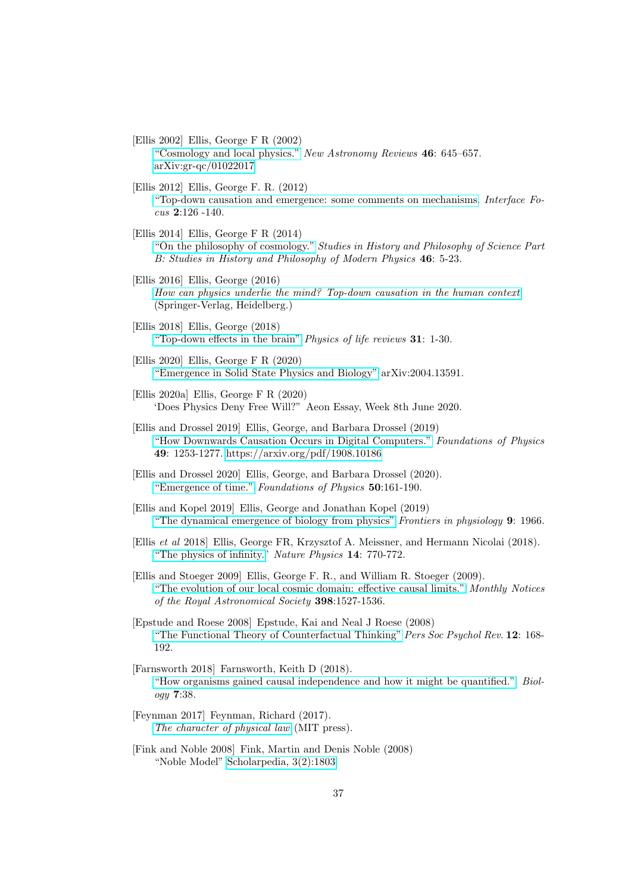[Ellis 2002] Ellis, George F R (2002)
"Cosmology and local physics." *New Astronomy Reviews* **46**: 645–657. arXiv:gr-qc/01022017

[Ellis 2012] Ellis, George F. R. (2012)
"Top-down causation and emergence: some comments on mechanisms. *Interface Focus* **2**:126 -140.

[Ellis 2014] Ellis, George F R (2014)
"On the philosophy of cosmology." *Studies in History and Philosophy of Science Part B: Studies in History and Philosophy of Modern Physics* **46**: 5-23.

[Ellis 2016] Ellis, George (2016)
*How can physics underlie the mind? Top-down causation in the human context* (Springer-Verlag, Heidelberg.)

[Ellis 2018] Ellis, George (2018)
"Top-down effects in the brain" *Physics of life reviews* **31**: 1-30.

[Ellis 2020] Ellis, George F R (2020)
"Emergence in Solid State Physics and Biology" arXiv:2004.13591.

[Ellis 2020a] Ellis, George F R (2020)
'Does Physics Deny Free Will?" Aeon Essay, Week 8th June 2020.

[Ellis and Drossel 2019] Ellis, George, and Barbara Drossel (2019)
"How Downwards Causation Occurs in Digital Computers." *Foundations of Physics* **49**: 1253-1277. https://arxiv.org/pdf/1908.10186

[Ellis and Drossel 2020] Ellis, George, and Barbara Drossel (2020).
"Emergence of time." *Foundations of Physics* **50**:161-190.

[Ellis and Kopel 2019] Ellis, George and Jonathan Kopel (2019)
"The dynamical emergence of biology from physics" *Frontiers in physiology* **9**: 1966.

[Ellis *et al* 2018] Ellis, George FR, Krzysztof A. Meissner, and Hermann Nicolai (2018).
"The physics of infinity.' *Nature Physics* **14**: 770-772.

[Ellis and Stoeger 2009] Ellis, George F. R., and William R. Stoeger (2009).
"The evolution of our local cosmic domain: effective causal limits." *Monthly Notices of the Royal Astronomical Society* **398**:1527-1536.

[Epstude and Roese 2008] Epstude, Kai and Neal J Roese (2008)
"The Functional Theory of Counterfactual Thinking" *Pers Soc Psychol Rev.* **12**: 168-192.

[Farnsworth 2018] Farnsworth, Keith D (2018).
"How organisms gained causal independence and how it might be quantified." *Biology* **7**:38.

[Feynman 2017] Feynman, Richard (2017).
*The character of physical law* (MIT press).

[Fink and Noble 2008] Fink, Martin and Denis Noble (2008)
"Noble Model" Scholarpedia, 3(2):1803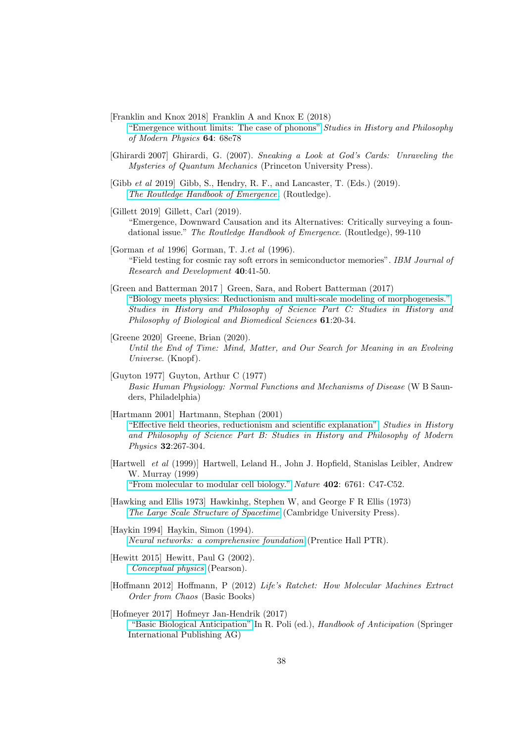[Franklin and Knox 2018] Franklin A and Knox E (2018)
"Emergence without limits: The case of phonons" *Studies in History and Philosophy of Modern Physics* **64**: 68e78

[Ghirardi 2007] Ghirardi, G. (2007). *Sneaking a Look at God's Cards: Unraveling the Mysteries of Quantum Mechanics* (Princeton University Press).

[Gibb *et al* 2019] Gibb, S., Hendry, R. F., and Lancaster, T. (Eds.) (2019). *The Routledge Handbook of Emergence*. (Routledge).

[Gillett 2019] Gillett, Carl (2019).
"Emergence, Downward Causation and its Alternatives: Critically surveying a foundational issue." *The Routledge Handbook of Emergence*. (Routledge), 99-110

[Gorman *et al* 1996] Gorman, T. J.*et al* (1996).
"Field testing for cosmic ray soft errors in semiconductor memories". *IBM Journal of Research and Development* **40**:41-50.

[Green and Batterman 2017 ] Green, Sara, and Robert Batterman (2017)
"Biology meets physics: Reductionism and multi-scale modeling of morphogenesis." *Studies in History and Philosophy of Science Part C: Studies in History and Philosophy of Biological and Biomedical Sciences* **61**:20-34.

[Greene 2020] Greene, Brian (2020).
*Until the End of Time: Mind, Matter, and Our Search for Meaning in an Evolving Universe*. (Knopf).

[Guyton 1977] Guyton, Arthur C (1977)
*Basic Human Physiology: Normal Functions and Mechanisms of Disease* (W B Saunders, Philadelphia)

[Hartmann 2001] Hartmann, Stephan (2001)
"Effective field theories, reductionism and scientific explanation". *Studies in History and Philosophy of Science Part B: Studies in History and Philosophy of Modern Physics* **32**:267-304.

[Hartwell *et al* (1999)] Hartwell, Leland H., John J. Hopfield, Stanislas Leibler, Andrew W. Murray (1999)
"From molecular to modular cell biology." *Nature* **402**: 6761: C47-C52.

[Hawking and Ellis 1973] Hawkinhg, Stephen W, and George F R Ellis (1973)
*The Large Scale Structure of Spacetime* (Cambridge University Press).

[Haykin 1994] Haykin, Simon (1994).
*Neural networks: a comprehensive foundation* (Prentice Hall PTR).

[Hewitt 2015] Hewitt, Paul G (2002).
*Conceptual physics* (Pearson).

[Hoffmann 2012] Hoffmann, P (2012) *Life's Ratchet: How Molecular Machines Extract Order from Chaos* (Basic Books)

[Hofmeyer 2017] Hofmeyr Jan-Hendrik (2017)
"Basic Biological Anticipation" In R. Poli (ed.), *Handbook of Anticipation* (Springer International Publishing AG)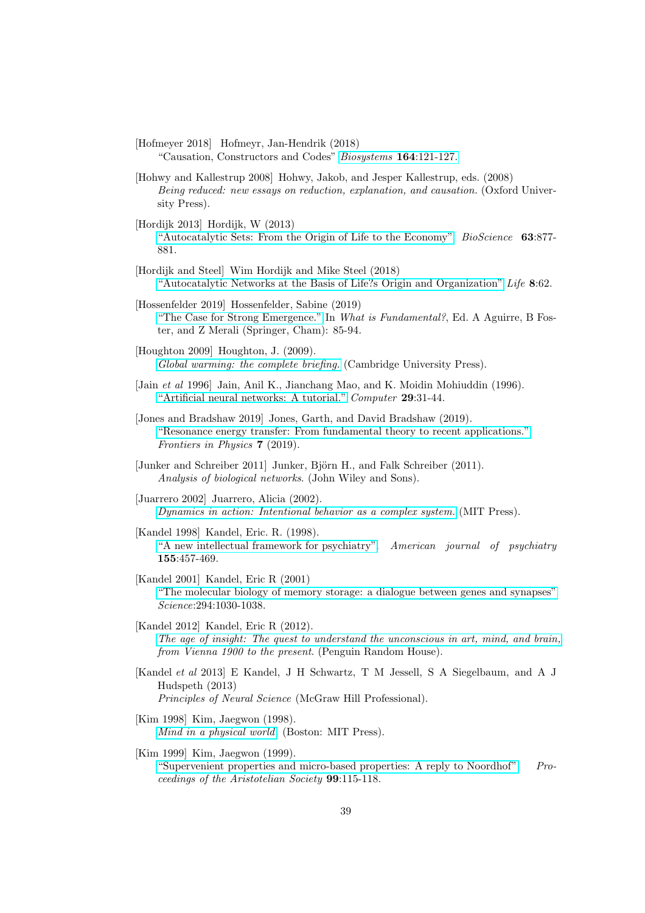[Hofmeyer 2018] Hofmeyr, Jan-Hendrik (2018)
"Causation, Constructors and Codes" *Biosystems* **164**:121-127.

[Hohwy and Kallestrup 2008] Hohwy, Jakob, and Jesper Kallestrup, eds. (2008)
*Being reduced: new essays on reduction, explanation, and causation.* (Oxford University Press).

[Hordijk 2013] Hordijk, W (2013)
"Autocatalytic Sets: From the Origin of Life to the Economy" *BioScience* **63**:877-881.

[Hordijk and Steel] Wim Hordijk and Mike Steel (2018)
"Autocatalytic Networks at the Basis of Life?s Origin and Organization" *Life* **8**:62.

[Hossenfelder 2019] Hossenfelder, Sabine (2019)
"The Case for Strong Emergence." In *What is Fundamental?*, Ed. A Aguirre, B Foster, and Z Merali (Springer, Cham): 85-94.

[Houghton 2009] Houghton, J. (2009).
*Global warming: the complete briefing.* (Cambridge University Press).

[Jain *et al* 1996] Jain, Anil K., Jianchang Mao, and K. Moidin Mohiuddin (1996).
"Artificial neural networks: A tutorial." *Computer* **29**:31-44.

[Jones and Bradshaw 2019] Jones, Garth, and David Bradshaw (2019).
"Resonance energy transfer: From fundamental theory to recent applications." *Frontiers in Physics* **7** (2019).

[Junker and Schreiber 2011] Junker, Björn H., and Falk Schreiber (2011).
*Analysis of biological networks.* (John Wiley and Sons).

[Juarrero 2002] Juarrero, Alicia (2002).
*Dynamics in action: Intentional behavior as a complex system.* (MIT Press).

[Kandel 1998] Kandel, Eric. R. (1998).
"A new intellectual framework for psychiatry". *American journal of psychiatry* **155**:457-469.

[Kandel 2001] Kandel, Eric R (2001)
"The molecular biology of memory storage: a dialogue between genes and synapses" *Science*:294:1030-1038.

[Kandel 2012] Kandel, Eric R (2012).
*The age of insight: The quest to understand the unconscious in art, mind, and brain, from Vienna 1900 to the present.* (Penguin Random House).

[Kandel *et al* 2013] E Kandel, J H Schwartz, T M Jessell, S A Siegelbaum, and A J Hudspeth (2013)
*Principles of Neural Science* (McGraw Hill Professional).

[Kim 1998] Kim, Jaegwon (1998).
*Mind in a physical world* (Boston: MIT Press).

[Kim 1999] Kim, Jaegwon (1999).
"Supervenient properties and micro-based properties: A reply to Noordhof" *Proceedings of the Aristotelian Society* **99**:115-118.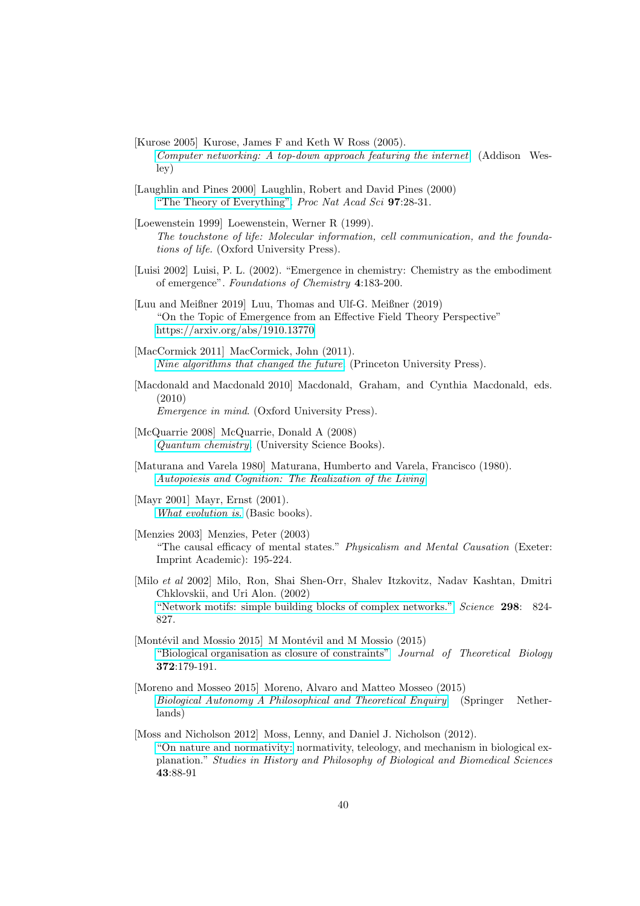[Kurose 2005] Kurose, James F and Keth W Ross (2005).
*Computer networking: A top-down approach featuring the internet* (Addison Wesley)

[Laughlin and Pines 2000] Laughlin, Robert and David Pines (2000)
"The Theory of Everything". *Proc Nat Acad Sci* **97**:28-31.

[Loewenstein 1999] Loewenstein, Werner R (1999).
*The touchstone of life: Molecular information, cell communication, and the foundations of life*. (Oxford University Press).

[Luisi 2002] Luisi, P. L. (2002). "Emergence in chemistry: Chemistry as the embodiment of emergence". *Foundations of Chemistry* **4**:183-200.

[Luu and Meißner 2019] Luu, Thomas and Ulf-G. Meißner (2019)
"On the Topic of Emergence from an Effective Field Theory Perspective"
https://arxiv.org/abs/1910.13770

[MacCormick 2011] MacCormick, John (2011).
*Nine algorithms that changed the future* (Princeton University Press).

[Macdonald and Macdonald 2010] Macdonald, Graham, and Cynthia Macdonald, eds. (2010)
*Emergence in mind*. (Oxford University Press).

[McQuarrie 2008] McQuarrie, Donald A (2008)
*Quantum chemistry*. (University Science Books).

[Maturana and Varela 1980] Maturana, Humberto and Varela, Francisco (1980).
*Autopoiesis and Cognition: The Realization of the Living*

[Mayr 2001] Mayr, Ernst (2001).
*What evolution is.* (Basic books).

[Menzies 2003] Menzies, Peter (2003)
"The causal efficacy of mental states." *Physicalism and Mental Causation* (Exeter: Imprint Academic): 195-224.

[Milo *et al* 2002] Milo, Ron, Shai Shen-Orr, Shalev Itzkovitz, Nadav Kashtan, Dmitri Chklovskii, and Uri Alon. (2002)
"Network motifs: simple building blocks of complex networks." *Science* **298**: 824-827.

[Montévil and Mossio 2015] M Montévil and M Mossio (2015)
"Biological organisation as closure of constraints" *Journal of Theoretical Biology* **372**:179-191.

[Moreno and Mosseo 2015] Moreno, Alvaro and Matteo Mosseo (2015)
*Biological Autonomy A Philosophical and Theoretical Enquiry* (Springer Netherlands)

[Moss and Nicholson 2012] Moss, Lenny, and Daniel J. Nicholson (2012).
"On nature and normativity: normativity, teleology, and mechanism in biological explanation." *Studies in History and Philosophy of Biological and Biomedical Sciences* **43**:88-91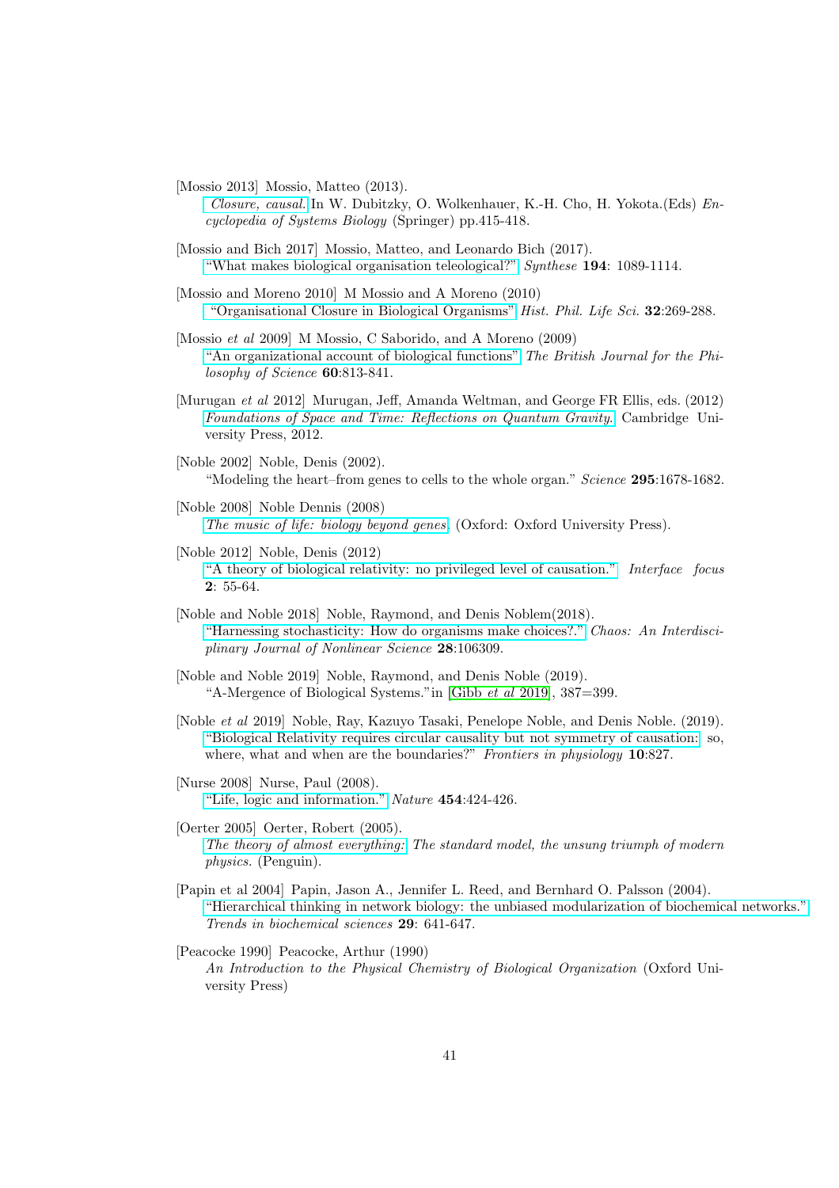[Mossio 2013] Mossio, Matteo (2013).
*Closure, causal.* In W. Dubitzky, O. Wolkenhauer, K.-H. Cho, H. Yokota.(Eds) *Encyclopedia of Systems Biology* (Springer) pp.415-418.

[Mossio and Bich 2017] Mossio, Matteo, and Leonardo Bich (2017).
"What makes biological organisation teleological?" *Synthese* **194**: 1089-1114.

[Mossio and Moreno 2010] M Mossio and A Moreno (2010)
"Organisational Closure in Biological Organisms" *Hist. Phil. Life Sci.* **32**:269-288.

[Mossio *et al* 2009] M Mossio, C Saborido, and A Moreno (2009)
"An organizational account of biological functions" *The British Journal for the Philosophy of Science* **60**:813-841.

[Murugan *et al* 2012] Murugan, Jeff, Amanda Weltman, and George FR Ellis, eds. (2012)
*Foundations of Space and Time: Reflections on Quantum Gravity.* Cambridge University Press, 2012.

[Noble 2002] Noble, Denis (2002).
"Modeling the heart–from genes to cells to the whole organ." *Science* **295**:1678-1682.

[Noble 2008] Noble Dennis (2008)
*The music of life: biology beyond genes.* (Oxford: Oxford University Press).

[Noble 2012] Noble, Denis (2012)
"A theory of biological relativity: no privileged level of causation." *Interface focus* **2**: 55-64.

[Noble and Noble 2018] Noble, Raymond, and Denis Noblem(2018).
"Harnessing stochasticity: How do organisms make choices?." *Chaos: An Interdisciplinary Journal of Nonlinear Science* **28**:106309.

[Noble and Noble 2019] Noble, Raymond, and Denis Noble (2019).
"A-Mergence of Biological Systems."in [Gibb *et al* 2019], 387=399.

[Noble *et al* 2019] Noble, Ray, Kazuyo Tasaki, Penelope Noble, and Denis Noble. (2019).
"Biological Relativity requires circular causality but not symmetry of causation: so, where, what and when are the boundaries?" *Frontiers in physiology* **10**:827.

[Nurse 2008] Nurse, Paul (2008).
"Life, logic and information." *Nature* **454**:424-426.

[Oerter 2005] Oerter, Robert (2005).
*The theory of almost everything: The standard model, the unsung triumph of modern physics.* (Penguin).

[Papin et al 2004] Papin, Jason A., Jennifer L. Reed, and Bernhard O. Palsson (2004).
"Hierarchical thinking in network biology: the unbiased modularization of biochemical networks." *Trends in biochemical sciences* **29**: 641-647.

[Peacocke 1990] Peacocke, Arthur (1990)
*An Introduction to the Physical Chemistry of Biological Organization* (Oxford University Press)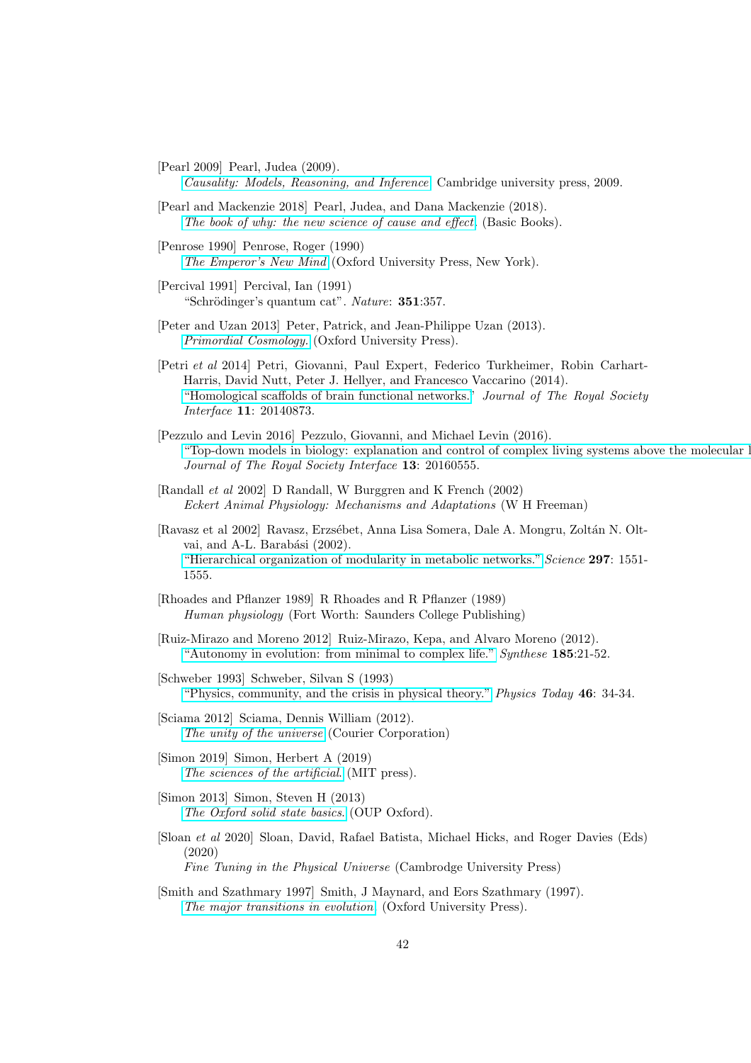[Pearl 2009] Pearl, Judea (2009).
*Causality: Models, Reasoning, and Inference.* Cambridge university press, 2009.

[Pearl and Mackenzie 2018] Pearl, Judea, and Dana Mackenzie (2018).
*The book of why: the new science of cause and effect.* (Basic Books).

[Penrose 1990] Penrose, Roger (1990)
*The Emperor's New Mind* (Oxford University Press, New York).

[Percival 1991] Percival, Ian (1991)
"Schrödinger's quantum cat". *Nature*: **351**:357.

[Peter and Uzan 2013] Peter, Patrick, and Jean-Philippe Uzan (2013).
*Primordial Cosmology.* (Oxford University Press).

[Petri *et al* 2014] Petri, Giovanni, Paul Expert, Federico Turkheimer, Robin Carhart-Harris, David Nutt, Peter J. Hellyer, and Francesco Vaccarino (2014).
"Homological scaffolds of brain functional networks." *Journal of The Royal Society Interface* **11**: 20140873.

[Pezzulo and Levin 2016] Pezzulo, Giovanni, and Michael Levin (2016).
"Top-down models in biology: explanation and control of complex living systems above the molecular l
*Journal of The Royal Society Interface* **13**: 20160555.

[Randall *et al* 2002] D Randall, W Burggren and K French (2002)
*Eckert Animal Physiology: Mechanisms and Adaptations* (W H Freeman)

[Ravasz et al 2002] Ravasz, Erzsébet, Anna Lisa Somera, Dale A. Mongru, Zoltán N. Oltvai, and A-L. Barabási (2002).
"Hierarchical organization of modularity in metabolic networks." *Science* **297**: 1551-1555.

[Rhoades and Pflanzer 1989] R Rhoades and R Pflanzer (1989)
*Human physiology* (Fort Worth: Saunders College Publishing)

[Ruiz-Mirazo and Moreno 2012] Ruiz-Mirazo, Kepa, and Alvaro Moreno (2012).
"Autonomy in evolution: from minimal to complex life." *Synthese* **185**:21-52.

[Schweber 1993] Schweber, Silvan S (1993)
"Physics, community, and the crisis in physical theory." *Physics Today* **46**: 34-34.

[Sciama 2012] Sciama, Dennis William (2012).
*The unity of the universe* (Courier Corporation)

[Simon 2019] Simon, Herbert A (2019)
*The sciences of the artificial.* (MIT press).

[Simon 2013] Simon, Steven H (2013)
*The Oxford solid state basics.* (OUP Oxford).

[Sloan *et al* 2020] Sloan, David, Rafael Batista, Michael Hicks, and Roger Davies (Eds) (2020)
*Fine Tuning in the Physical Universe* (Cambrodge University Press)

[Smith and Szathmary 1997] Smith, J Maynard, and Eors Szathmary (1997).
*The major transitions in evolution.* (Oxford University Press).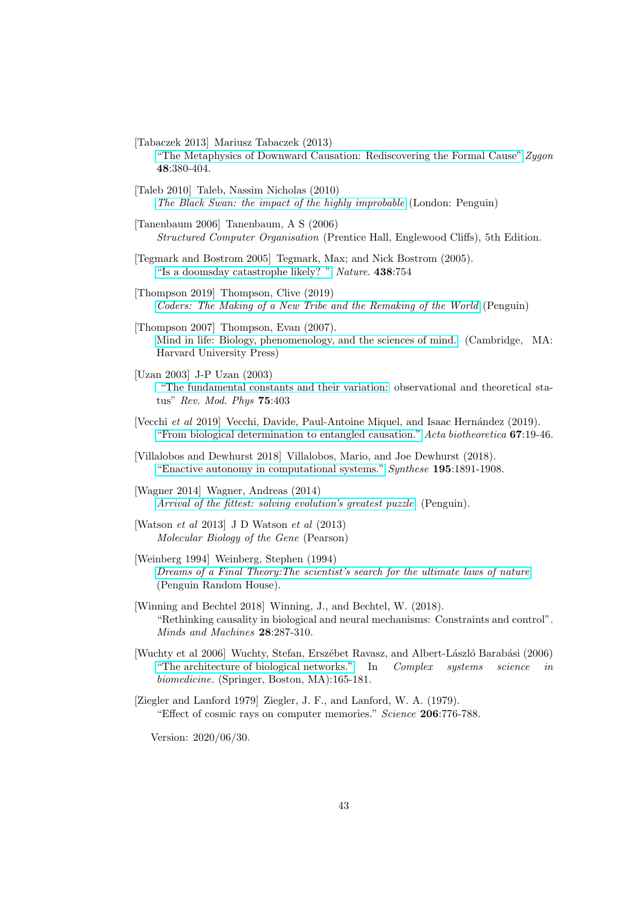[Tabaczek 2013] Mariusz Tabaczek (2013)
"The Metaphysics of Downward Causation: Rediscovering the Formal Cause" *Zygon* **48**:380-404.

[Taleb 2010] Taleb, Nassim Nicholas (2010)
*The Black Swan: the impact of the highly improbable* (London: Penguin)

[Tanenbaum 2006] Tanenbaum, A S (2006)
*Structured Computer Organisation* (Prentice Hall, Englewood Cliffs), 5th Edition.

[Tegmark and Bostrom 2005] Tegmark, Max; and Nick Bostrom (2005).
"Is a doomsday catastrophe likely? " *Nature*. **438**:754

[Thompson 2019] Thompson, Clive (2019)
*Coders: The Making of a New Tribe and the Remaking of the World* (Penguin)

[Thompson 2007] Thompson, Evan (2007).
Mind in life: Biology, phenomenology, and the sciences of mind. (Cambridge, MA: Harvard University Press)

[Uzan 2003] J-P Uzan (2003)
"The fundamental constants and their variation: observational and theoretical status" *Rev. Mod. Phys* **75**:403

[Vecchi *et al* 2019] Vecchi, Davide, Paul-Antoine Miquel, and Isaac Hernández (2019).
"From biological determination to entangled causation." *Acta biotheoretica* **67**:19-46.

[Villalobos and Dewhurst 2018] Villalobos, Mario, and Joe Dewhurst (2018).
"Enactive autonomy in computational systems." *Synthese* **195**:1891-1908.

[Wagner 2014] Wagner, Andreas (2014)
*Arrival of the fittest: solving evolution's greatest puzzle* (Penguin).

[Watson *et al* 2013] J D Watson *et al* (2013)
*Molecular Biology of the Gene* (Pearson)

[Weinberg 1994] Weinberg, Stephen (1994)
*Dreams of a Final Theory:The scientist's search for the ultimate laws of nature* (Penguin Random House).

[Winning and Bechtel 2018] Winning, J., and Bechtel, W. (2018).
"Rethinking causality in biological and neural mechanisms: Constraints and control". *Minds and Machines* **28**:287-310.

[Wuchty et al 2006] Wuchty, Stefan, Erszébet Ravasz, and Albert-László Barabási (2006)
"The architecture of biological networks." In *Complex systems science in biomedicine.* (Springer, Boston, MA):165-181.

[Ziegler and Lanford 1979] Ziegler, J. F., and Lanford, W. A. (1979).
"Effect of cosmic rays on computer memories." *Science* **206**:776-788.

Version: 2020/06/30.